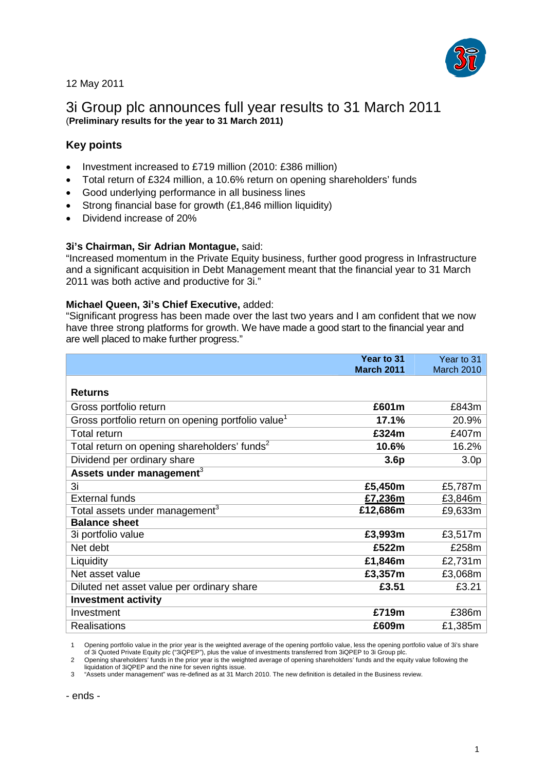12 May 2011

# 3i Group plc announces full year results to 31 March 2011

(**Preliminary results for the year to 31 March 2011)**

## Key points

- Investment increased to £719 million (2010: £386 million)
- Total return of £324 million, a 10.6% return on opening shareholders' funds
- Good underlying performance in all business lines
- Strong financial base for growth (£1,846 million liquidity)
- Dividend increase of 20%

**3i's Chairman, Sir Adrian Montague,** said:
"Increased momentum in the Private Equity business, further good progress in Infrastructure and a significant acquisition in Debt Management meant that the financial year to 31 March 2011 was both active and productive for 3i."

**Michael Queen, 3i's Chief Executive,** added:
"Significant progress has been made over the last two years and I am confident that we now have three strong platforms for growth. We have made a good start to the financial year and are well placed to make further progress."

| | **Year to 31 March 2011** | Year to 31 March 2010 |
|---|---|---|
| **Returns** | | |
| Gross portfolio return | **£601m** | £843m |
| Gross portfolio return on opening portfolio value[1] | **17.1%** | 20.9% |
| Total return | **£324m** | £407m |
| Total return on opening shareholders' funds[2] | **10.6%** | 16.2% |
| Dividend per ordinary share | **3.6p** | 3.0p |
| **Assets under management**[3] | | |
| 3i | **£5,450m** | £5,787m |
| External funds | **£7,236m** | £3,846m |
| Total assets under management[3] | **£12,686m** | £9,633m |
| **Balance sheet** | | |
| 3i portfolio value | **£3,993m** | £3,517m |
| Net debt | **£522m** | £258m |
| Liquidity | **£1,846m** | £2,731m |
| Net asset value | **£3,357m** | £3,068m |
| Diluted net asset value per ordinary share | **£3.51** | £3.21 |
| **Investment activity** | | |
| Investment | **£719m** | £386m |
| Realisations | **£609m** | £1,385m |

1 Opening portfolio value in the prior year is the weighted average of the opening portfolio value, less the opening portfolio value of 3i's share of 3i Quoted Private Equity plc ("3iQPEP"), plus the value of investments transferred from 3iQPEP to 3i Group plc.

2 Opening shareholders' funds in the prior year is the weighted average of opening shareholders' funds and the equity value following the liquidation of 3iQPEP and the nine for seven rights issue.

3 "Assets under management" was re-defined as at 31 March 2010. The new definition is detailed in the Business review.

- ends -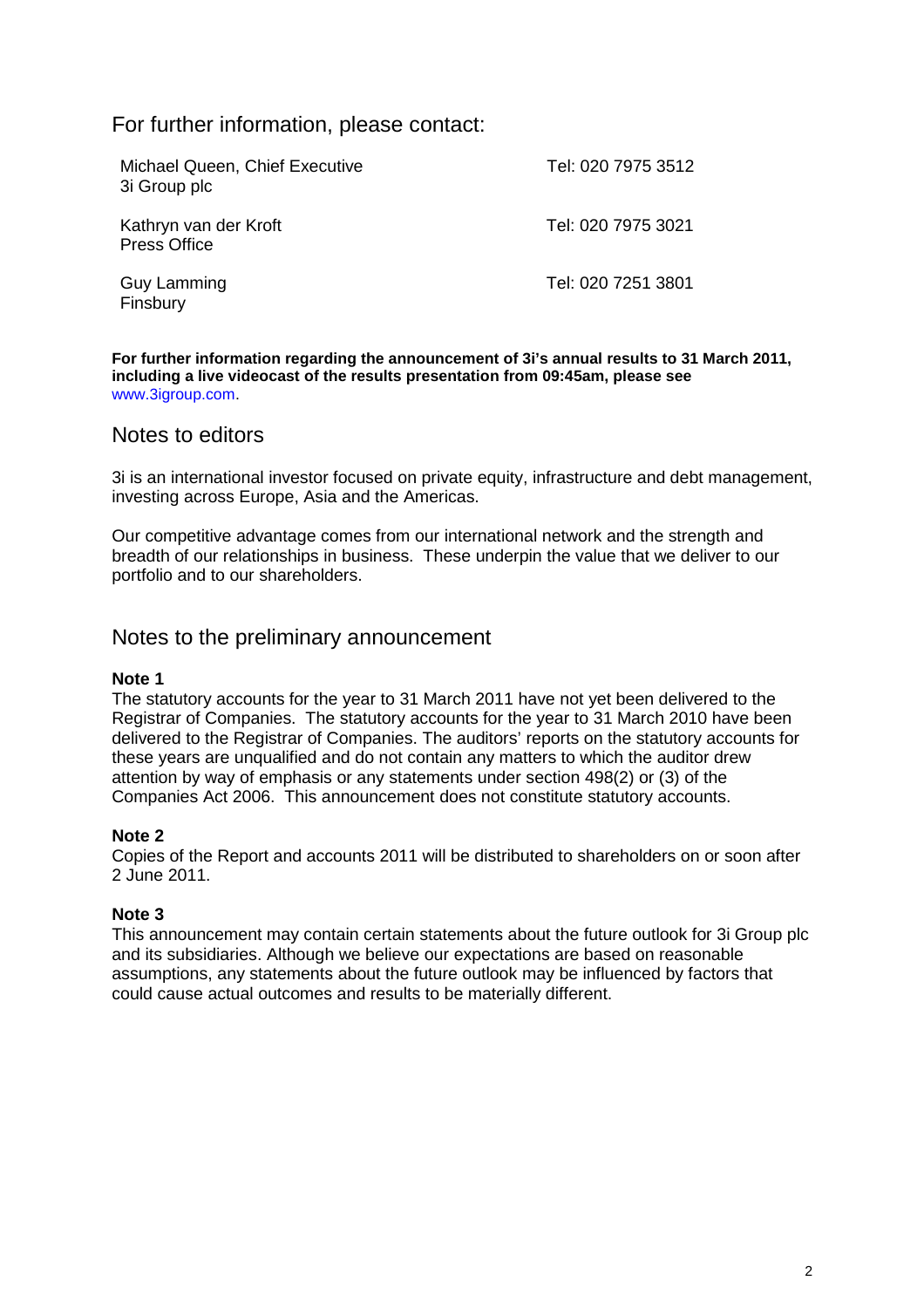## For further information, please contact:

| | |
|---|---|
| Michael Queen, Chief Executive<br>3i Group plc | Tel: 020 7975 3512 |
| Kathryn van der Kroft<br>Press Office | Tel: 020 7975 3021 |
| Guy Lamming<br>Finsbury | Tel: 020 7251 3801 |

**For further information regarding the announcement of 3i's annual results to 31 March 2011, including a live videocast of the results presentation from 09:45am, please see** www.3igroup.com.

## Notes to editors

3i is an international investor focused on private equity, infrastructure and debt management, investing across Europe, Asia and the Americas.

Our competitive advantage comes from our international network and the strength and breadth of our relationships in business. These underpin the value that we deliver to our portfolio and to our shareholders.

## Notes to the preliminary announcement

**Note 1**
The statutory accounts for the year to 31 March 2011 have not yet been delivered to the Registrar of Companies. The statutory accounts for the year to 31 March 2010 have been delivered to the Registrar of Companies. The auditors' reports on the statutory accounts for these years are unqualified and do not contain any matters to which the auditor drew attention by way of emphasis or any statements under section 498(2) or (3) of the Companies Act 2006. This announcement does not constitute statutory accounts.

**Note 2**
Copies of the Report and accounts 2011 will be distributed to shareholders on or soon after 2 June 2011.

**Note 3**
This announcement may contain certain statements about the future outlook for 3i Group plc and its subsidiaries. Although we believe our expectations are based on reasonable assumptions, any statements about the future outlook may be influenced by factors that could cause actual outcomes and results to be materially different.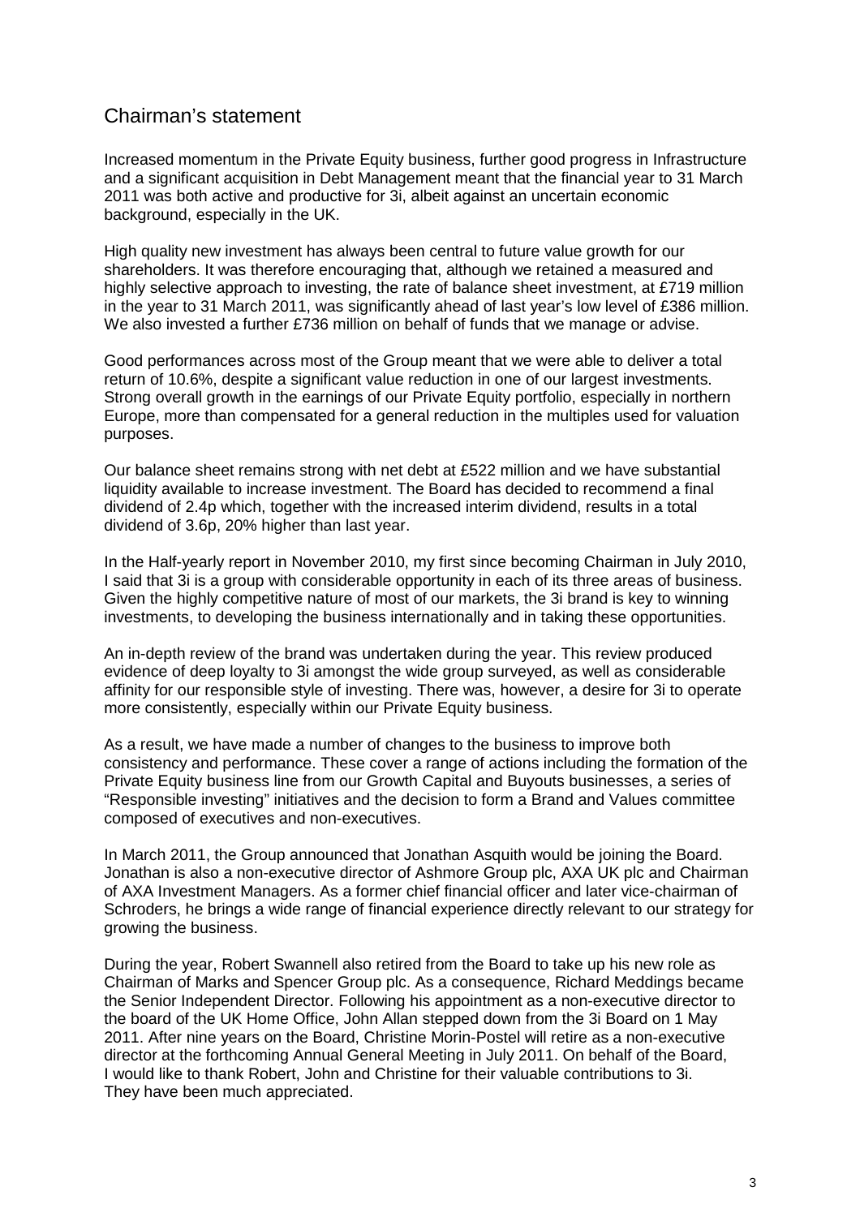# Chairman's statement

Increased momentum in the Private Equity business, further good progress in Infrastructure and a significant acquisition in Debt Management meant that the financial year to 31 March 2011 was both active and productive for 3i, albeit against an uncertain economic background, especially in the UK.

High quality new investment has always been central to future value growth for our shareholders. It was therefore encouraging that, although we retained a measured and highly selective approach to investing, the rate of balance sheet investment, at £719 million in the year to 31 March 2011, was significantly ahead of last year's low level of £386 million. We also invested a further £736 million on behalf of funds that we manage or advise.

Good performances across most of the Group meant that we were able to deliver a total return of 10.6%, despite a significant value reduction in one of our largest investments. Strong overall growth in the earnings of our Private Equity portfolio, especially in northern Europe, more than compensated for a general reduction in the multiples used for valuation purposes.

Our balance sheet remains strong with net debt at £522 million and we have substantial liquidity available to increase investment. The Board has decided to recommend a final dividend of 2.4p which, together with the increased interim dividend, results in a total dividend of 3.6p, 20% higher than last year.

In the Half-yearly report in November 2010, my first since becoming Chairman in July 2010, I said that 3i is a group with considerable opportunity in each of its three areas of business. Given the highly competitive nature of most of our markets, the 3i brand is key to winning investments, to developing the business internationally and in taking these opportunities.

An in-depth review of the brand was undertaken during the year. This review produced evidence of deep loyalty to 3i amongst the wide group surveyed, as well as considerable affinity for our responsible style of investing. There was, however, a desire for 3i to operate more consistently, especially within our Private Equity business.

As a result, we have made a number of changes to the business to improve both consistency and performance. These cover a range of actions including the formation of the Private Equity business line from our Growth Capital and Buyouts businesses, a series of "Responsible investing" initiatives and the decision to form a Brand and Values committee composed of executives and non-executives.

In March 2011, the Group announced that Jonathan Asquith would be joining the Board. Jonathan is also a non-executive director of Ashmore Group plc, AXA UK plc and Chairman of AXA Investment Managers. As a former chief financial officer and later vice-chairman of Schroders, he brings a wide range of financial experience directly relevant to our strategy for growing the business.

During the year, Robert Swannell also retired from the Board to take up his new role as Chairman of Marks and Spencer Group plc. As a consequence, Richard Meddings became the Senior Independent Director. Following his appointment as a non-executive director to the board of the UK Home Office, John Allan stepped down from the 3i Board on 1 May 2011. After nine years on the Board, Christine Morin-Postel will retire as a non-executive director at the forthcoming Annual General Meeting in July 2011. On behalf of the Board, I would like to thank Robert, John and Christine for their valuable contributions to 3i. They have been much appreciated.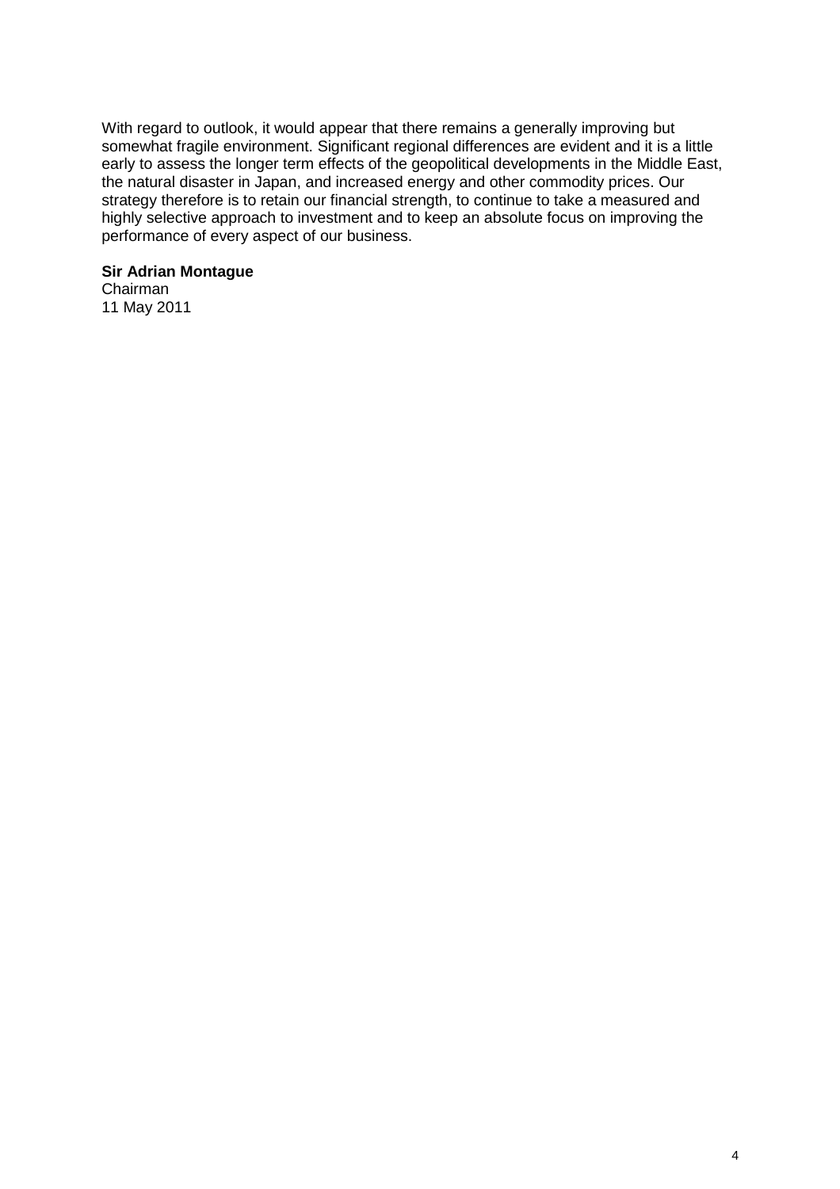With regard to outlook, it would appear that there remains a generally improving but somewhat fragile environment. Significant regional differences are evident and it is a little early to assess the longer term effects of the geopolitical developments in the Middle East, the natural disaster in Japan, and increased energy and other commodity prices. Our strategy therefore is to retain our financial strength, to continue to take a measured and highly selective approach to investment and to keep an absolute focus on improving the performance of every aspect of our business.

**Sir Adrian Montague**
Chairman
11 May 2011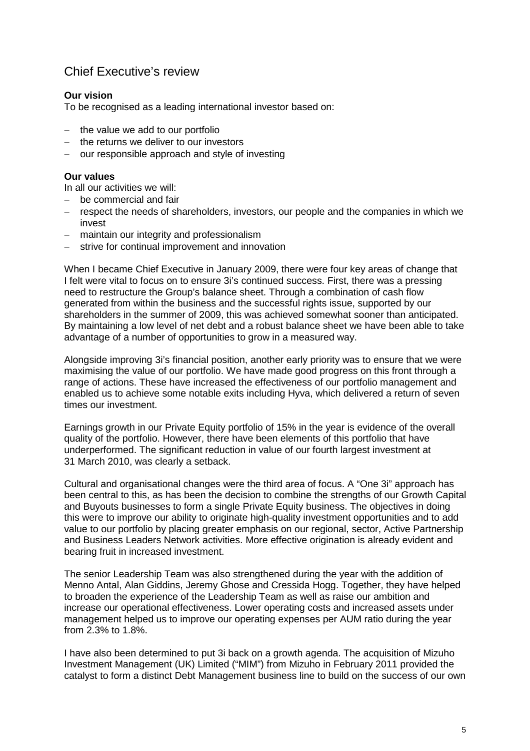# Chief Executive's review

**Our vision**

To be recognised as a leading international investor based on:

- the value we add to our portfolio
- the returns we deliver to our investors
- our responsible approach and style of investing

**Our values**

In all our activities we will:

- be commercial and fair
- respect the needs of shareholders, investors, our people and the companies in which we invest
- maintain our integrity and professionalism
- strive for continual improvement and innovation

When I became Chief Executive in January 2009, there were four key areas of change that I felt were vital to focus on to ensure 3i's continued success. First, there was a pressing need to restructure the Group's balance sheet. Through a combination of cash flow generated from within the business and the successful rights issue, supported by our shareholders in the summer of 2009, this was achieved somewhat sooner than anticipated. By maintaining a low level of net debt and a robust balance sheet we have been able to take advantage of a number of opportunities to grow in a measured way.

Alongside improving 3i's financial position, another early priority was to ensure that we were maximising the value of our portfolio. We have made good progress on this front through a range of actions. These have increased the effectiveness of our portfolio management and enabled us to achieve some notable exits including Hyva, which delivered a return of seven times our investment.

Earnings growth in our Private Equity portfolio of 15% in the year is evidence of the overall quality of the portfolio. However, there have been elements of this portfolio that have underperformed. The significant reduction in value of our fourth largest investment at 31 March 2010, was clearly a setback.

Cultural and organisational changes were the third area of focus. A "One 3i" approach has been central to this, as has been the decision to combine the strengths of our Growth Capital and Buyouts businesses to form a single Private Equity business. The objectives in doing this were to improve our ability to originate high-quality investment opportunities and to add value to our portfolio by placing greater emphasis on our regional, sector, Active Partnership and Business Leaders Network activities. More effective origination is already evident and bearing fruit in increased investment.

The senior Leadership Team was also strengthened during the year with the addition of Menno Antal, Alan Giddins, Jeremy Ghose and Cressida Hogg. Together, they have helped to broaden the experience of the Leadership Team as well as raise our ambition and increase our operational effectiveness. Lower operating costs and increased assets under management helped us to improve our operating expenses per AUM ratio during the year from 2.3% to 1.8%.

I have also been determined to put 3i back on a growth agenda. The acquisition of Mizuho Investment Management (UK) Limited ("MIM") from Mizuho in February 2011 provided the catalyst to form a distinct Debt Management business line to build on the success of our own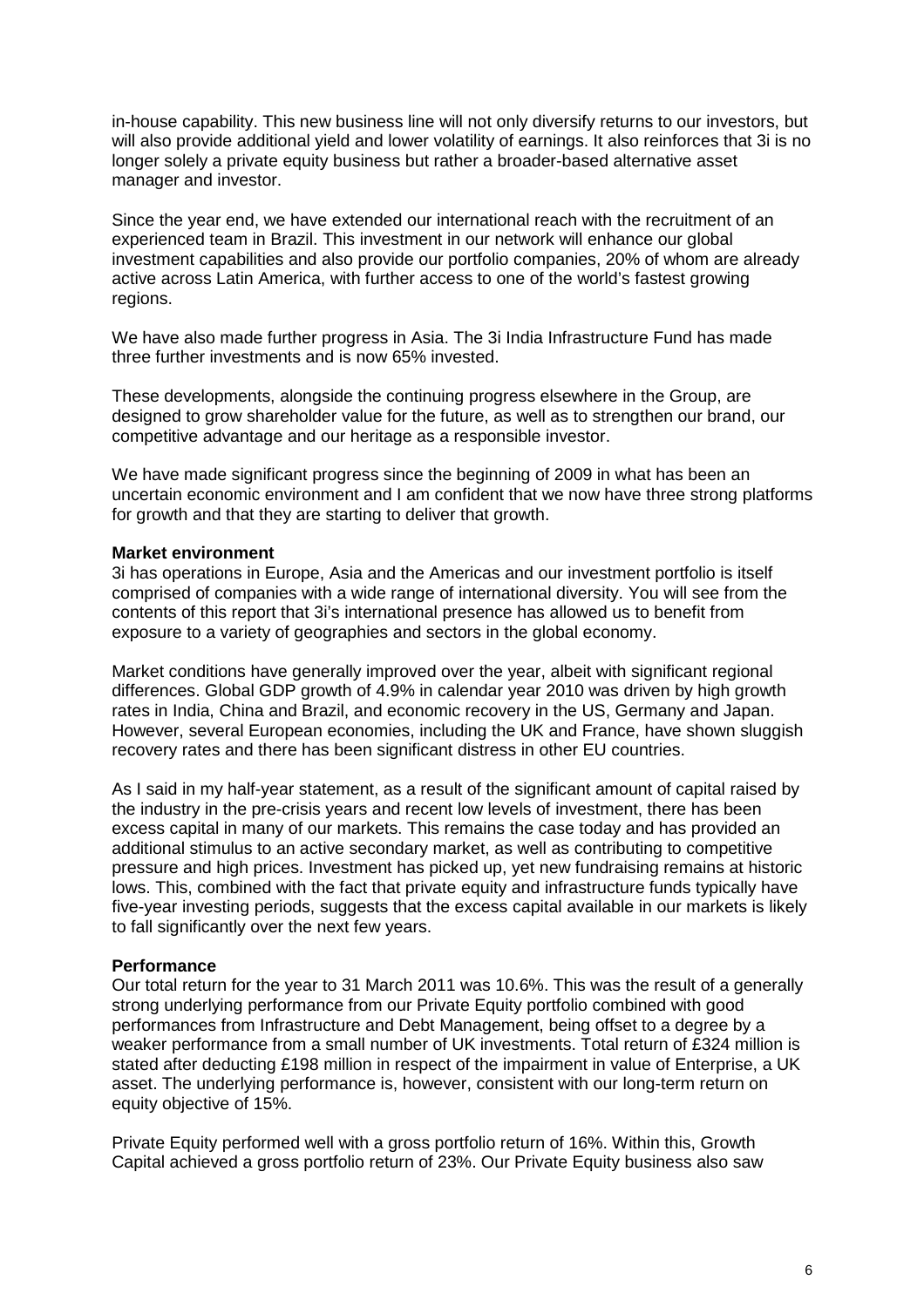in-house capability. This new business line will not only diversify returns to our investors, but will also provide additional yield and lower volatility of earnings. It also reinforces that 3i is no longer solely a private equity business but rather a broader-based alternative asset manager and investor.

Since the year end, we have extended our international reach with the recruitment of an experienced team in Brazil. This investment in our network will enhance our global investment capabilities and also provide our portfolio companies, 20% of whom are already active across Latin America, with further access to one of the world's fastest growing regions.

We have also made further progress in Asia. The 3i India Infrastructure Fund has made three further investments and is now 65% invested.

These developments, alongside the continuing progress elsewhere in the Group, are designed to grow shareholder value for the future, as well as to strengthen our brand, our competitive advantage and our heritage as a responsible investor.

We have made significant progress since the beginning of 2009 in what has been an uncertain economic environment and I am confident that we now have three strong platforms for growth and that they are starting to deliver that growth.

**Market environment**

3i has operations in Europe, Asia and the Americas and our investment portfolio is itself comprised of companies with a wide range of international diversity. You will see from the contents of this report that 3i's international presence has allowed us to benefit from exposure to a variety of geographies and sectors in the global economy.

Market conditions have generally improved over the year, albeit with significant regional differences. Global GDP growth of 4.9% in calendar year 2010 was driven by high growth rates in India, China and Brazil, and economic recovery in the US, Germany and Japan. However, several European economies, including the UK and France, have shown sluggish recovery rates and there has been significant distress in other EU countries.

As I said in my half-year statement, as a result of the significant amount of capital raised by the industry in the pre-crisis years and recent low levels of investment, there has been excess capital in many of our markets. This remains the case today and has provided an additional stimulus to an active secondary market, as well as contributing to competitive pressure and high prices. Investment has picked up, yet new fundraising remains at historic lows. This, combined with the fact that private equity and infrastructure funds typically have five-year investing periods, suggests that the excess capital available in our markets is likely to fall significantly over the next few years.

**Performance**

Our total return for the year to 31 March 2011 was 10.6%. This was the result of a generally strong underlying performance from our Private Equity portfolio combined with good performances from Infrastructure and Debt Management, being offset to a degree by a weaker performance from a small number of UK investments. Total return of £324 million is stated after deducting £198 million in respect of the impairment in value of Enterprise, a UK asset. The underlying performance is, however, consistent with our long-term return on equity objective of 15%.

Private Equity performed well with a gross portfolio return of 16%. Within this, Growth Capital achieved a gross portfolio return of 23%. Our Private Equity business also saw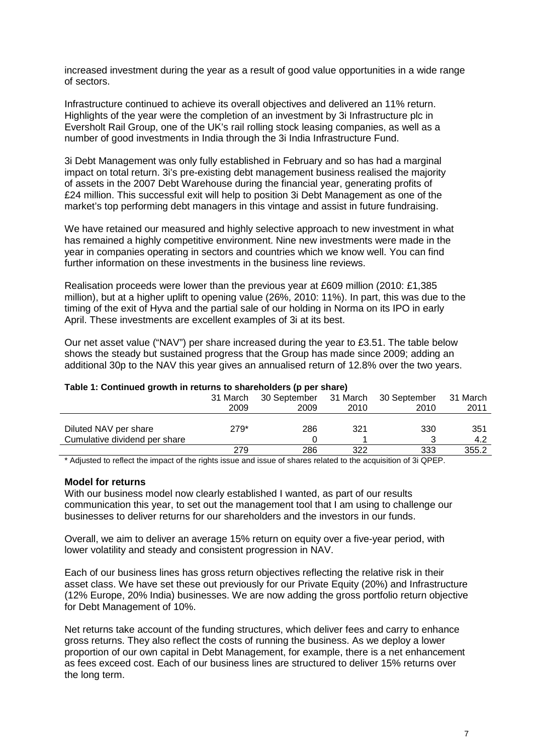increased investment during the year as a result of good value opportunities in a wide range of sectors.

Infrastructure continued to achieve its overall objectives and delivered an 11% return. Highlights of the year were the completion of an investment by 3i Infrastructure plc in Eversholt Rail Group, one of the UK's rail rolling stock leasing companies, as well as a number of good investments in India through the 3i India Infrastructure Fund.

3i Debt Management was only fully established in February and so has had a marginal impact on total return. 3i's pre-existing debt management business realised the majority of assets in the 2007 Debt Warehouse during the financial year, generating profits of £24 million. This successful exit will help to position 3i Debt Management as one of the market's top performing debt managers in this vintage and assist in future fundraising.

We have retained our measured and highly selective approach to new investment in what has remained a highly competitive environment. Nine new investments were made in the year in companies operating in sectors and countries which we know well. You can find further information on these investments in the business line reviews.

Realisation proceeds were lower than the previous year at £609 million (2010: £1,385 million), but at a higher uplift to opening value (26%, 2010: 11%). In part, this was due to the timing of the exit of Hyva and the partial sale of our holding in Norma on its IPO in early April. These investments are excellent examples of 3i at its best.

Our net asset value ("NAV") per share increased during the year to £3.51. The table below shows the steady but sustained progress that the Group has made since 2009; adding an additional 30p to the NAV this year gives an annualised return of 12.8% over the two years.

**Table 1: Continued growth in returns to shareholders (p per share)**

| | 31 March 2009 | 30 September 2009 | 31 March 2010 | 30 September 2010 | 31 March 2011 |
|---|---|---|---|---|---|
| Diluted NAV per share | 279* | 286 | 321 | 330 | 351 |
| Cumulative dividend per share | | 0 | 1 | 3 | 4.2 |
| | 279 | 286 | 322 | 333 | 355.2 |

* Adjusted to reflect the impact of the rights issue and issue of shares related to the acquisition of 3i QPEP.

**Model for returns**

With our business model now clearly established I wanted, as part of our results communication this year, to set out the management tool that I am using to challenge our businesses to deliver returns for our shareholders and the investors in our funds.

Overall, we aim to deliver an average 15% return on equity over a five-year period, with lower volatility and steady and consistent progression in NAV.

Each of our business lines has gross return objectives reflecting the relative risk in their asset class. We have set these out previously for our Private Equity (20%) and Infrastructure (12% Europe, 20% India) businesses. We are now adding the gross portfolio return objective for Debt Management of 10%.

Net returns take account of the funding structures, which deliver fees and carry to enhance gross returns. They also reflect the costs of running the business. As we deploy a lower proportion of our own capital in Debt Management, for example, there is a net enhancement as fees exceed cost. Each of our business lines are structured to deliver 15% returns over the long term.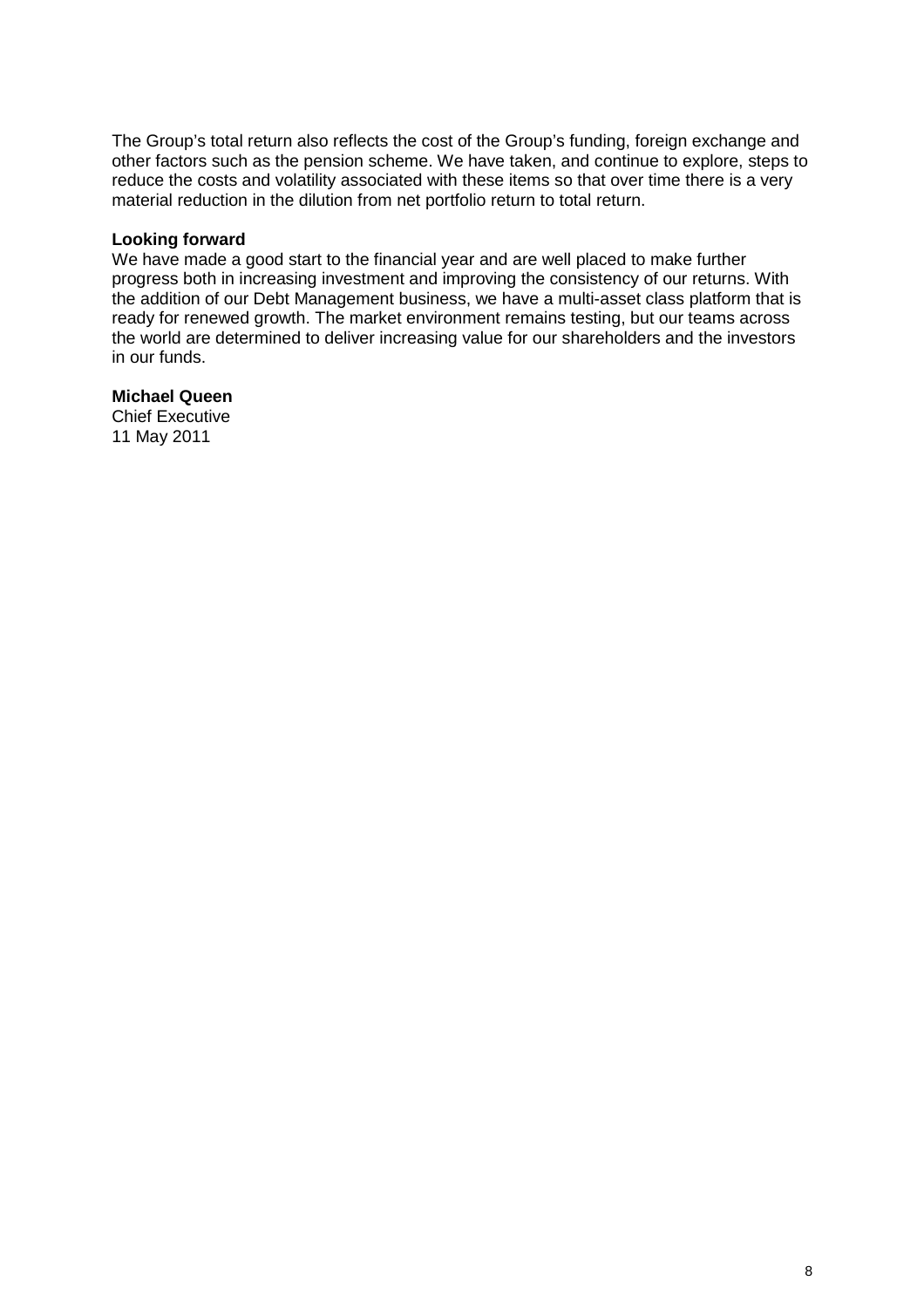The Group's total return also reflects the cost of the Group's funding, foreign exchange and other factors such as the pension scheme. We have taken, and continue to explore, steps to reduce the costs and volatility associated with these items so that over time there is a very material reduction in the dilution from net portfolio return to total return.

**Looking forward**

We have made a good start to the financial year and are well placed to make further progress both in increasing investment and improving the consistency of our returns. With the addition of our Debt Management business, we have a multi-asset class platform that is ready for renewed growth. The market environment remains testing, but our teams across the world are determined to deliver increasing value for our shareholders and the investors in our funds.

**Michael Queen**
Chief Executive
11 May 2011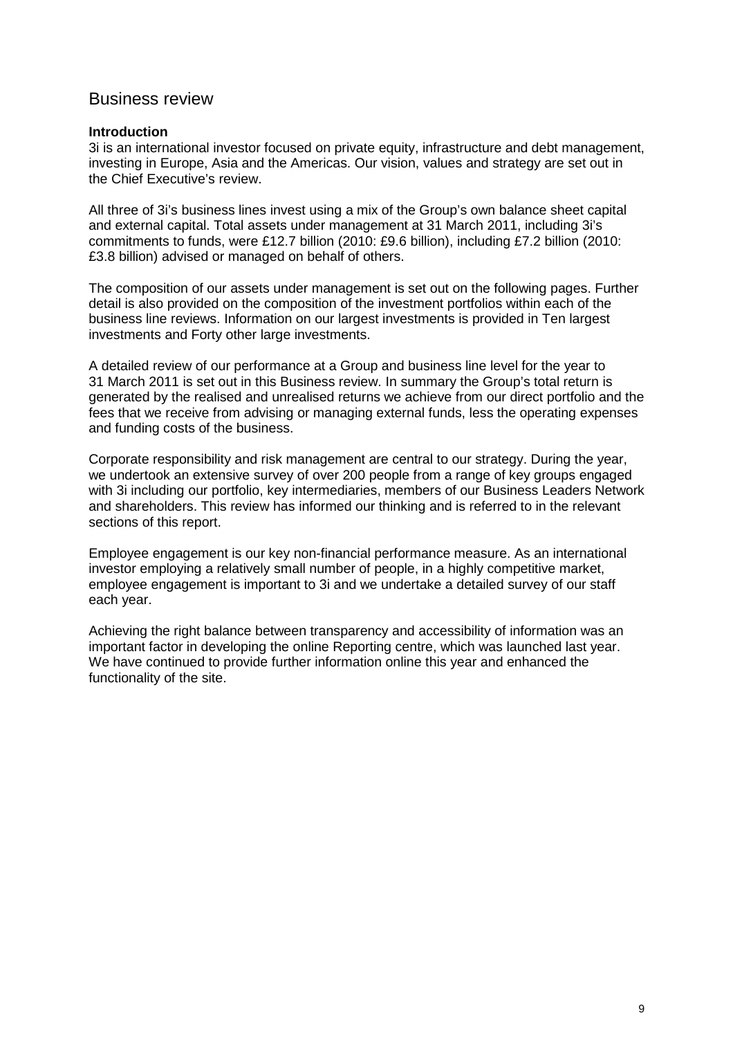# Business review

**Introduction**

3i is an international investor focused on private equity, infrastructure and debt management, investing in Europe, Asia and the Americas. Our vision, values and strategy are set out in the Chief Executive's review.

All three of 3i's business lines invest using a mix of the Group's own balance sheet capital and external capital. Total assets under management at 31 March 2011, including 3i's commitments to funds, were £12.7 billion (2010: £9.6 billion), including £7.2 billion (2010: £3.8 billion) advised or managed on behalf of others.

The composition of our assets under management is set out on the following pages. Further detail is also provided on the composition of the investment portfolios within each of the business line reviews. Information on our largest investments is provided in Ten largest investments and Forty other large investments.

A detailed review of our performance at a Group and business line level for the year to 31 March 2011 is set out in this Business review. In summary the Group's total return is generated by the realised and unrealised returns we achieve from our direct portfolio and the fees that we receive from advising or managing external funds, less the operating expenses and funding costs of the business.

Corporate responsibility and risk management are central to our strategy. During the year, we undertook an extensive survey of over 200 people from a range of key groups engaged with 3i including our portfolio, key intermediaries, members of our Business Leaders Network and shareholders. This review has informed our thinking and is referred to in the relevant sections of this report.

Employee engagement is our key non-financial performance measure. As an international investor employing a relatively small number of people, in a highly competitive market, employee engagement is important to 3i and we undertake a detailed survey of our staff each year.

Achieving the right balance between transparency and accessibility of information was an important factor in developing the online Reporting centre, which was launched last year. We have continued to provide further information online this year and enhanced the functionality of the site.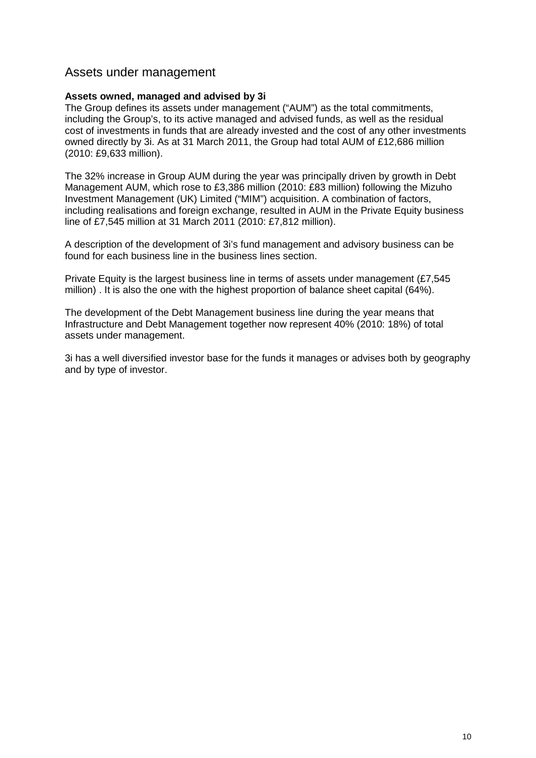## Assets under management

**Assets owned, managed and advised by 3i**

The Group defines its assets under management ("AUM") as the total commitments, including the Group's, to its active managed and advised funds, as well as the residual cost of investments in funds that are already invested and the cost of any other investments owned directly by 3i. As at 31 March 2011, the Group had total AUM of £12,686 million (2010: £9,633 million).

The 32% increase in Group AUM during the year was principally driven by growth in Debt Management AUM, which rose to £3,386 million (2010: £83 million) following the Mizuho Investment Management (UK) Limited ("MIM") acquisition. A combination of factors, including realisations and foreign exchange, resulted in AUM in the Private Equity business line of £7,545 million at 31 March 2011 (2010: £7,812 million).

A description of the development of 3i's fund management and advisory business can be found for each business line in the business lines section.

Private Equity is the largest business line in terms of assets under management (£7,545 million) . It is also the one with the highest proportion of balance sheet capital (64%).

The development of the Debt Management business line during the year means that Infrastructure and Debt Management together now represent 40% (2010: 18%) of total assets under management.

3i has a well diversified investor base for the funds it manages or advises both by geography and by type of investor.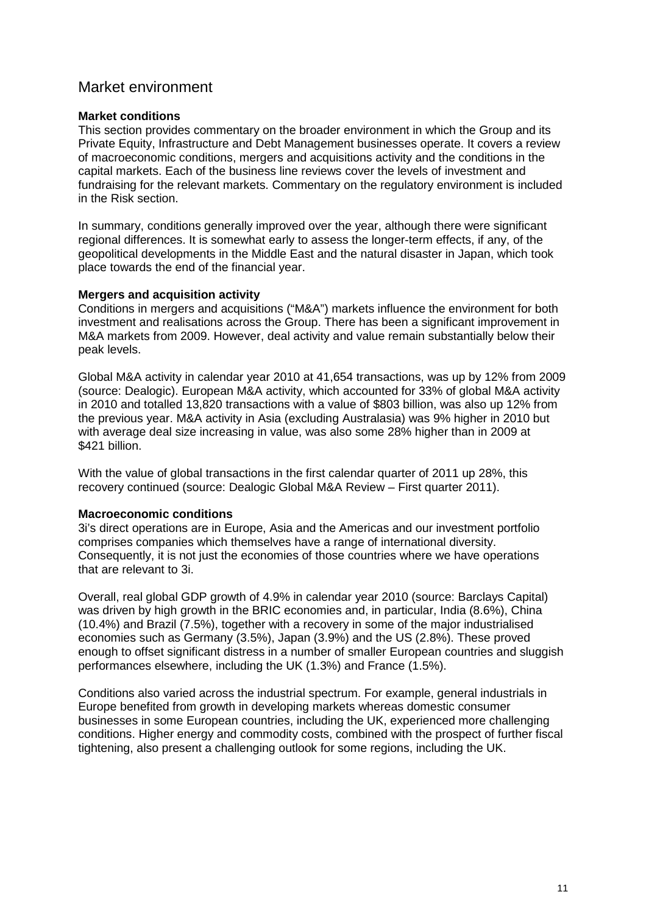# Market environment

## Market conditions

This section provides commentary on the broader environment in which the Group and its Private Equity, Infrastructure and Debt Management businesses operate. It covers a review of macroeconomic conditions, mergers and acquisitions activity and the conditions in the capital markets. Each of the business line reviews cover the levels of investment and fundraising for the relevant markets. Commentary on the regulatory environment is included in the Risk section.

In summary, conditions generally improved over the year, although there were significant regional differences. It is somewhat early to assess the longer-term effects, if any, of the geopolitical developments in the Middle East and the natural disaster in Japan, which took place towards the end of the financial year.

## Mergers and acquisition activity

Conditions in mergers and acquisitions ("M&A") markets influence the environment for both investment and realisations across the Group. There has been a significant improvement in M&A markets from 2009. However, deal activity and value remain substantially below their peak levels.

Global M&A activity in calendar year 2010 at 41,654 transactions, was up by 12% from 2009 (source: Dealogic). European M&A activity, which accounted for 33% of global M&A activity in 2010 and totalled 13,820 transactions with a value of $803 billion, was also up 12% from the previous year. M&A activity in Asia (excluding Australasia) was 9% higher in 2010 but with average deal size increasing in value, was also some 28% higher than in 2009 at $421 billion.

With the value of global transactions in the first calendar quarter of 2011 up 28%, this recovery continued (source: Dealogic Global M&A Review – First quarter 2011).

## Macroeconomic conditions

3i's direct operations are in Europe, Asia and the Americas and our investment portfolio comprises companies which themselves have a range of international diversity. Consequently, it is not just the economies of those countries where we have operations that are relevant to 3i.

Overall, real global GDP growth of 4.9% in calendar year 2010 (source: Barclays Capital) was driven by high growth in the BRIC economies and, in particular, India (8.6%), China (10.4%) and Brazil (7.5%), together with a recovery in some of the major industrialised economies such as Germany (3.5%), Japan (3.9%) and the US (2.8%). These proved enough to offset significant distress in a number of smaller European countries and sluggish performances elsewhere, including the UK (1.3%) and France (1.5%).

Conditions also varied across the industrial spectrum. For example, general industrials in Europe benefited from growth in developing markets whereas domestic consumer businesses in some European countries, including the UK, experienced more challenging conditions. Higher energy and commodity costs, combined with the prospect of further fiscal tightening, also present a challenging outlook for some regions, including the UK.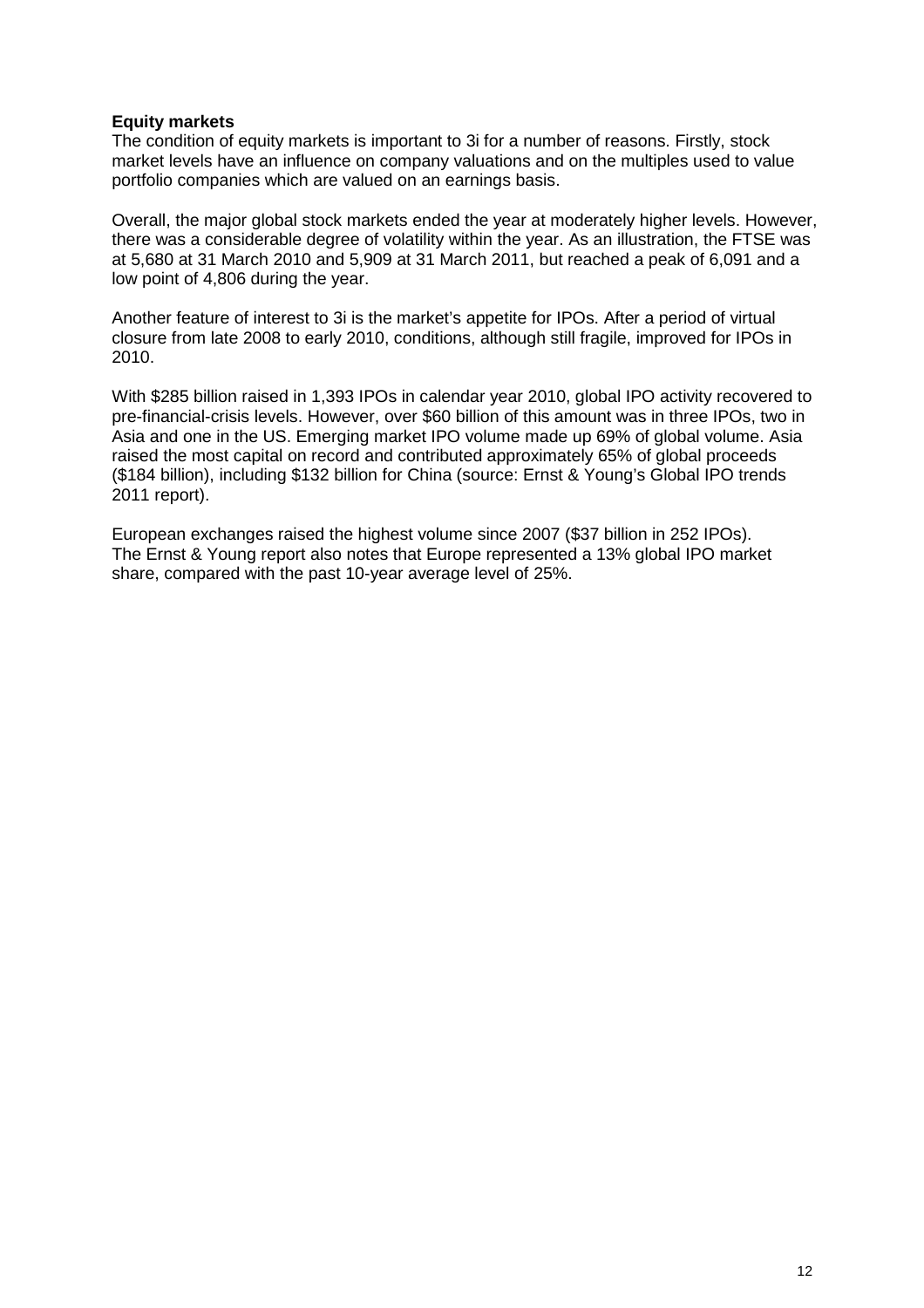**Equity markets**

The condition of equity markets is important to 3i for a number of reasons. Firstly, stock market levels have an influence on company valuations and on the multiples used to value portfolio companies which are valued on an earnings basis.

Overall, the major global stock markets ended the year at moderately higher levels. However, there was a considerable degree of volatility within the year. As an illustration, the FTSE was at 5,680 at 31 March 2010 and 5,909 at 31 March 2011, but reached a peak of 6,091 and a low point of 4,806 during the year.

Another feature of interest to 3i is the market's appetite for IPOs. After a period of virtual closure from late 2008 to early 2010, conditions, although still fragile, improved for IPOs in 2010.

With $285 billion raised in 1,393 IPOs in calendar year 2010, global IPO activity recovered to pre-financial-crisis levels. However, over $60 billion of this amount was in three IPOs, two in Asia and one in the US. Emerging market IPO volume made up 69% of global volume. Asia raised the most capital on record and contributed approximately 65% of global proceeds ($184 billion), including $132 billion for China (source: Ernst & Young's Global IPO trends 2011 report).

European exchanges raised the highest volume since 2007 ($37 billion in 252 IPOs). The Ernst & Young report also notes that Europe represented a 13% global IPO market share, compared with the past 10-year average level of 25%.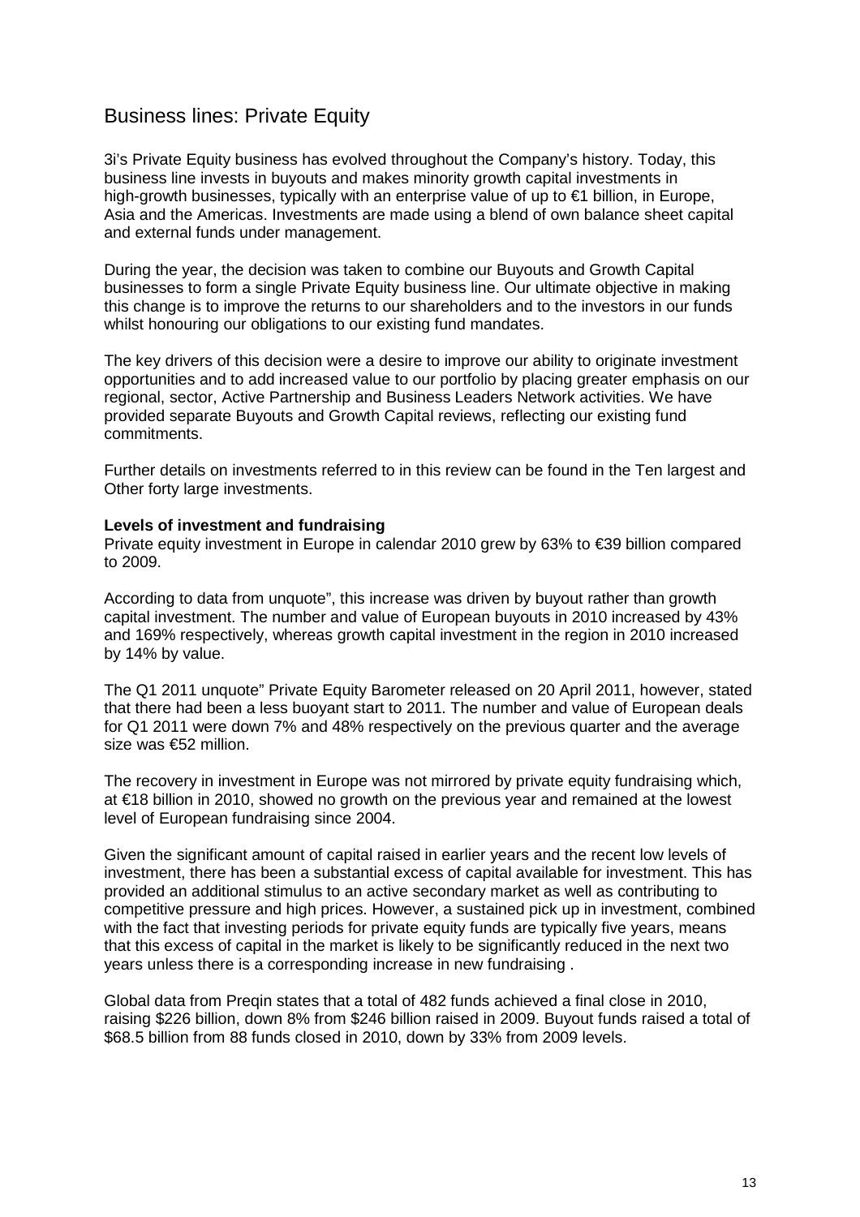## Business lines: Private Equity

3i's Private Equity business has evolved throughout the Company's history. Today, this business line invests in buyouts and makes minority growth capital investments in high-growth businesses, typically with an enterprise value of up to €1 billion, in Europe, Asia and the Americas. Investments are made using a blend of own balance sheet capital and external funds under management.

During the year, the decision was taken to combine our Buyouts and Growth Capital businesses to form a single Private Equity business line. Our ultimate objective in making this change is to improve the returns to our shareholders and to the investors in our funds whilst honouring our obligations to our existing fund mandates.

The key drivers of this decision were a desire to improve our ability to originate investment opportunities and to add increased value to our portfolio by placing greater emphasis on our regional, sector, Active Partnership and Business Leaders Network activities. We have provided separate Buyouts and Growth Capital reviews, reflecting our existing fund commitments.

Further details on investments referred to in this review can be found in the Ten largest and Other forty large investments.

**Levels of investment and fundraising**
Private equity investment in Europe in calendar 2010 grew by 63% to €39 billion compared to 2009.

According to data from unquote", this increase was driven by buyout rather than growth capital investment. The number and value of European buyouts in 2010 increased by 43% and 169% respectively, whereas growth capital investment in the region in 2010 increased by 14% by value.

The Q1 2011 unquote" Private Equity Barometer released on 20 April 2011, however, stated that there had been a less buoyant start to 2011. The number and value of European deals for Q1 2011 were down 7% and 48% respectively on the previous quarter and the average size was €52 million.

The recovery in investment in Europe was not mirrored by private equity fundraising which, at €18 billion in 2010, showed no growth on the previous year and remained at the lowest level of European fundraising since 2004.

Given the significant amount of capital raised in earlier years and the recent low levels of investment, there has been a substantial excess of capital available for investment. This has provided an additional stimulus to an active secondary market as well as contributing to competitive pressure and high prices. However, a sustained pick up in investment, combined with the fact that investing periods for private equity funds are typically five years, means that this excess of capital in the market is likely to be significantly reduced in the next two years unless there is a corresponding increase in new fundraising .

Global data from Preqin states that a total of 482 funds achieved a final close in 2010, raising $226 billion, down 8% from $246 billion raised in 2009. Buyout funds raised a total of $68.5 billion from 88 funds closed in 2010, down by 33% from 2009 levels.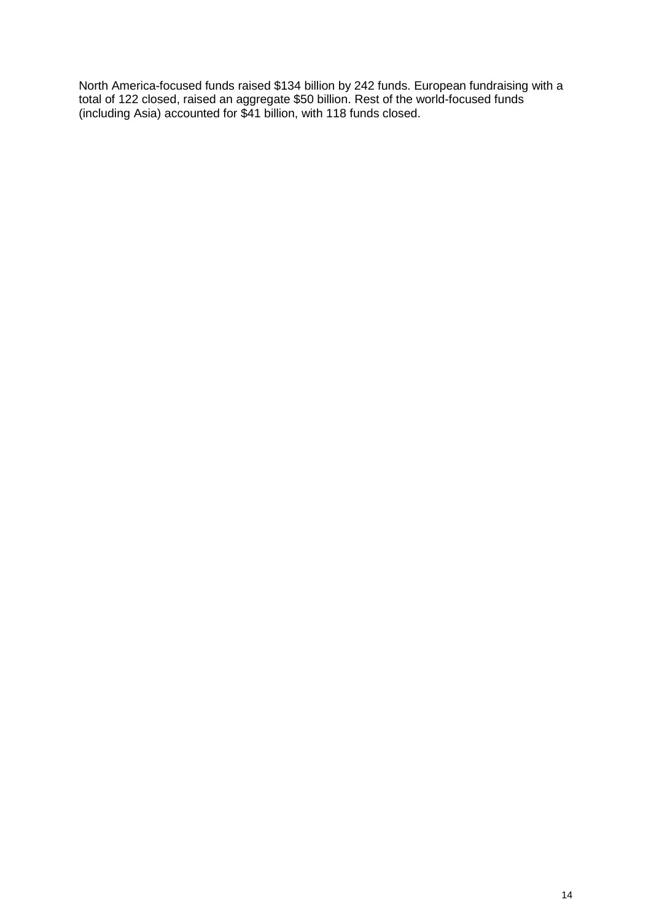North America-focused funds raised $134 billion by 242 funds. European fundraising with a total of 122 closed, raised an aggregate $50 billion. Rest of the world-focused funds (including Asia) accounted for $41 billion, with 118 funds closed.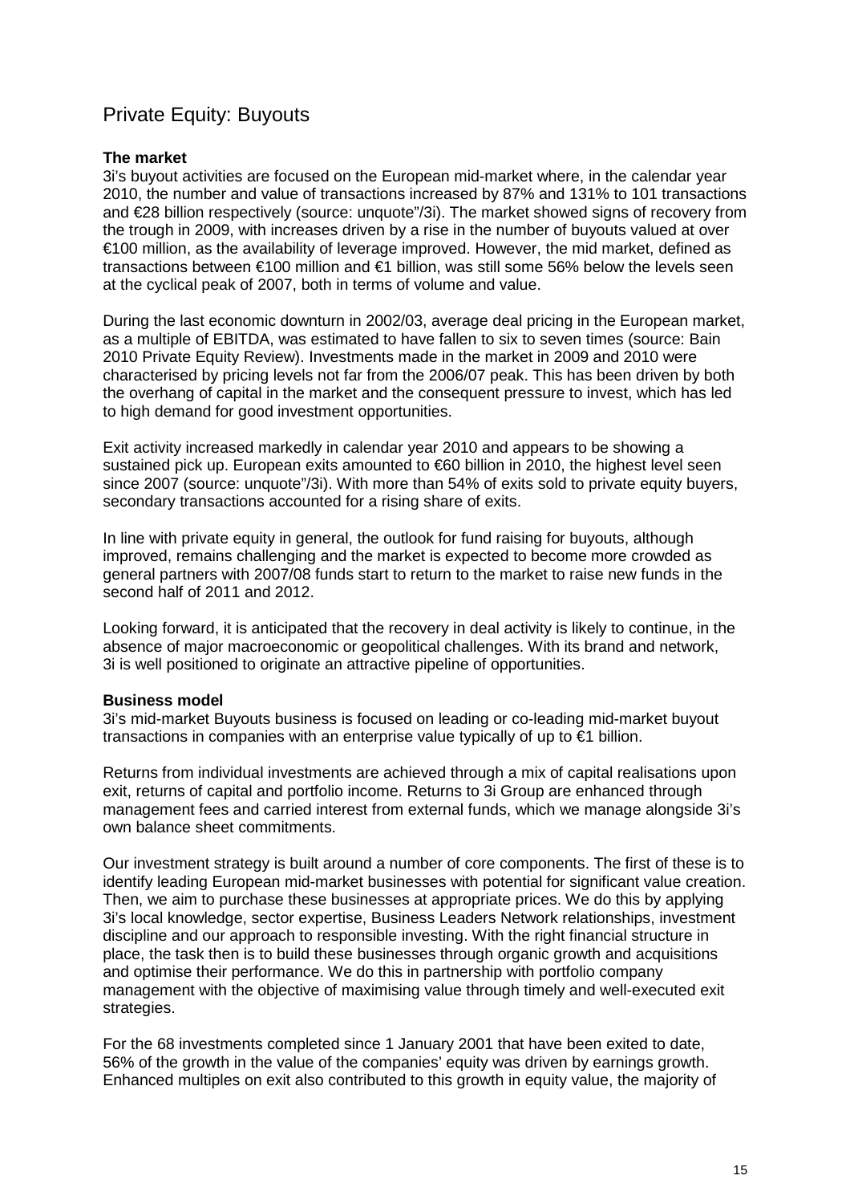## Private Equity: Buyouts

**The market**

3i's buyout activities are focused on the European mid-market where, in the calendar year 2010, the number and value of transactions increased by 87% and 131% to 101 transactions and €28 billion respectively (source: unquote"/3i). The market showed signs of recovery from the trough in 2009, with increases driven by a rise in the number of buyouts valued at over €100 million, as the availability of leverage improved. However, the mid market, defined as transactions between €100 million and €1 billion, was still some 56% below the levels seen at the cyclical peak of 2007, both in terms of volume and value.

During the last economic downturn in 2002/03, average deal pricing in the European market, as a multiple of EBITDA, was estimated to have fallen to six to seven times (source: Bain 2010 Private Equity Review). Investments made in the market in 2009 and 2010 were characterised by pricing levels not far from the 2006/07 peak. This has been driven by both the overhang of capital in the market and the consequent pressure to invest, which has led to high demand for good investment opportunities.

Exit activity increased markedly in calendar year 2010 and appears to be showing a sustained pick up. European exits amounted to €60 billion in 2010, the highest level seen since 2007 (source: unquote"/3i). With more than 54% of exits sold to private equity buyers, secondary transactions accounted for a rising share of exits.

In line with private equity in general, the outlook for fund raising for buyouts, although improved, remains challenging and the market is expected to become more crowded as general partners with 2007/08 funds start to return to the market to raise new funds in the second half of 2011 and 2012.

Looking forward, it is anticipated that the recovery in deal activity is likely to continue, in the absence of major macroeconomic or geopolitical challenges. With its brand and network, 3i is well positioned to originate an attractive pipeline of opportunities.

**Business model**

3i's mid-market Buyouts business is focused on leading or co-leading mid-market buyout transactions in companies with an enterprise value typically of up to €1 billion.

Returns from individual investments are achieved through a mix of capital realisations upon exit, returns of capital and portfolio income. Returns to 3i Group are enhanced through management fees and carried interest from external funds, which we manage alongside 3i's own balance sheet commitments.

Our investment strategy is built around a number of core components. The first of these is to identify leading European mid-market businesses with potential for significant value creation. Then, we aim to purchase these businesses at appropriate prices. We do this by applying 3i's local knowledge, sector expertise, Business Leaders Network relationships, investment discipline and our approach to responsible investing. With the right financial structure in place, the task then is to build these businesses through organic growth and acquisitions and optimise their performance. We do this in partnership with portfolio company management with the objective of maximising value through timely and well-executed exit strategies.

For the 68 investments completed since 1 January 2001 that have been exited to date, 56% of the growth in the value of the companies' equity was driven by earnings growth. Enhanced multiples on exit also contributed to this growth in equity value, the majority of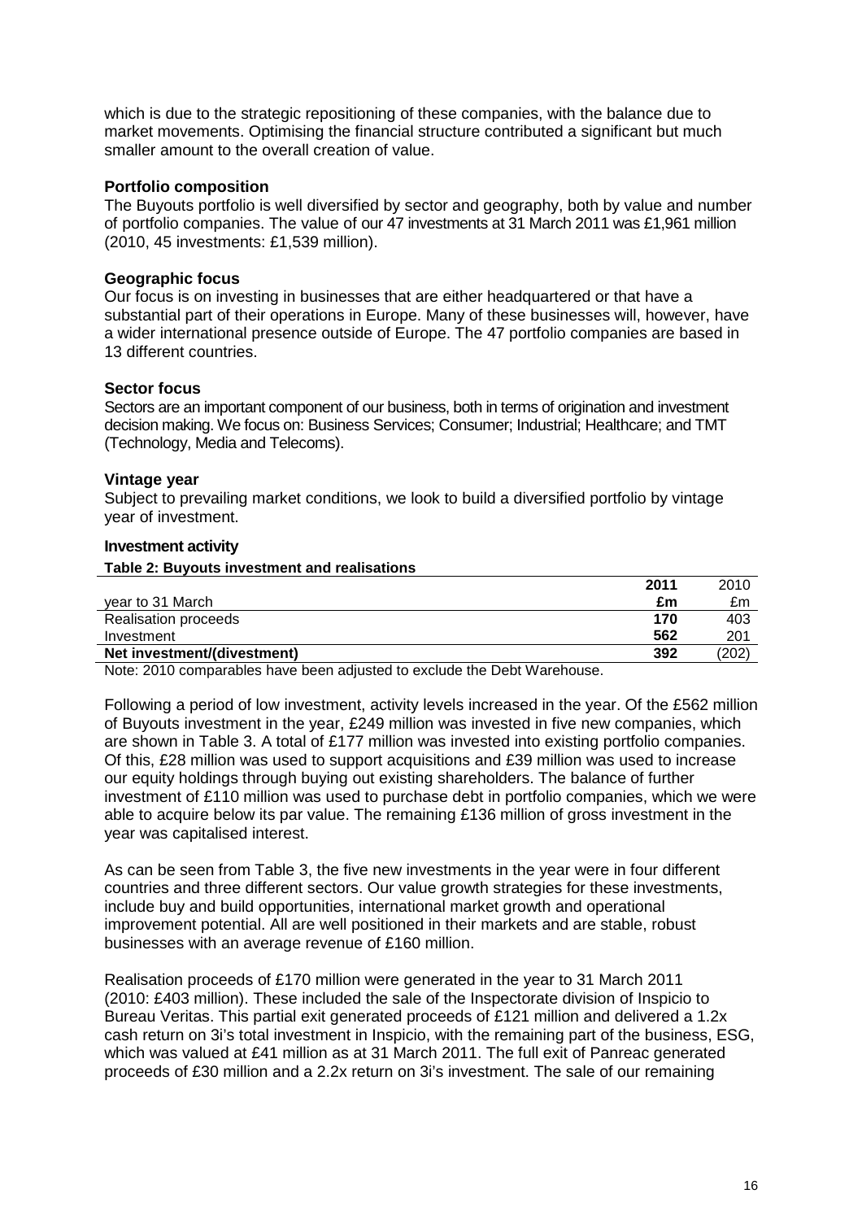which is due to the strategic repositioning of these companies, with the balance due to market movements. Optimising the financial structure contributed a significant but much smaller amount to the overall creation of value.

**Portfolio composition**

The Buyouts portfolio is well diversified by sector and geography, both by value and number of portfolio companies. The value of our 47 investments at 31 March 2011 was £1,961 million (2010, 45 investments: £1,539 million).

**Geographic focus**

Our focus is on investing in businesses that are either headquartered or that have a substantial part of their operations in Europe. Many of these businesses will, however, have a wider international presence outside of Europe. The 47 portfolio companies are based in 13 different countries.

**Sector focus**

Sectors are an important component of our business, both in terms of origination and investment decision making. We focus on: Business Services; Consumer; Industrial; Healthcare; and TMT (Technology, Media and Telecoms).

**Vintage year**

Subject to prevailing market conditions, we look to build a diversified portfolio by vintage year of investment.

**Investment activity**

**Table 2: Buyouts investment and realisations**

| year to 31 March | **2011** **£m** | 2010 £m |
|---|---|---|
| Realisation proceeds | **170** | 403 |
| Investment | **562** | 201 |
| **Net investment/(divestment)** | **392** | (202) |

Note: 2010 comparables have been adjusted to exclude the Debt Warehouse.

Following a period of low investment, activity levels increased in the year. Of the £562 million of Buyouts investment in the year, £249 million was invested in five new companies, which are shown in Table 3. A total of £177 million was invested into existing portfolio companies. Of this, £28 million was used to support acquisitions and £39 million was used to increase our equity holdings through buying out existing shareholders. The balance of further investment of £110 million was used to purchase debt in portfolio companies, which we were able to acquire below its par value. The remaining £136 million of gross investment in the year was capitalised interest.

As can be seen from Table 3, the five new investments in the year were in four different countries and three different sectors. Our value growth strategies for these investments, include buy and build opportunities, international market growth and operational improvement potential. All are well positioned in their markets and are stable, robust businesses with an average revenue of £160 million.

Realisation proceeds of £170 million were generated in the year to 31 March 2011 (2010: £403 million). These included the sale of the Inspectorate division of Inspicio to Bureau Veritas. This partial exit generated proceeds of £121 million and delivered a 1.2x cash return on 3i's total investment in Inspicio, with the remaining part of the business, ESG, which was valued at £41 million as at 31 March 2011. The full exit of Panreac generated proceeds of £30 million and a 2.2x return on 3i's investment. The sale of our remaining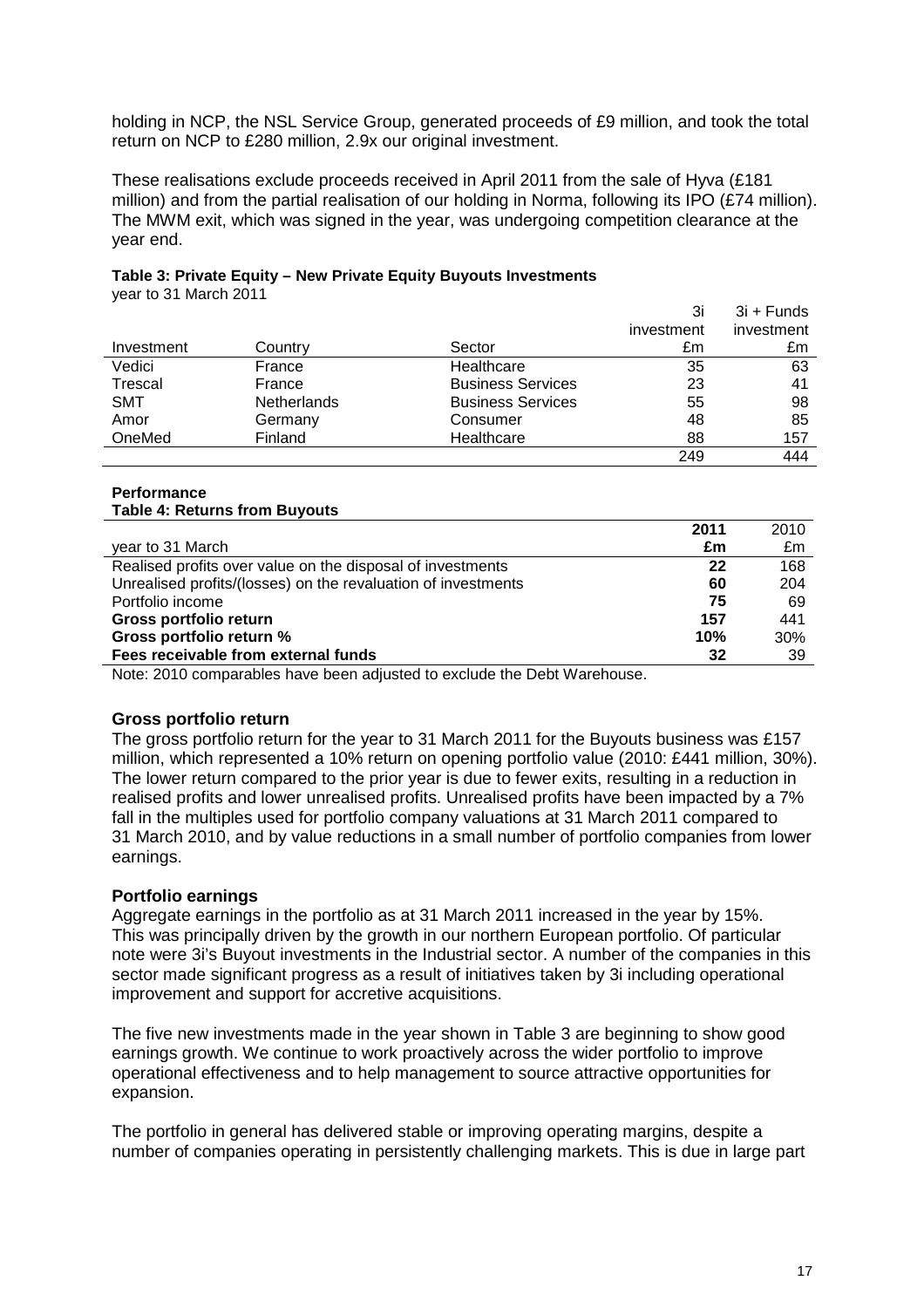holding in NCP, the NSL Service Group, generated proceeds of £9 million, and took the total return on NCP to £280 million, 2.9x our original investment.

These realisations exclude proceeds received in April 2011 from the sale of Hyva (£181 million) and from the partial realisation of our holding in Norma, following its IPO (£74 million). The MWM exit, which was signed in the year, was undergoing competition clearance at the year end.

**Table 3: Private Equity – New Private Equity Buyouts Investments**
year to 31 March 2011

| Investment | Country | Sector | 3i investment £m | 3i + Funds investment £m |
|---|---|---|---|---|
| Vedici | France | Healthcare | 35 | 63 |
| Trescal | France | Business Services | 23 | 41 |
| SMT | Netherlands | Business Services | 55 | 98 |
| Amor | Germany | Consumer | 48 | 85 |
| OneMed | Finland | Healthcare | 88 | 157 |
| | | | 249 | 444 |

**Performance**

**Table 4: Returns from Buyouts**

| year to 31 March | **2011 £m** | 2010 £m |
|---|---|---|
| Realised profits over value on the disposal of investments | **22** | 168 |
| Unrealised profits/(losses) on the revaluation of investments | **60** | 204 |
| Portfolio income | **75** | 69 |
| **Gross portfolio return** | **157** | 441 |
| **Gross portfolio return %** | **10%** | 30% |
| **Fees receivable from external funds** | **32** | 39 |

Note: 2010 comparables have been adjusted to exclude the Debt Warehouse.

### Gross portfolio return

The gross portfolio return for the year to 31 March 2011 for the Buyouts business was £157 million, which represented a 10% return on opening portfolio value (2010: £441 million, 30%). The lower return compared to the prior year is due to fewer exits, resulting in a reduction in realised profits and lower unrealised profits. Unrealised profits have been impacted by a 7% fall in the multiples used for portfolio company valuations at 31 March 2011 compared to 31 March 2010, and by value reductions in a small number of portfolio companies from lower earnings.

### Portfolio earnings

Aggregate earnings in the portfolio as at 31 March 2011 increased in the year by 15%. This was principally driven by the growth in our northern European portfolio. Of particular note were 3i's Buyout investments in the Industrial sector. A number of the companies in this sector made significant progress as a result of initiatives taken by 3i including operational improvement and support for accretive acquisitions.

The five new investments made in the year shown in Table 3 are beginning to show good earnings growth. We continue to work proactively across the wider portfolio to improve operational effectiveness and to help management to source attractive opportunities for expansion.

The portfolio in general has delivered stable or improving operating margins, despite a number of companies operating in persistently challenging markets. This is due in large part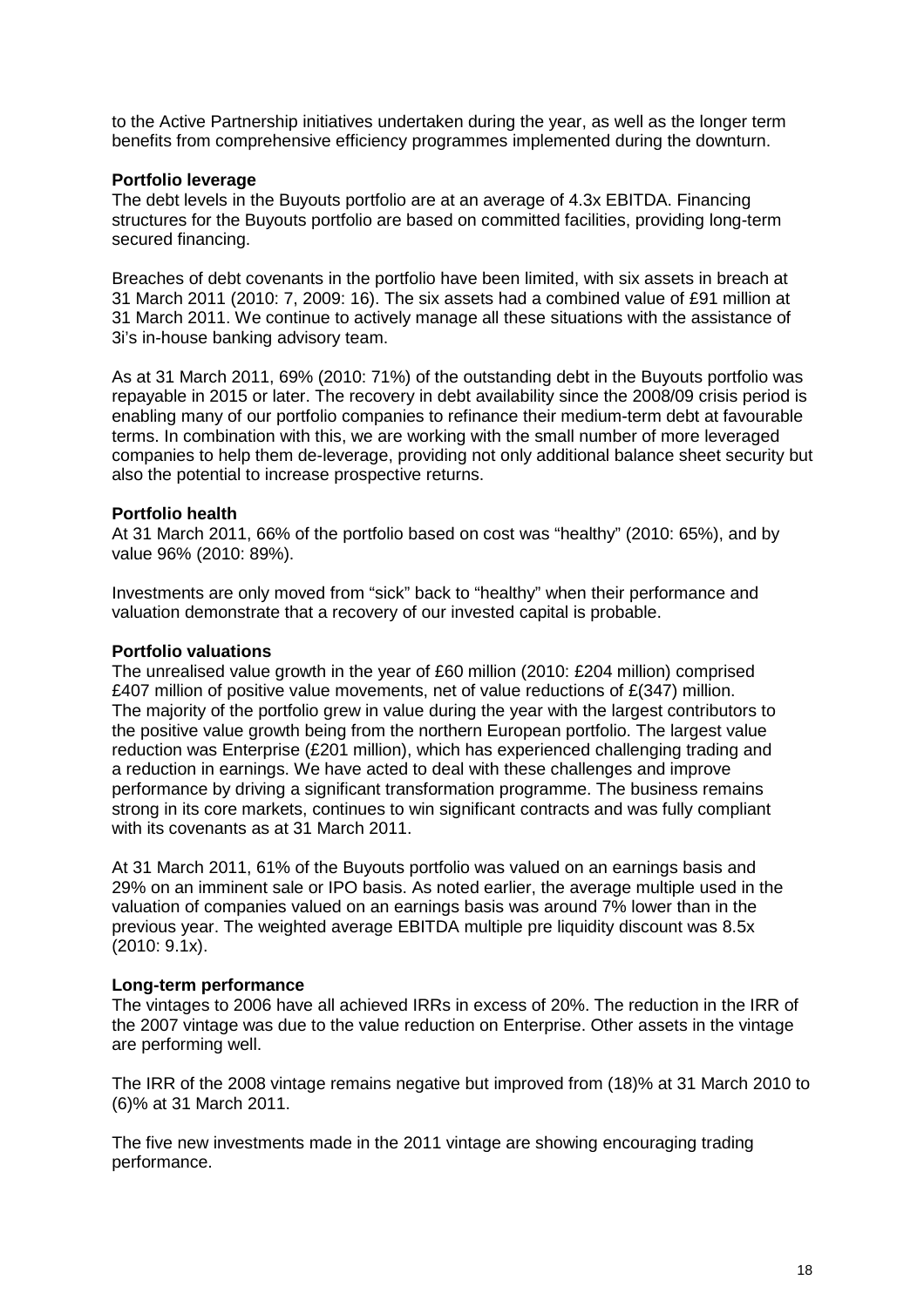to the Active Partnership initiatives undertaken during the year, as well as the longer term benefits from comprehensive efficiency programmes implemented during the downturn.

**Portfolio leverage**

The debt levels in the Buyouts portfolio are at an average of 4.3x EBITDA. Financing structures for the Buyouts portfolio are based on committed facilities, providing long-term secured financing.

Breaches of debt covenants in the portfolio have been limited, with six assets in breach at 31 March 2011 (2010: 7, 2009: 16). The six assets had a combined value of £91 million at 31 March 2011. We continue to actively manage all these situations with the assistance of 3i's in-house banking advisory team.

As at 31 March 2011, 69% (2010: 71%) of the outstanding debt in the Buyouts portfolio was repayable in 2015 or later. The recovery in debt availability since the 2008/09 crisis period is enabling many of our portfolio companies to refinance their medium-term debt at favourable terms. In combination with this, we are working with the small number of more leveraged companies to help them de-leverage, providing not only additional balance sheet security but also the potential to increase prospective returns.

**Portfolio health**

At 31 March 2011, 66% of the portfolio based on cost was "healthy" (2010: 65%), and by value 96% (2010: 89%).

Investments are only moved from "sick" back to "healthy" when their performance and valuation demonstrate that a recovery of our invested capital is probable.

**Portfolio valuations**

The unrealised value growth in the year of £60 million (2010: £204 million) comprised £407 million of positive value movements, net of value reductions of £(347) million. The majority of the portfolio grew in value during the year with the largest contributors to the positive value growth being from the northern European portfolio. The largest value reduction was Enterprise (£201 million), which has experienced challenging trading and a reduction in earnings. We have acted to deal with these challenges and improve performance by driving a significant transformation programme. The business remains strong in its core markets, continues to win significant contracts and was fully compliant with its covenants as at 31 March 2011.

At 31 March 2011, 61% of the Buyouts portfolio was valued on an earnings basis and 29% on an imminent sale or IPO basis. As noted earlier, the average multiple used in the valuation of companies valued on an earnings basis was around 7% lower than in the previous year. The weighted average EBITDA multiple pre liquidity discount was 8.5x (2010: 9.1x).

**Long-term performance**

The vintages to 2006 have all achieved IRRs in excess of 20%. The reduction in the IRR of the 2007 vintage was due to the value reduction on Enterprise. Other assets in the vintage are performing well.

The IRR of the 2008 vintage remains negative but improved from (18)% at 31 March 2010 to (6)% at 31 March 2011.

The five new investments made in the 2011 vintage are showing encouraging trading performance.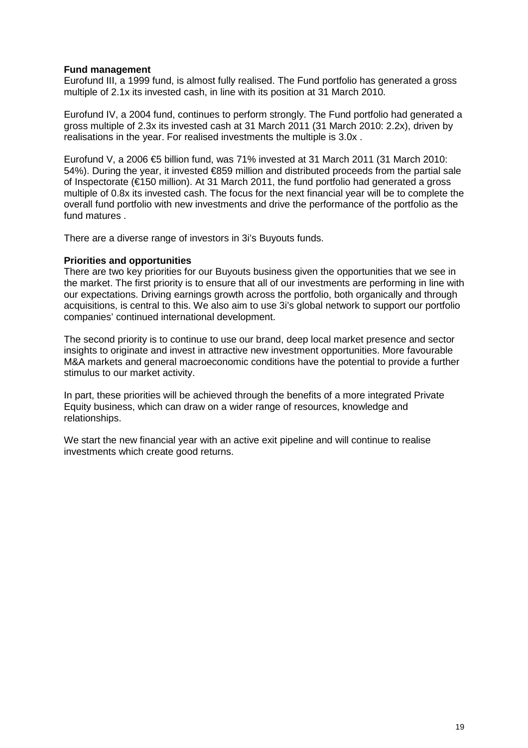**Fund management**

Eurofund III, a 1999 fund, is almost fully realised. The Fund portfolio has generated a gross multiple of 2.1x its invested cash, in line with its position at 31 March 2010.

Eurofund IV, a 2004 fund, continues to perform strongly. The Fund portfolio had generated a gross multiple of 2.3x its invested cash at 31 March 2011 (31 March 2010: 2.2x), driven by realisations in the year. For realised investments the multiple is 3.0x .

Eurofund V, a 2006 €5 billion fund, was 71% invested at 31 March 2011 (31 March 2010: 54%). During the year, it invested €859 million and distributed proceeds from the partial sale of Inspectorate (€150 million). At 31 March 2011, the fund portfolio had generated a gross multiple of 0.8x its invested cash. The focus for the next financial year will be to complete the overall fund portfolio with new investments and drive the performance of the portfolio as the fund matures .

There are a diverse range of investors in 3i's Buyouts funds.

**Priorities and opportunities**

There are two key priorities for our Buyouts business given the opportunities that we see in the market. The first priority is to ensure that all of our investments are performing in line with our expectations. Driving earnings growth across the portfolio, both organically and through acquisitions, is central to this. We also aim to use 3i's global network to support our portfolio companies' continued international development.

The second priority is to continue to use our brand, deep local market presence and sector insights to originate and invest in attractive new investment opportunities. More favourable M&A markets and general macroeconomic conditions have the potential to provide a further stimulus to our market activity.

In part, these priorities will be achieved through the benefits of a more integrated Private Equity business, which can draw on a wider range of resources, knowledge and relationships.

We start the new financial year with an active exit pipeline and will continue to realise investments which create good returns.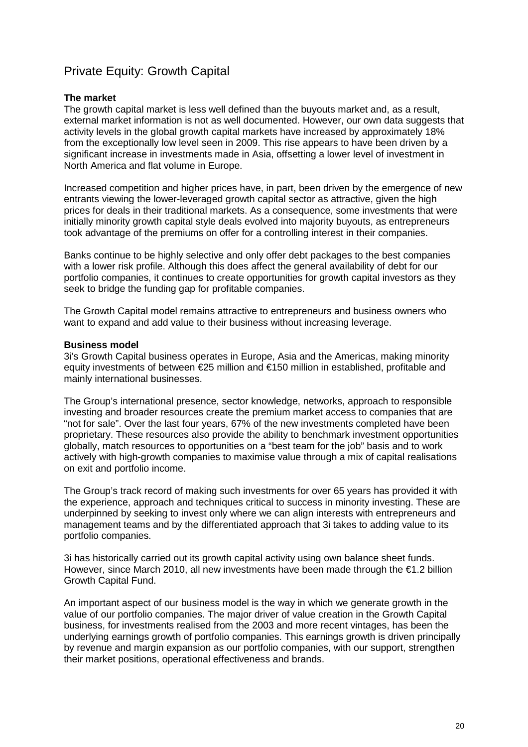# Private Equity: Growth Capital

**The market**

The growth capital market is less well defined than the buyouts market and, as a result, external market information is not as well documented. However, our own data suggests that activity levels in the global growth capital markets have increased by approximately 18% from the exceptionally low level seen in 2009. This rise appears to have been driven by a significant increase in investments made in Asia, offsetting a lower level of investment in North America and flat volume in Europe.

Increased competition and higher prices have, in part, been driven by the emergence of new entrants viewing the lower-leveraged growth capital sector as attractive, given the high prices for deals in their traditional markets. As a consequence, some investments that were initially minority growth capital style deals evolved into majority buyouts, as entrepreneurs took advantage of the premiums on offer for a controlling interest in their companies.

Banks continue to be highly selective and only offer debt packages to the best companies with a lower risk profile. Although this does affect the general availability of debt for our portfolio companies, it continues to create opportunities for growth capital investors as they seek to bridge the funding gap for profitable companies.

The Growth Capital model remains attractive to entrepreneurs and business owners who want to expand and add value to their business without increasing leverage.

**Business model**

3i's Growth Capital business operates in Europe, Asia and the Americas, making minority equity investments of between €25 million and €150 million in established, profitable and mainly international businesses.

The Group's international presence, sector knowledge, networks, approach to responsible investing and broader resources create the premium market access to companies that are "not for sale". Over the last four years, 67% of the new investments completed have been proprietary. These resources also provide the ability to benchmark investment opportunities globally, match resources to opportunities on a "best team for the job" basis and to work actively with high-growth companies to maximise value through a mix of capital realisations on exit and portfolio income.

The Group's track record of making such investments for over 65 years has provided it with the experience, approach and techniques critical to success in minority investing. These are underpinned by seeking to invest only where we can align interests with entrepreneurs and management teams and by the differentiated approach that 3i takes to adding value to its portfolio companies.

3i has historically carried out its growth capital activity using own balance sheet funds. However, since March 2010, all new investments have been made through the €1.2 billion Growth Capital Fund.

An important aspect of our business model is the way in which we generate growth in the value of our portfolio companies. The major driver of value creation in the Growth Capital business, for investments realised from the 2003 and more recent vintages, has been the underlying earnings growth of portfolio companies. This earnings growth is driven principally by revenue and margin expansion as our portfolio companies, with our support, strengthen their market positions, operational effectiveness and brands.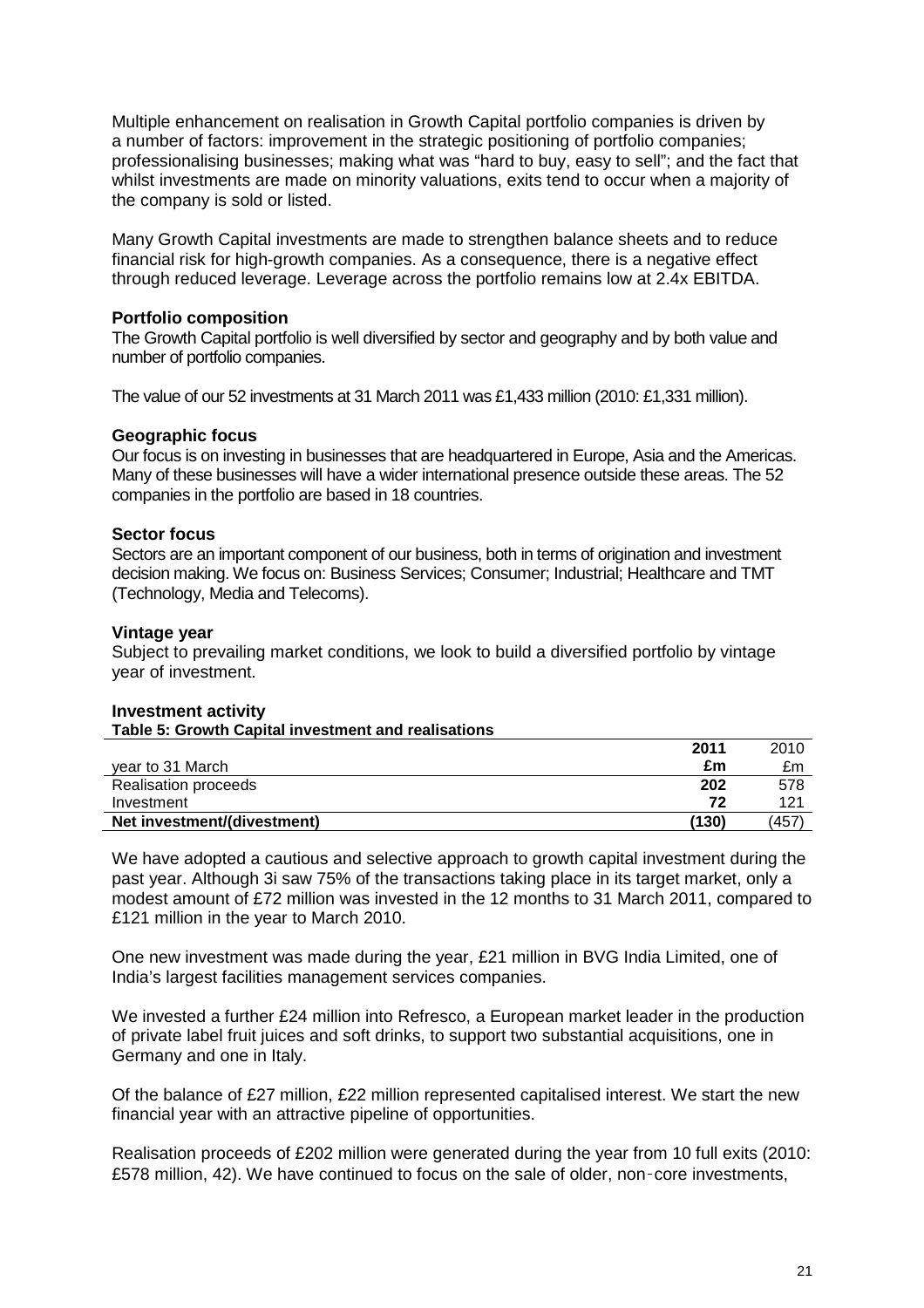Multiple enhancement on realisation in Growth Capital portfolio companies is driven by a number of factors: improvement in the strategic positioning of portfolio companies; professionalising businesses; making what was "hard to buy, easy to sell"; and the fact that whilst investments are made on minority valuations, exits tend to occur when a majority of the company is sold or listed.

Many Growth Capital investments are made to strengthen balance sheets and to reduce financial risk for high-growth companies. As a consequence, there is a negative effect through reduced leverage. Leverage across the portfolio remains low at 2.4x EBITDA.

**Portfolio composition**

The Growth Capital portfolio is well diversified by sector and geography and by both value and number of portfolio companies.

The value of our 52 investments at 31 March 2011 was £1,433 million (2010: £1,331 million).

**Geographic focus**

Our focus is on investing in businesses that are headquartered in Europe, Asia and the Americas. Many of these businesses will have a wider international presence outside these areas. The 52 companies in the portfolio are based in 18 countries.

**Sector focus**

Sectors are an important component of our business, both in terms of origination and investment decision making. We focus on: Business Services; Consumer; Industrial; Healthcare and TMT (Technology, Media and Telecoms).

**Vintage year**

Subject to prevailing market conditions, we look to build a diversified portfolio by vintage year of investment.

**Investment activity**

**Table 5: Growth Capital investment and realisations**

| year to 31 March | **2011 £m** | 2010 £m |
|---|---|---|
| Realisation proceeds | **202** | 578 |
| Investment | **72** | 121 |
| **Net investment/(divestment)** | **(130)** | (457) |

We have adopted a cautious and selective approach to growth capital investment during the past year. Although 3i saw 75% of the transactions taking place in its target market, only a modest amount of £72 million was invested in the 12 months to 31 March 2011, compared to £121 million in the year to March 2010.

One new investment was made during the year, £21 million in BVG India Limited, one of India's largest facilities management services companies.

We invested a further £24 million into Refresco, a European market leader in the production of private label fruit juices and soft drinks, to support two substantial acquisitions, one in Germany and one in Italy.

Of the balance of £27 million, £22 million represented capitalised interest. We start the new financial year with an attractive pipeline of opportunities.

Realisation proceeds of £202 million were generated during the year from 10 full exits (2010: £578 million, 42). We have continued to focus on the sale of older, non-core investments,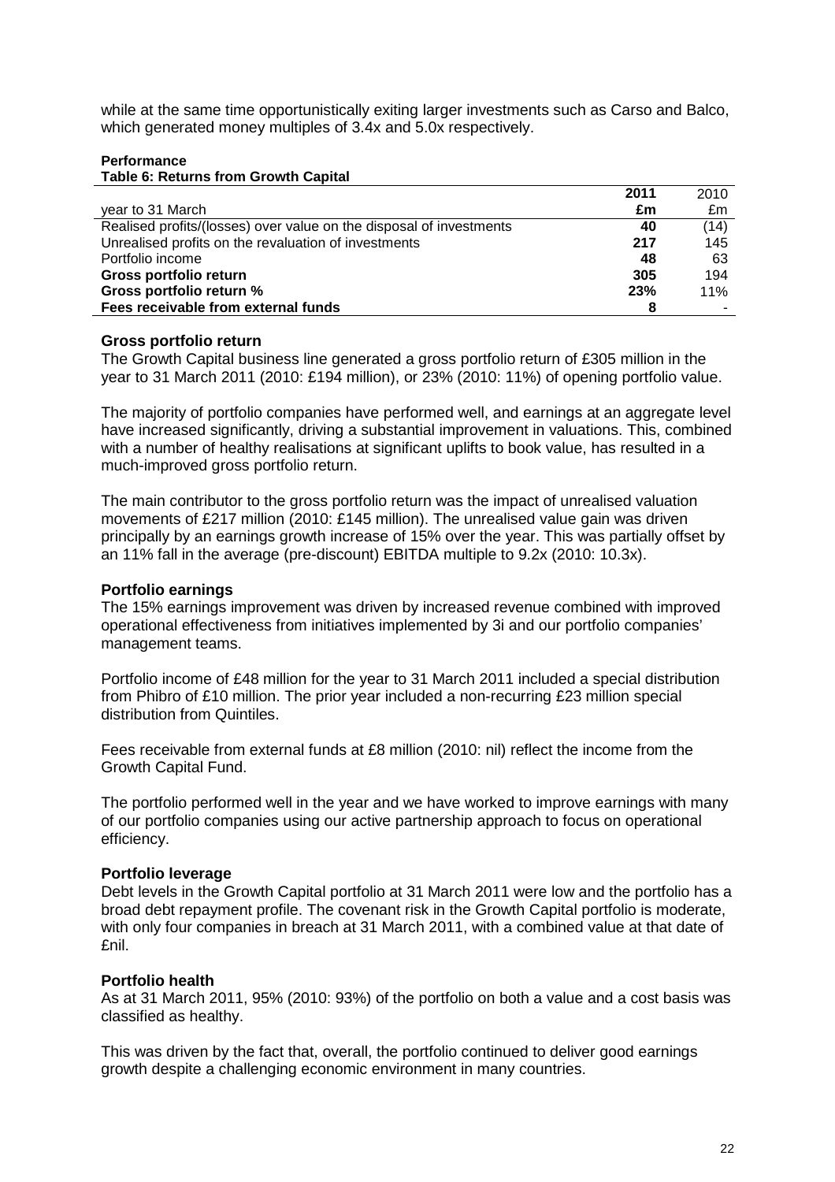while at the same time opportunistically exiting larger investments such as Carso and Balco, which generated money multiples of 3.4x and 5.0x respectively.

**Performance**

**Table 6: Returns from Growth Capital**

| year to 31 March | **2011** **£m** | 2010 £m |
|---|---|---|
| Realised profits/(losses) over value on the disposal of investments | **40** | (14) |
| Unrealised profits on the revaluation of investments | **217** | 145 |
| Portfolio income | **48** | 63 |
| **Gross portfolio return** | **305** | 194 |
| **Gross portfolio return %** | **23%** | 11% |
| **Fees receivable from external funds** | **8** | - |

### Gross portfolio return

The Growth Capital business line generated a gross portfolio return of £305 million in the year to 31 March 2011 (2010: £194 million), or 23% (2010: 11%) of opening portfolio value.

The majority of portfolio companies have performed well, and earnings at an aggregate level have increased significantly, driving a substantial improvement in valuations. This, combined with a number of healthy realisations at significant uplifts to book value, has resulted in a much-improved gross portfolio return.

The main contributor to the gross portfolio return was the impact of unrealised valuation movements of £217 million (2010: £145 million). The unrealised value gain was driven principally by an earnings growth increase of 15% over the year. This was partially offset by an 11% fall in the average (pre-discount) EBITDA multiple to 9.2x (2010: 10.3x).

### Portfolio earnings

The 15% earnings improvement was driven by increased revenue combined with improved operational effectiveness from initiatives implemented by 3i and our portfolio companies' management teams.

Portfolio income of £48 million for the year to 31 March 2011 included a special distribution from Phibro of £10 million. The prior year included a non-recurring £23 million special distribution from Quintiles.

Fees receivable from external funds at £8 million (2010: nil) reflect the income from the Growth Capital Fund.

The portfolio performed well in the year and we have worked to improve earnings with many of our portfolio companies using our active partnership approach to focus on operational efficiency.

### Portfolio leverage

Debt levels in the Growth Capital portfolio at 31 March 2011 were low and the portfolio has a broad debt repayment profile. The covenant risk in the Growth Capital portfolio is moderate, with only four companies in breach at 31 March 2011, with a combined value at that date of £nil.

### Portfolio health

As at 31 March 2011, 95% (2010: 93%) of the portfolio on both a value and a cost basis was classified as healthy.

This was driven by the fact that, overall, the portfolio continued to deliver good earnings growth despite a challenging economic environment in many countries.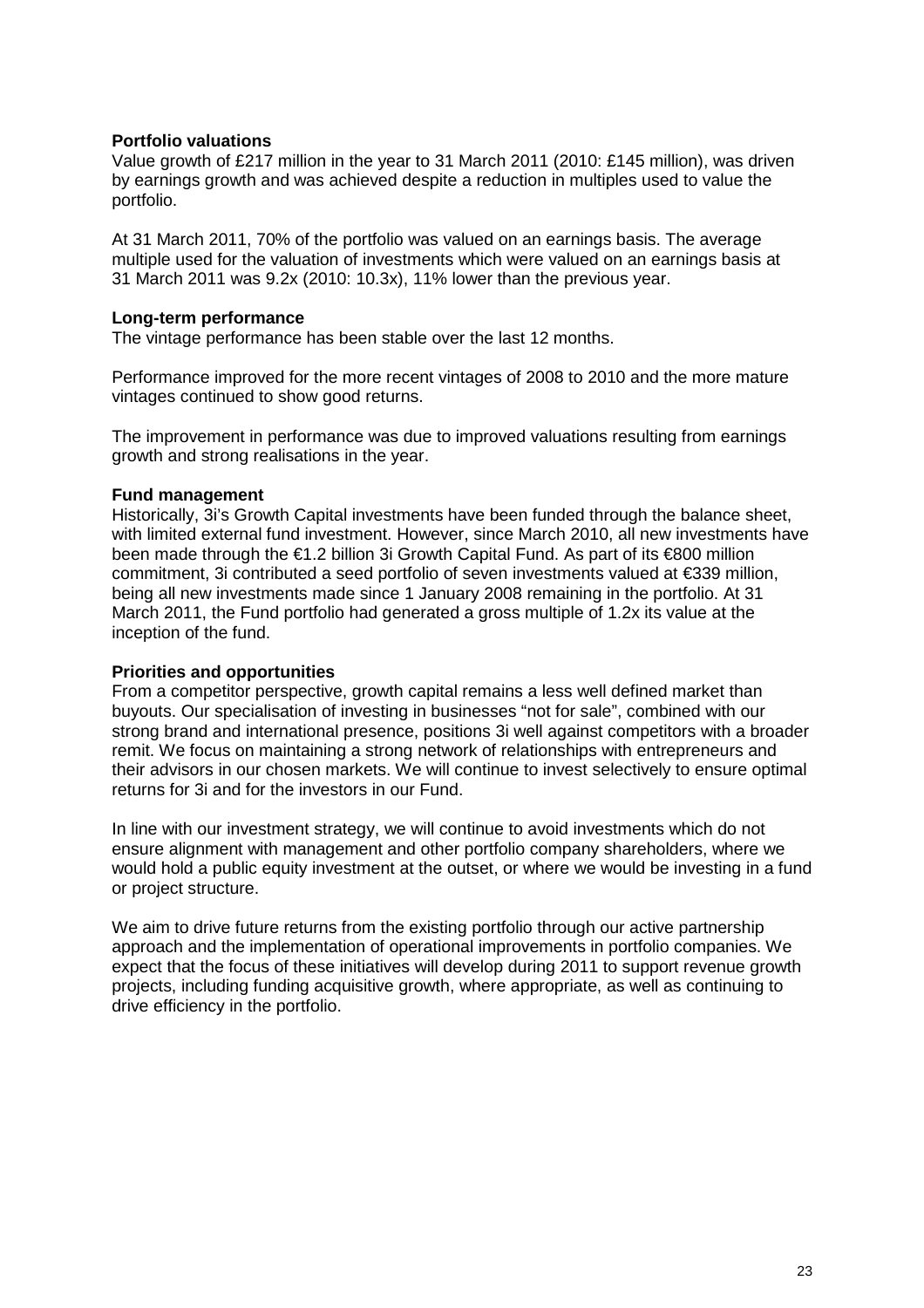**Portfolio valuations**

Value growth of £217 million in the year to 31 March 2011 (2010: £145 million), was driven by earnings growth and was achieved despite a reduction in multiples used to value the portfolio.

At 31 March 2011, 70% of the portfolio was valued on an earnings basis. The average multiple used for the valuation of investments which were valued on an earnings basis at 31 March 2011 was 9.2x (2010: 10.3x), 11% lower than the previous year.

**Long-term performance**

The vintage performance has been stable over the last 12 months.

Performance improved for the more recent vintages of 2008 to 2010 and the more mature vintages continued to show good returns.

The improvement in performance was due to improved valuations resulting from earnings growth and strong realisations in the year.

**Fund management**

Historically, 3i's Growth Capital investments have been funded through the balance sheet, with limited external fund investment. However, since March 2010, all new investments have been made through the €1.2 billion 3i Growth Capital Fund. As part of its €800 million commitment, 3i contributed a seed portfolio of seven investments valued at €339 million, being all new investments made since 1 January 2008 remaining in the portfolio. At 31 March 2011, the Fund portfolio had generated a gross multiple of 1.2x its value at the inception of the fund.

**Priorities and opportunities**

From a competitor perspective, growth capital remains a less well defined market than buyouts. Our specialisation of investing in businesses "not for sale", combined with our strong brand and international presence, positions 3i well against competitors with a broader remit. We focus on maintaining a strong network of relationships with entrepreneurs and their advisors in our chosen markets. We will continue to invest selectively to ensure optimal returns for 3i and for the investors in our Fund.

In line with our investment strategy, we will continue to avoid investments which do not ensure alignment with management and other portfolio company shareholders, where we would hold a public equity investment at the outset, or where we would be investing in a fund or project structure.

We aim to drive future returns from the existing portfolio through our active partnership approach and the implementation of operational improvements in portfolio companies. We expect that the focus of these initiatives will develop during 2011 to support revenue growth projects, including funding acquisitive growth, where appropriate, as well as continuing to drive efficiency in the portfolio.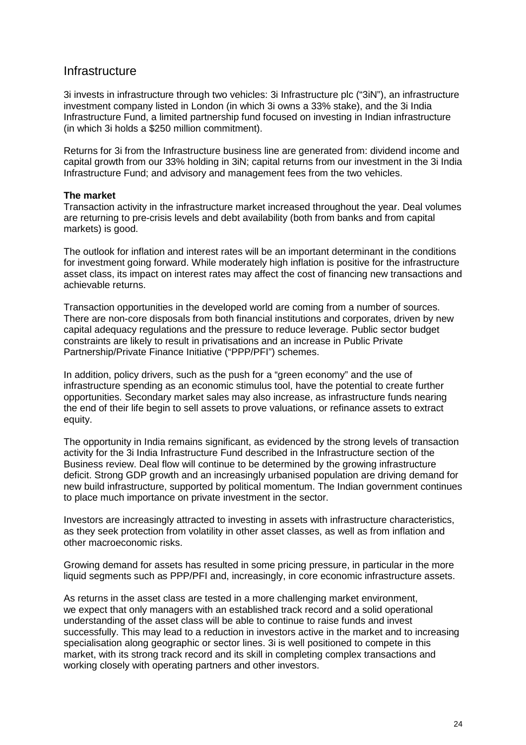## Infrastructure

3i invests in infrastructure through two vehicles: 3i Infrastructure plc ("3iN"), an infrastructure investment company listed in London (in which 3i owns a 33% stake), and the 3i India Infrastructure Fund, a limited partnership fund focused on investing in Indian infrastructure (in which 3i holds a $250 million commitment).

Returns for 3i from the Infrastructure business line are generated from: dividend income and capital growth from our 33% holding in 3iN; capital returns from our investment in the 3i India Infrastructure Fund; and advisory and management fees from the two vehicles.

**The market**

Transaction activity in the infrastructure market increased throughout the year. Deal volumes are returning to pre-crisis levels and debt availability (both from banks and from capital markets) is good.

The outlook for inflation and interest rates will be an important determinant in the conditions for investment going forward. While moderately high inflation is positive for the infrastructure asset class, its impact on interest rates may affect the cost of financing new transactions and achievable returns.

Transaction opportunities in the developed world are coming from a number of sources. There are non-core disposals from both financial institutions and corporates, driven by new capital adequacy regulations and the pressure to reduce leverage. Public sector budget constraints are likely to result in privatisations and an increase in Public Private Partnership/Private Finance Initiative ("PPP/PFI") schemes.

In addition, policy drivers, such as the push for a "green economy" and the use of infrastructure spending as an economic stimulus tool, have the potential to create further opportunities. Secondary market sales may also increase, as infrastructure funds nearing the end of their life begin to sell assets to prove valuations, or refinance assets to extract equity.

The opportunity in India remains significant, as evidenced by the strong levels of transaction activity for the 3i India Infrastructure Fund described in the Infrastructure section of the Business review. Deal flow will continue to be determined by the growing infrastructure deficit. Strong GDP growth and an increasingly urbanised population are driving demand for new build infrastructure, supported by political momentum. The Indian government continues to place much importance on private investment in the sector.

Investors are increasingly attracted to investing in assets with infrastructure characteristics, as they seek protection from volatility in other asset classes, as well as from inflation and other macroeconomic risks.

Growing demand for assets has resulted in some pricing pressure, in particular in the more liquid segments such as PPP/PFI and, increasingly, in core economic infrastructure assets.

As returns in the asset class are tested in a more challenging market environment, we expect that only managers with an established track record and a solid operational understanding of the asset class will be able to continue to raise funds and invest successfully. This may lead to a reduction in investors active in the market and to increasing specialisation along geographic or sector lines. 3i is well positioned to compete in this market, with its strong track record and its skill in completing complex transactions and working closely with operating partners and other investors.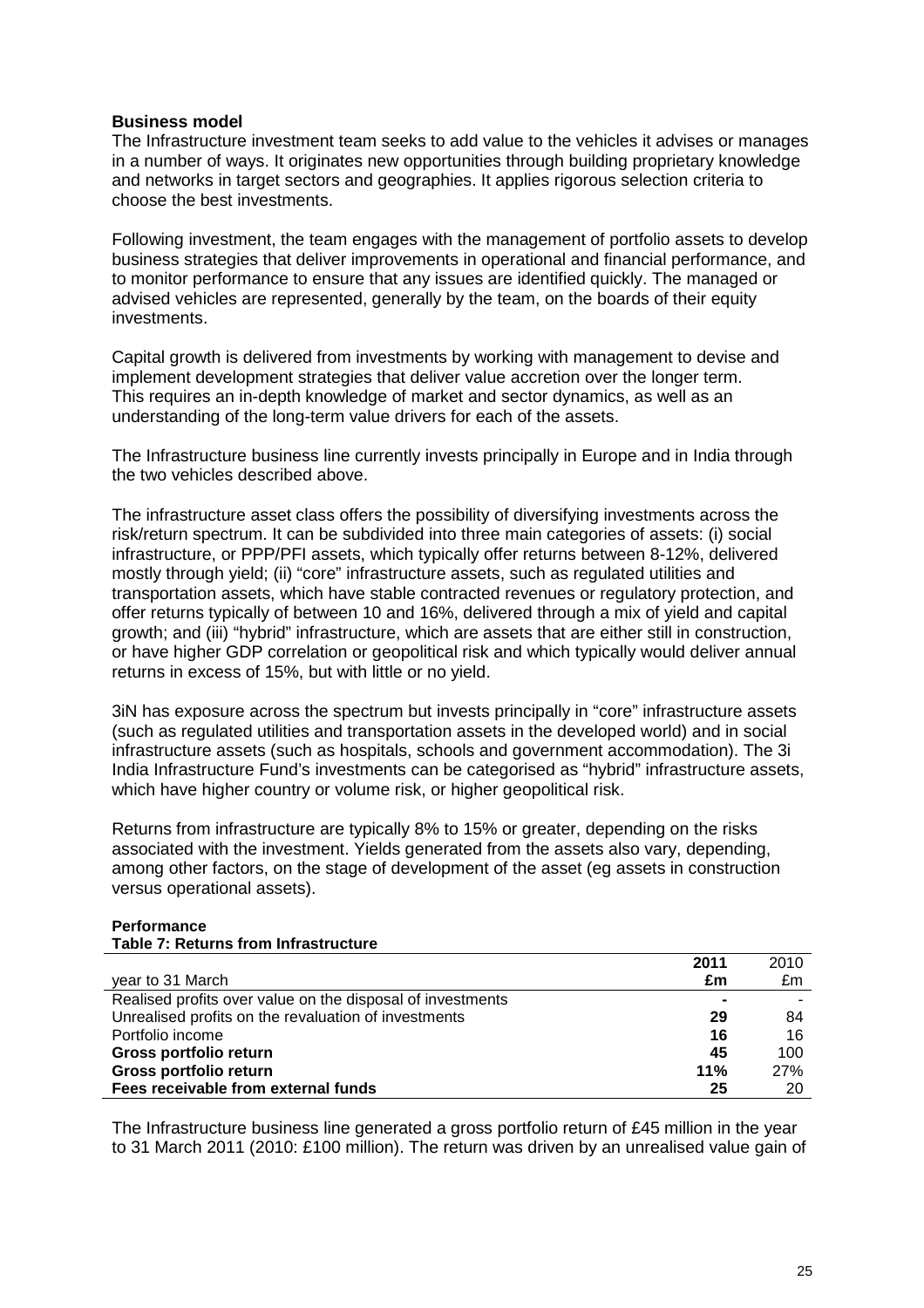### Business model

The Infrastructure investment team seeks to add value to the vehicles it advises or manages in a number of ways. It originates new opportunities through building proprietary knowledge and networks in target sectors and geographies. It applies rigorous selection criteria to choose the best investments.

Following investment, the team engages with the management of portfolio assets to develop business strategies that deliver improvements in operational and financial performance, and to monitor performance to ensure that any issues are identified quickly. The managed or advised vehicles are represented, generally by the team, on the boards of their equity investments.

Capital growth is delivered from investments by working with management to devise and implement development strategies that deliver value accretion over the longer term. This requires an in-depth knowledge of market and sector dynamics, as well as an understanding of the long-term value drivers for each of the assets.

The Infrastructure business line currently invests principally in Europe and in India through the two vehicles described above.

The infrastructure asset class offers the possibility of diversifying investments across the risk/return spectrum. It can be subdivided into three main categories of assets: (i) social infrastructure, or PPP/PFI assets, which typically offer returns between 8-12%, delivered mostly through yield; (ii) "core" infrastructure assets, such as regulated utilities and transportation assets, which have stable contracted revenues or regulatory protection, and offer returns typically of between 10 and 16%, delivered through a mix of yield and capital growth; and (iii) "hybrid" infrastructure, which are assets that are either still in construction, or have higher GDP correlation or geopolitical risk and which typically would deliver annual returns in excess of 15%, but with little or no yield.

3iN has exposure across the spectrum but invests principally in "core" infrastructure assets (such as regulated utilities and transportation assets in the developed world) and in social infrastructure assets (such as hospitals, schools and government accommodation). The 3i India Infrastructure Fund's investments can be categorised as "hybrid" infrastructure assets, which have higher country or volume risk, or higher geopolitical risk.

Returns from infrastructure are typically 8% to 15% or greater, depending on the risks associated with the investment. Yields generated from the assets also vary, depending, among other factors, on the stage of development of the asset (eg assets in construction versus operational assets).

### Performance

**Table 7: Returns from Infrastructure**

| year to 31 March | **2011 £m** | 2010 £m |
|---|---|---|
| Realised profits over value on the disposal of investments | **-** | - |
| Unrealised profits on the revaluation of investments | **29** | 84 |
| Portfolio income | **16** | 16 |
| **Gross portfolio return** | **45** | 100 |
| **Gross portfolio return** | **11%** | 27% |
| **Fees receivable from external funds** | **25** | 20 |

The Infrastructure business line generated a gross portfolio return of £45 million in the year to 31 March 2011 (2010: £100 million). The return was driven by an unrealised value gain of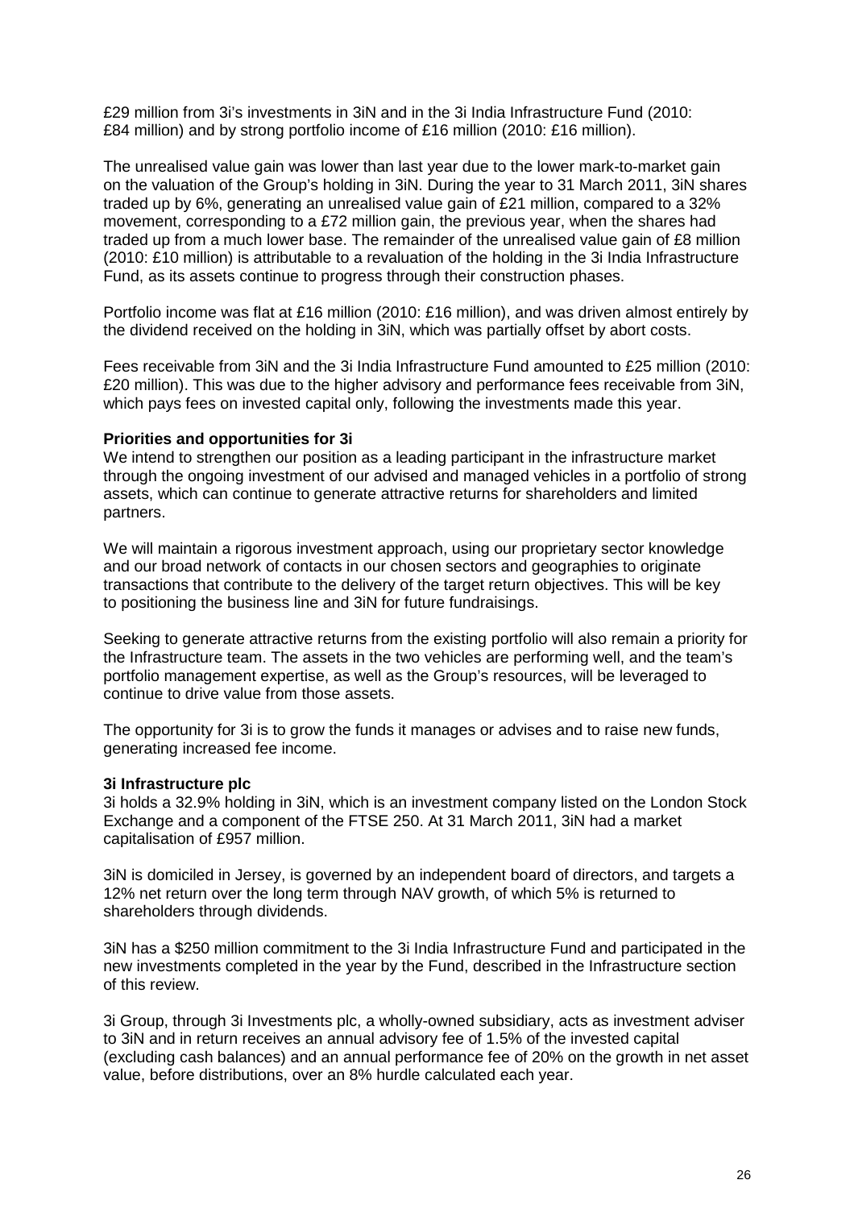£29 million from 3i's investments in 3iN and in the 3i India Infrastructure Fund (2010: £84 million) and by strong portfolio income of £16 million (2010: £16 million).

The unrealised value gain was lower than last year due to the lower mark-to-market gain on the valuation of the Group's holding in 3iN. During the year to 31 March 2011, 3iN shares traded up by 6%, generating an unrealised value gain of £21 million, compared to a 32% movement, corresponding to a £72 million gain, the previous year, when the shares had traded up from a much lower base. The remainder of the unrealised value gain of £8 million (2010: £10 million) is attributable to a revaluation of the holding in the 3i India Infrastructure Fund, as its assets continue to progress through their construction phases.

Portfolio income was flat at £16 million (2010: £16 million), and was driven almost entirely by the dividend received on the holding in 3iN, which was partially offset by abort costs.

Fees receivable from 3iN and the 3i India Infrastructure Fund amounted to £25 million (2010: £20 million). This was due to the higher advisory and performance fees receivable from 3iN, which pays fees on invested capital only, following the investments made this year.

**Priorities and opportunities for 3i**

We intend to strengthen our position as a leading participant in the infrastructure market through the ongoing investment of our advised and managed vehicles in a portfolio of strong assets, which can continue to generate attractive returns for shareholders and limited partners.

We will maintain a rigorous investment approach, using our proprietary sector knowledge and our broad network of contacts in our chosen sectors and geographies to originate transactions that contribute to the delivery of the target return objectives. This will be key to positioning the business line and 3iN for future fundraisings.

Seeking to generate attractive returns from the existing portfolio will also remain a priority for the Infrastructure team. The assets in the two vehicles are performing well, and the team's portfolio management expertise, as well as the Group's resources, will be leveraged to continue to drive value from those assets.

The opportunity for 3i is to grow the funds it manages or advises and to raise new funds, generating increased fee income.

**3i Infrastructure plc**

3i holds a 32.9% holding in 3iN, which is an investment company listed on the London Stock Exchange and a component of the FTSE 250. At 31 March 2011, 3iN had a market capitalisation of £957 million.

3iN is domiciled in Jersey, is governed by an independent board of directors, and targets a 12% net return over the long term through NAV growth, of which 5% is returned to shareholders through dividends.

3iN has a \$250 million commitment to the 3i India Infrastructure Fund and participated in the new investments completed in the year by the Fund, described in the Infrastructure section of this review.

3i Group, through 3i Investments plc, a wholly-owned subsidiary, acts as investment adviser to 3iN and in return receives an annual advisory fee of 1.5% of the invested capital (excluding cash balances) and an annual performance fee of 20% on the growth in net asset value, before distributions, over an 8% hurdle calculated each year.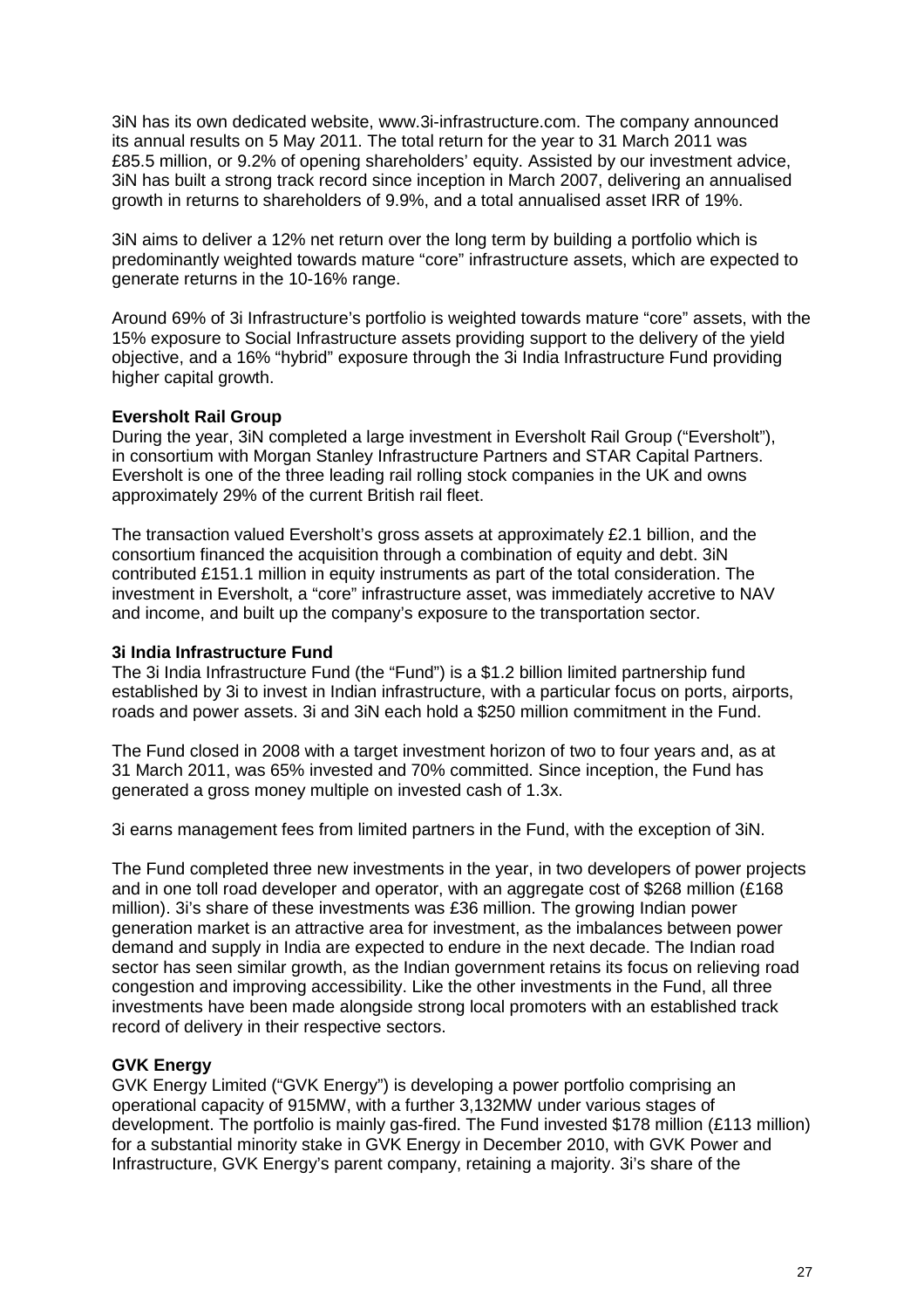3iN has its own dedicated website, www.3i-infrastructure.com. The company announced its annual results on 5 May 2011. The total return for the year to 31 March 2011 was £85.5 million, or 9.2% of opening shareholders' equity. Assisted by our investment advice, 3iN has built a strong track record since inception in March 2007, delivering an annualised growth in returns to shareholders of 9.9%, and a total annualised asset IRR of 19%.

3iN aims to deliver a 12% net return over the long term by building a portfolio which is predominantly weighted towards mature "core" infrastructure assets, which are expected to generate returns in the 10-16% range.

Around 69% of 3i Infrastructure's portfolio is weighted towards mature "core" assets, with the 15% exposure to Social Infrastructure assets providing support to the delivery of the yield objective, and a 16% "hybrid" exposure through the 3i India Infrastructure Fund providing higher capital growth.

**Eversholt Rail Group**

During the year, 3iN completed a large investment in Eversholt Rail Group ("Eversholt"), in consortium with Morgan Stanley Infrastructure Partners and STAR Capital Partners. Eversholt is one of the three leading rail rolling stock companies in the UK and owns approximately 29% of the current British rail fleet.

The transaction valued Eversholt's gross assets at approximately £2.1 billion, and the consortium financed the acquisition through a combination of equity and debt. 3iN contributed £151.1 million in equity instruments as part of the total consideration. The investment in Eversholt, a "core" infrastructure asset, was immediately accretive to NAV and income, and built up the company's exposure to the transportation sector.

**3i India Infrastructure Fund**

The 3i India Infrastructure Fund (the "Fund") is a $1.2 billion limited partnership fund established by 3i to invest in Indian infrastructure, with a particular focus on ports, airports, roads and power assets. 3i and 3iN each hold a $250 million commitment in the Fund.

The Fund closed in 2008 with a target investment horizon of two to four years and, as at 31 March 2011, was 65% invested and 70% committed. Since inception, the Fund has generated a gross money multiple on invested cash of 1.3x.

3i earns management fees from limited partners in the Fund, with the exception of 3iN.

The Fund completed three new investments in the year, in two developers of power projects and in one toll road developer and operator, with an aggregate cost of $268 million (£168 million). 3i's share of these investments was £36 million. The growing Indian power generation market is an attractive area for investment, as the imbalances between power demand and supply in India are expected to endure in the next decade. The Indian road sector has seen similar growth, as the Indian government retains its focus on relieving road congestion and improving accessibility. Like the other investments in the Fund, all three investments have been made alongside strong local promoters with an established track record of delivery in their respective sectors.

**GVK Energy**

GVK Energy Limited ("GVK Energy") is developing a power portfolio comprising an operational capacity of 915MW, with a further 3,132MW under various stages of development. The portfolio is mainly gas-fired. The Fund invested $178 million (£113 million) for a substantial minority stake in GVK Energy in December 2010, with GVK Power and Infrastructure, GVK Energy's parent company, retaining a majority. 3i's share of the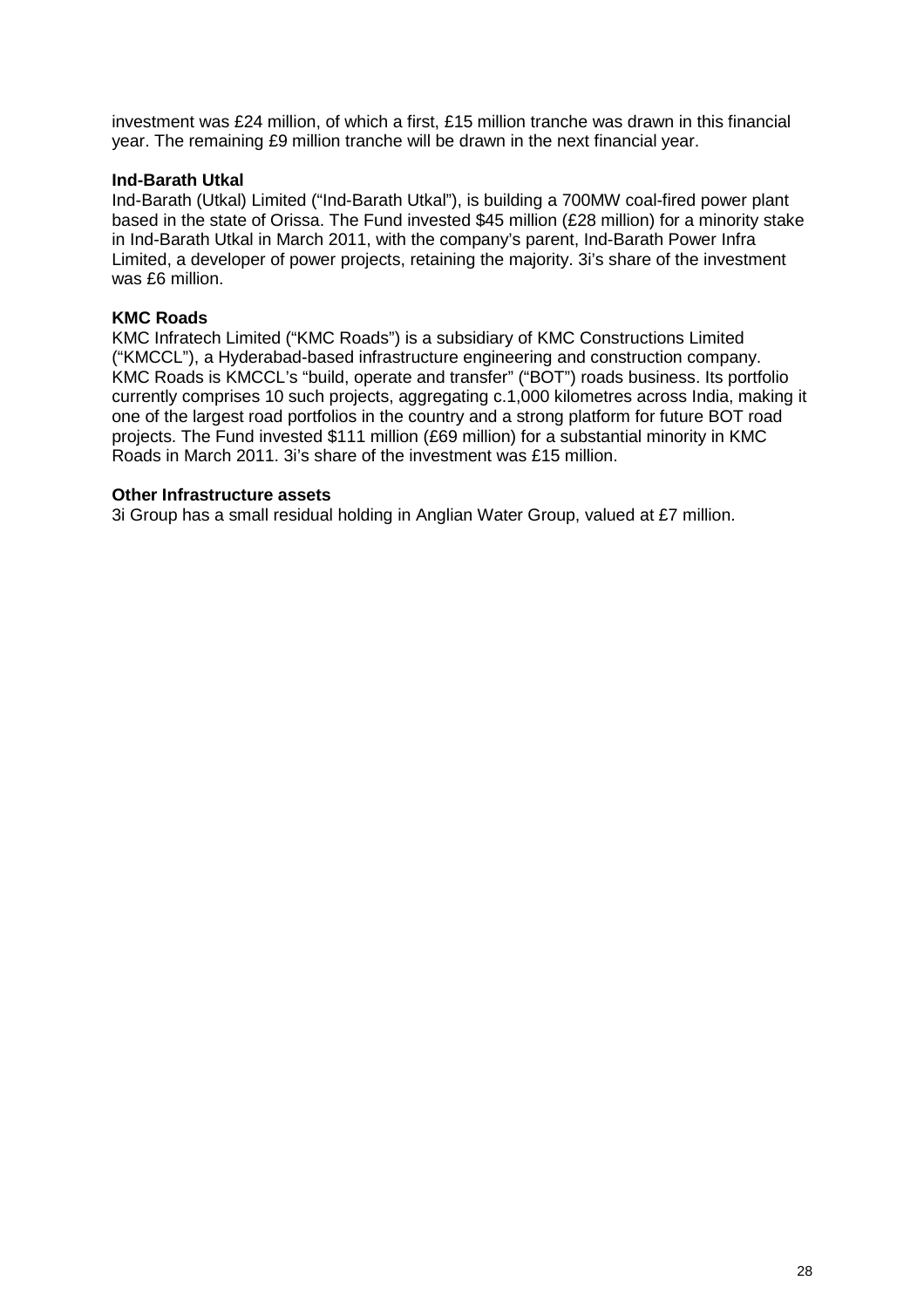investment was £24 million, of which a first, £15 million tranche was drawn in this financial year. The remaining £9 million tranche will be drawn in the next financial year.

**Ind-Barath Utkal**

Ind-Barath (Utkal) Limited ("Ind-Barath Utkal"), is building a 700MW coal-fired power plant based in the state of Orissa. The Fund invested $45 million (£28 million) for a minority stake in Ind-Barath Utkal in March 2011, with the company's parent, Ind-Barath Power Infra Limited, a developer of power projects, retaining the majority. 3i's share of the investment was £6 million.

**KMC Roads**

KMC Infratech Limited ("KMC Roads") is a subsidiary of KMC Constructions Limited ("KMCCL"), a Hyderabad-based infrastructure engineering and construction company. KMC Roads is KMCCL's "build, operate and transfer" ("BOT") roads business. Its portfolio currently comprises 10 such projects, aggregating c.1,000 kilometres across India, making it one of the largest road portfolios in the country and a strong platform for future BOT road projects. The Fund invested $111 million (£69 million) for a substantial minority in KMC Roads in March 2011. 3i's share of the investment was £15 million.

**Other Infrastructure assets**

3i Group has a small residual holding in Anglian Water Group, valued at £7 million.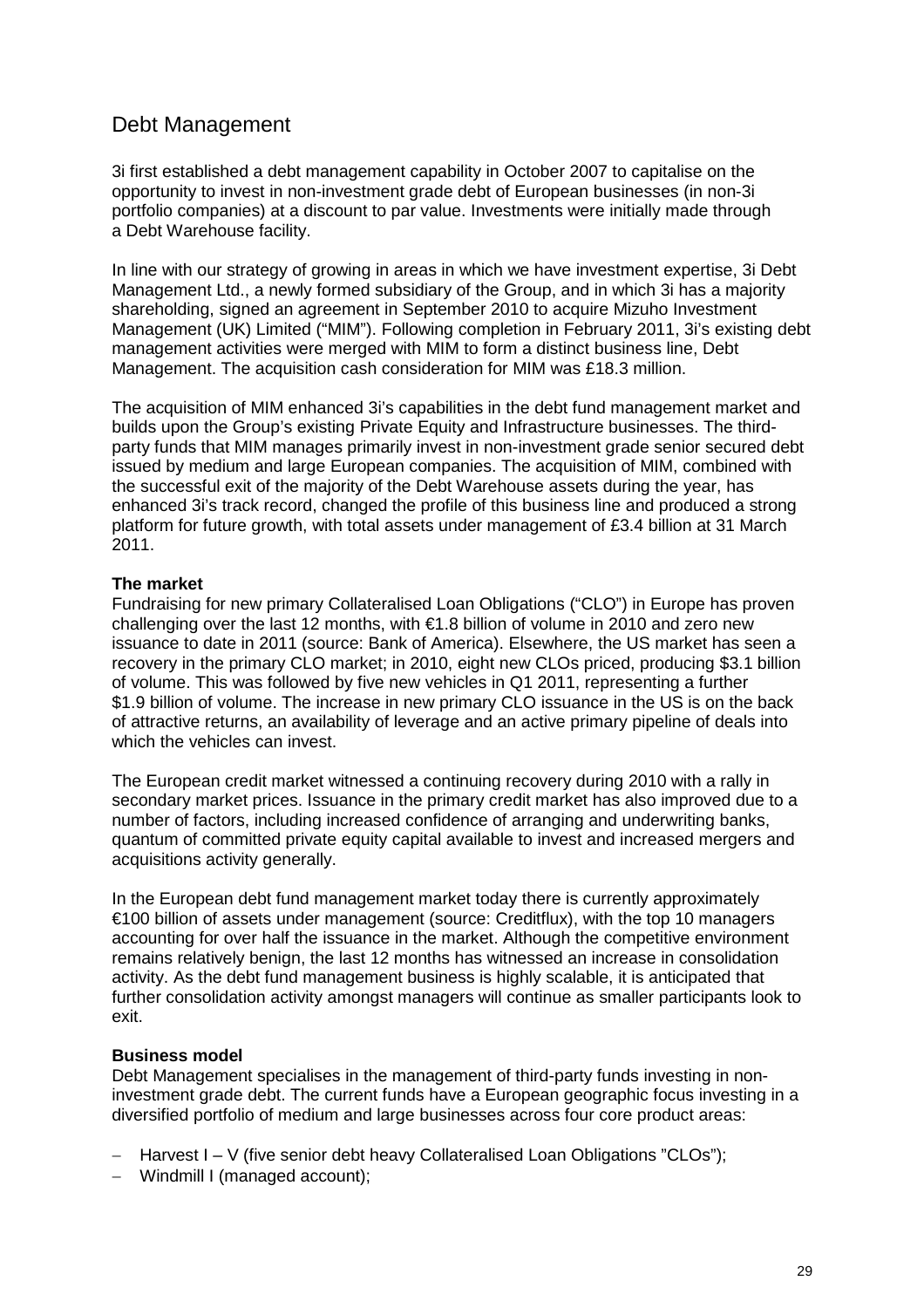## Debt Management

3i first established a debt management capability in October 2007 to capitalise on the opportunity to invest in non-investment grade debt of European businesses (in non-3i portfolio companies) at a discount to par value. Investments were initially made through a Debt Warehouse facility.

In line with our strategy of growing in areas in which we have investment expertise, 3i Debt Management Ltd., a newly formed subsidiary of the Group, and in which 3i has a majority shareholding, signed an agreement in September 2010 to acquire Mizuho Investment Management (UK) Limited ("MIM"). Following completion in February 2011, 3i's existing debt management activities were merged with MIM to form a distinct business line, Debt Management. The acquisition cash consideration for MIM was £18.3 million.

The acquisition of MIM enhanced 3i's capabilities in the debt fund management market and builds upon the Group's existing Private Equity and Infrastructure businesses. The third-party funds that MIM manages primarily invest in non-investment grade senior secured debt issued by medium and large European companies. The acquisition of MIM, combined with the successful exit of the majority of the Debt Warehouse assets during the year, has enhanced 3i's track record, changed the profile of this business line and produced a strong platform for future growth, with total assets under management of £3.4 billion at 31 March 2011.

**The market**

Fundraising for new primary Collateralised Loan Obligations ("CLO") in Europe has proven challenging over the last 12 months, with €1.8 billion of volume in 2010 and zero new issuance to date in 2011 (source: Bank of America). Elsewhere, the US market has seen a recovery in the primary CLO market; in 2010, eight new CLOs priced, producing $3.1 billion of volume. This was followed by five new vehicles in Q1 2011, representing a further $1.9 billion of volume. The increase in new primary CLO issuance in the US is on the back of attractive returns, an availability of leverage and an active primary pipeline of deals into which the vehicles can invest.

The European credit market witnessed a continuing recovery during 2010 with a rally in secondary market prices. Issuance in the primary credit market has also improved due to a number of factors, including increased confidence of arranging and underwriting banks, quantum of committed private equity capital available to invest and increased mergers and acquisitions activity generally.

In the European debt fund management market today there is currently approximately €100 billion of assets under management (source: Creditflux), with the top 10 managers accounting for over half the issuance in the market. Although the competitive environment remains relatively benign, the last 12 months has witnessed an increase in consolidation activity. As the debt fund management business is highly scalable, it is anticipated that further consolidation activity amongst managers will continue as smaller participants look to exit.

**Business model**

Debt Management specialises in the management of third-party funds investing in non-investment grade debt. The current funds have a European geographic focus investing in a diversified portfolio of medium and large businesses across four core product areas:

- Harvest I – V (five senior debt heavy Collateralised Loan Obligations "CLOs");
- Windmill I (managed account);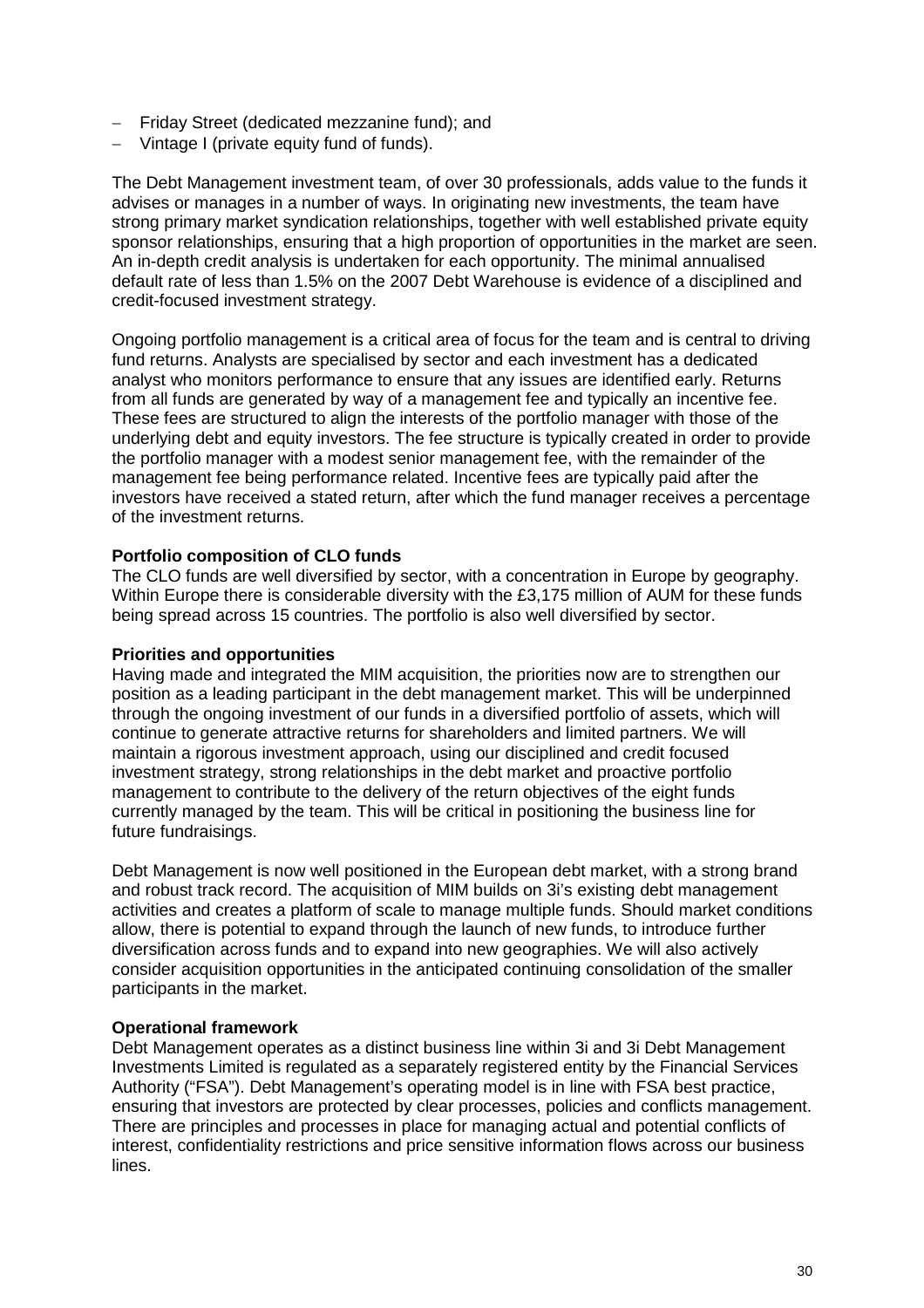- Friday Street (dedicated mezzanine fund); and
- Vintage I (private equity fund of funds).

The Debt Management investment team, of over 30 professionals, adds value to the funds it advises or manages in a number of ways. In originating new investments, the team have strong primary market syndication relationships, together with well established private equity sponsor relationships, ensuring that a high proportion of opportunities in the market are seen. An in-depth credit analysis is undertaken for each opportunity. The minimal annualised default rate of less than 1.5% on the 2007 Debt Warehouse is evidence of a disciplined and credit-focused investment strategy.

Ongoing portfolio management is a critical area of focus for the team and is central to driving fund returns. Analysts are specialised by sector and each investment has a dedicated analyst who monitors performance to ensure that any issues are identified early. Returns from all funds are generated by way of a management fee and typically an incentive fee. These fees are structured to align the interests of the portfolio manager with those of the underlying debt and equity investors. The fee structure is typically created in order to provide the portfolio manager with a modest senior management fee, with the remainder of the management fee being performance related. Incentive fees are typically paid after the investors have received a stated return, after which the fund manager receives a percentage of the investment returns.

**Portfolio composition of CLO funds**

The CLO funds are well diversified by sector, with a concentration in Europe by geography. Within Europe there is considerable diversity with the £3,175 million of AUM for these funds being spread across 15 countries. The portfolio is also well diversified by sector.

**Priorities and opportunities**

Having made and integrated the MIM acquisition, the priorities now are to strengthen our position as a leading participant in the debt management market. This will be underpinned through the ongoing investment of our funds in a diversified portfolio of assets, which will continue to generate attractive returns for shareholders and limited partners. We will maintain a rigorous investment approach, using our disciplined and credit focused investment strategy, strong relationships in the debt market and proactive portfolio management to contribute to the delivery of the return objectives of the eight funds currently managed by the team. This will be critical in positioning the business line for future fundraisings.

Debt Management is now well positioned in the European debt market, with a strong brand and robust track record. The acquisition of MIM builds on 3i's existing debt management activities and creates a platform of scale to manage multiple funds. Should market conditions allow, there is potential to expand through the launch of new funds, to introduce further diversification across funds and to expand into new geographies. We will also actively consider acquisition opportunities in the anticipated continuing consolidation of the smaller participants in the market.

**Operational framework**

Debt Management operates as a distinct business line within 3i and 3i Debt Management Investments Limited is regulated as a separately registered entity by the Financial Services Authority ("FSA"). Debt Management's operating model is in line with FSA best practice, ensuring that investors are protected by clear processes, policies and conflicts management. There are principles and processes in place for managing actual and potential conflicts of interest, confidentiality restrictions and price sensitive information flows across our business lines.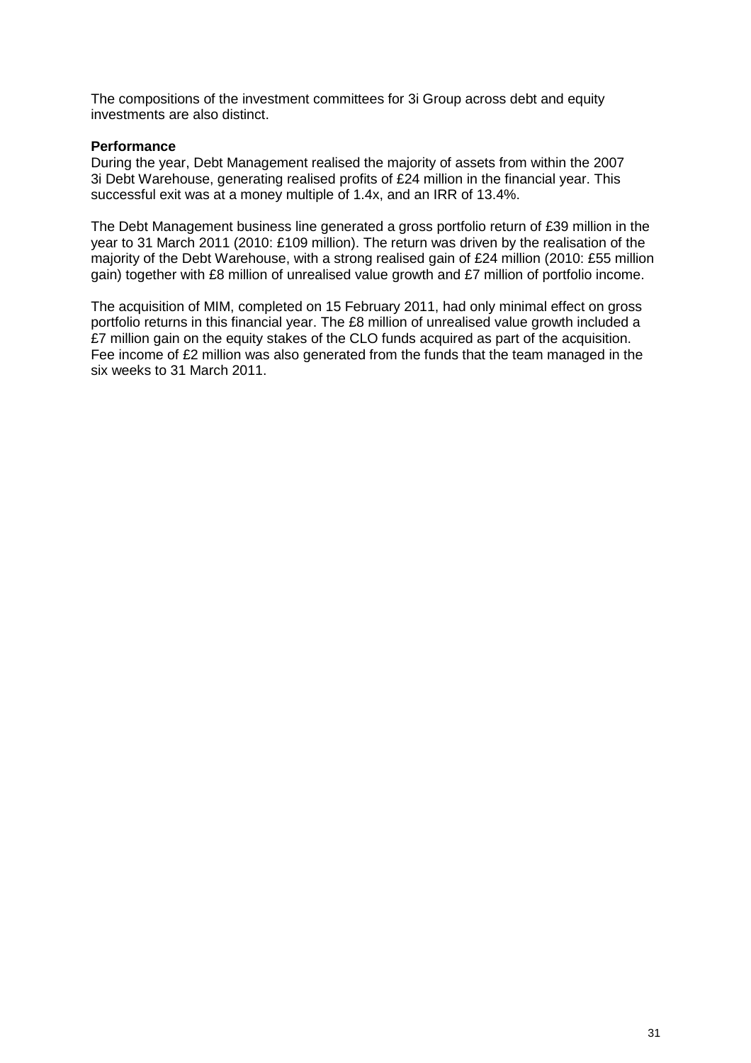The compositions of the investment committees for 3i Group across debt and equity investments are also distinct.

**Performance**

During the year, Debt Management realised the majority of assets from within the 2007 3i Debt Warehouse, generating realised profits of £24 million in the financial year. This successful exit was at a money multiple of 1.4x, and an IRR of 13.4%.

The Debt Management business line generated a gross portfolio return of £39 million in the year to 31 March 2011 (2010: £109 million). The return was driven by the realisation of the majority of the Debt Warehouse, with a strong realised gain of £24 million (2010: £55 million gain) together with £8 million of unrealised value growth and £7 million of portfolio income.

The acquisition of MIM, completed on 15 February 2011, had only minimal effect on gross portfolio returns in this financial year. The £8 million of unrealised value growth included a £7 million gain on the equity stakes of the CLO funds acquired as part of the acquisition. Fee income of £2 million was also generated from the funds that the team managed in the six weeks to 31 March 2011.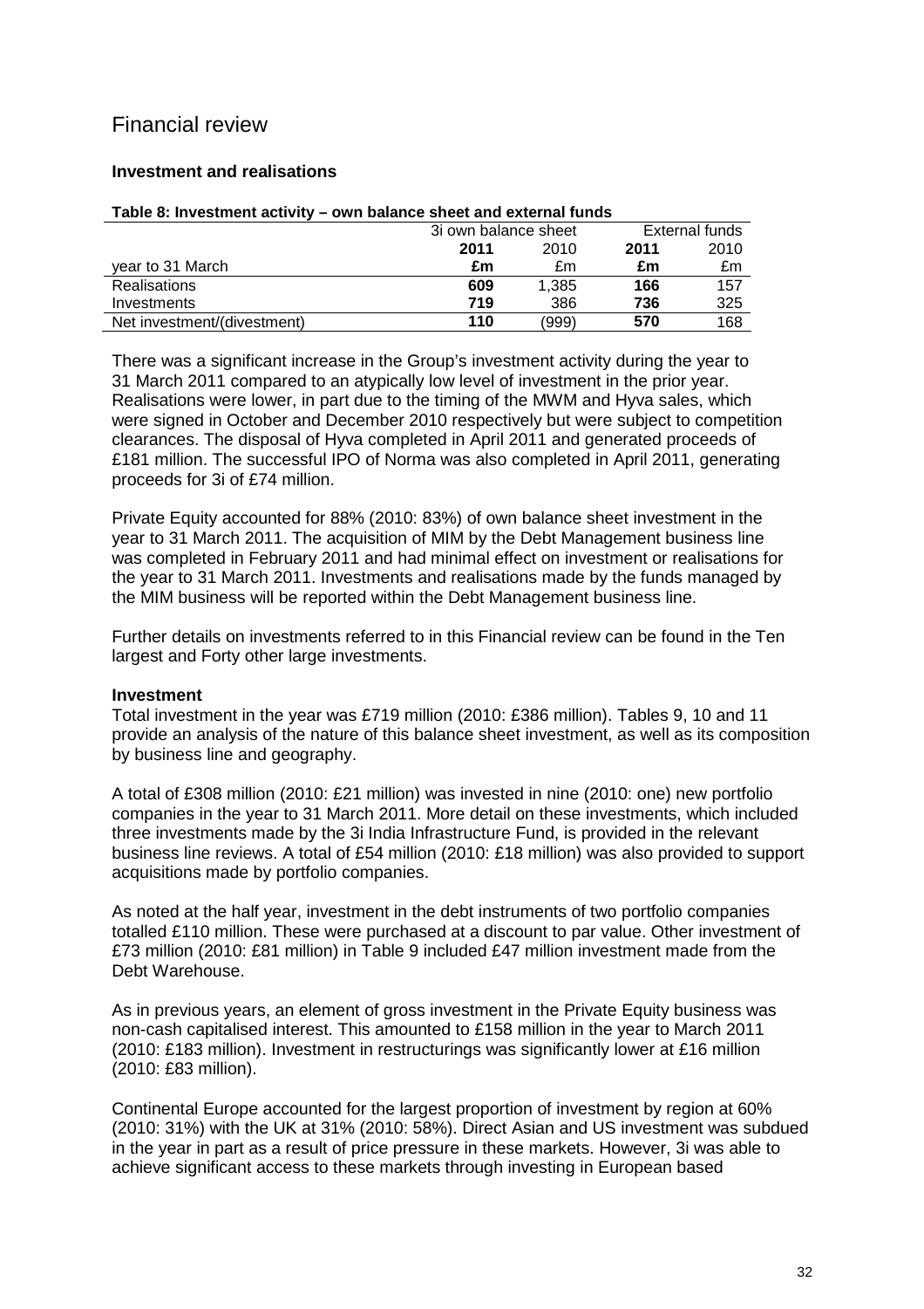# Financial review

### Investment and realisations

**Table 8: Investment activity – own balance sheet and external funds**

| | 3i own balance sheet | | External funds | |
|---|---|---|---|---|
| | **2011** | 2010 | **2011** | 2010 |
| year to 31 March | **£m** | £m | **£m** | £m |
| Realisations | **609** | 1,385 | **166** | 157 |
| Investments | **719** | 386 | **736** | 325 |
| Net investment/(divestment) | **110** | (999) | **570** | 168 |

There was a significant increase in the Group's investment activity during the year to 31 March 2011 compared to an atypically low level of investment in the prior year. Realisations were lower, in part due to the timing of the MWM and Hyva sales, which were signed in October and December 2010 respectively but were subject to competition clearances. The disposal of Hyva completed in April 2011 and generated proceeds of £181 million. The successful IPO of Norma was also completed in April 2011, generating proceeds for 3i of £74 million.

Private Equity accounted for 88% (2010: 83%) of own balance sheet investment in the year to 31 March 2011. The acquisition of MIM by the Debt Management business line was completed in February 2011 and had minimal effect on investment or realisations for the year to 31 March 2011. Investments and realisations made by the funds managed by the MIM business will be reported within the Debt Management business line.

Further details on investments referred to in this Financial review can be found in the Ten largest and Forty other large investments.

### Investment

Total investment in the year was £719 million (2010: £386 million). Tables 9, 10 and 11 provide an analysis of the nature of this balance sheet investment, as well as its composition by business line and geography.

A total of £308 million (2010: £21 million) was invested in nine (2010: one) new portfolio companies in the year to 31 March 2011. More detail on these investments, which included three investments made by the 3i India Infrastructure Fund, is provided in the relevant business line reviews. A total of £54 million (2010: £18 million) was also provided to support acquisitions made by portfolio companies.

As noted at the half year, investment in the debt instruments of two portfolio companies totalled £110 million. These were purchased at a discount to par value. Other investment of £73 million (2010: £81 million) in Table 9 included £47 million investment made from the Debt Warehouse.

As in previous years, an element of gross investment in the Private Equity business was non-cash capitalised interest. This amounted to £158 million in the year to March 2011 (2010: £183 million). Investment in restructurings was significantly lower at £16 million (2010: £83 million).

Continental Europe accounted for the largest proportion of investment by region at 60% (2010: 31%) with the UK at 31% (2010: 58%). Direct Asian and US investment was subdued in the year in part as a result of price pressure in these markets. However, 3i was able to achieve significant access to these markets through investing in European based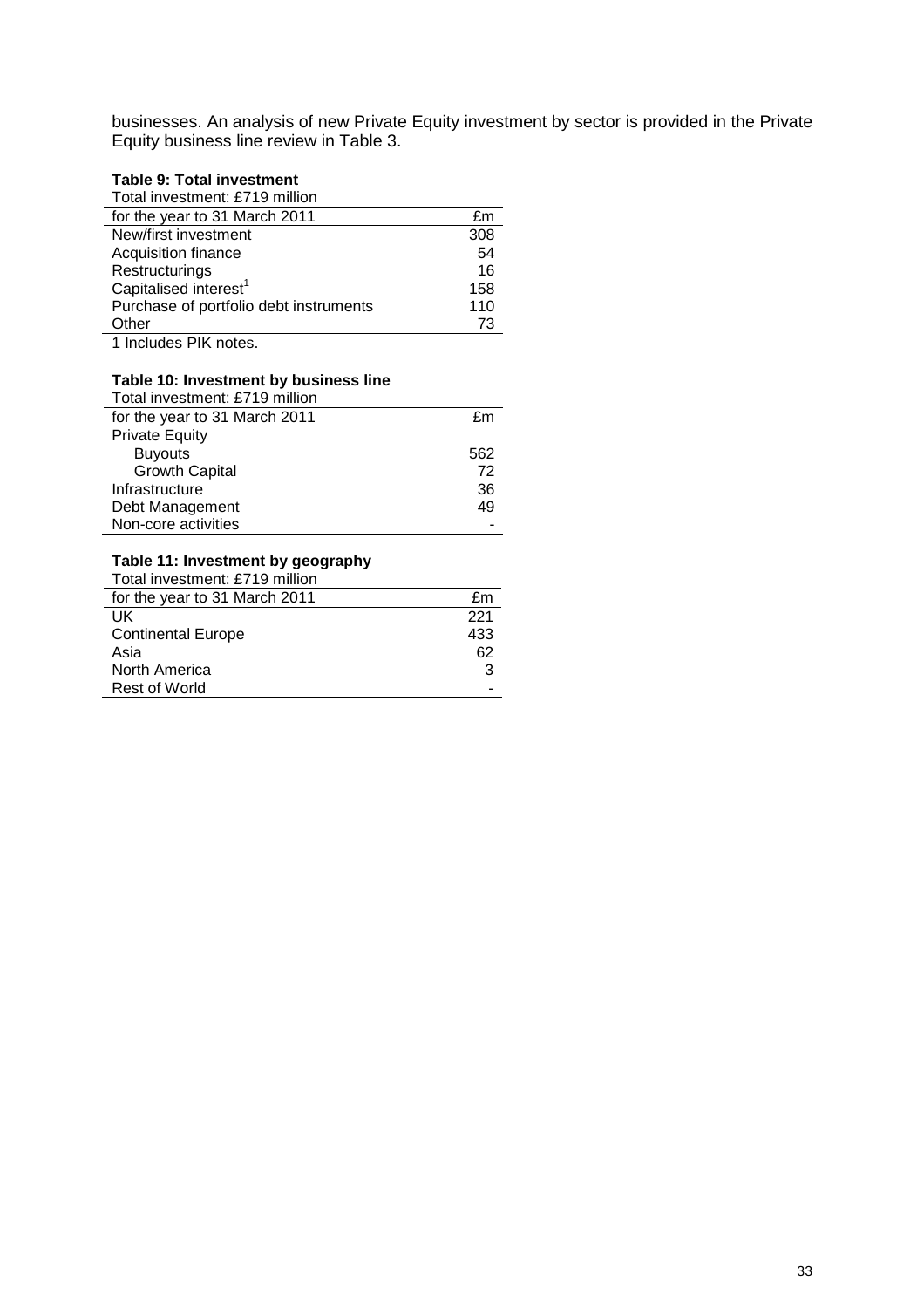businesses. An analysis of new Private Equity investment by sector is provided in the Private Equity business line review in Table 3.

**Table 9: Total investment**

Total investment: £719 million

| for the year to 31 March 2011 | £m |
|---|---|
| New/first investment | 308 |
| Acquisition finance | 54 |
| Restructurings | 16 |
| Capitalised interest[1] | 158 |
| Purchase of portfolio debt instruments | 110 |
| Other | 73 |

1 Includes PIK notes.

**Table 10: Investment by business line**

Total investment: £719 million

| for the year to 31 March 2011 | £m |
|---|---|
| Private Equity | |
| Buyouts | 562 |
| Growth Capital | 72 |
| Infrastructure | 36 |
| Debt Management | 49 |
| Non-core activities | - |

**Table 11: Investment by geography**

Total investment: £719 million

| for the year to 31 March 2011 | £m |
|---|---|
| UK | 221 |
| Continental Europe | 433 |
| Asia | 62 |
| North America | 3 |
| Rest of World | - |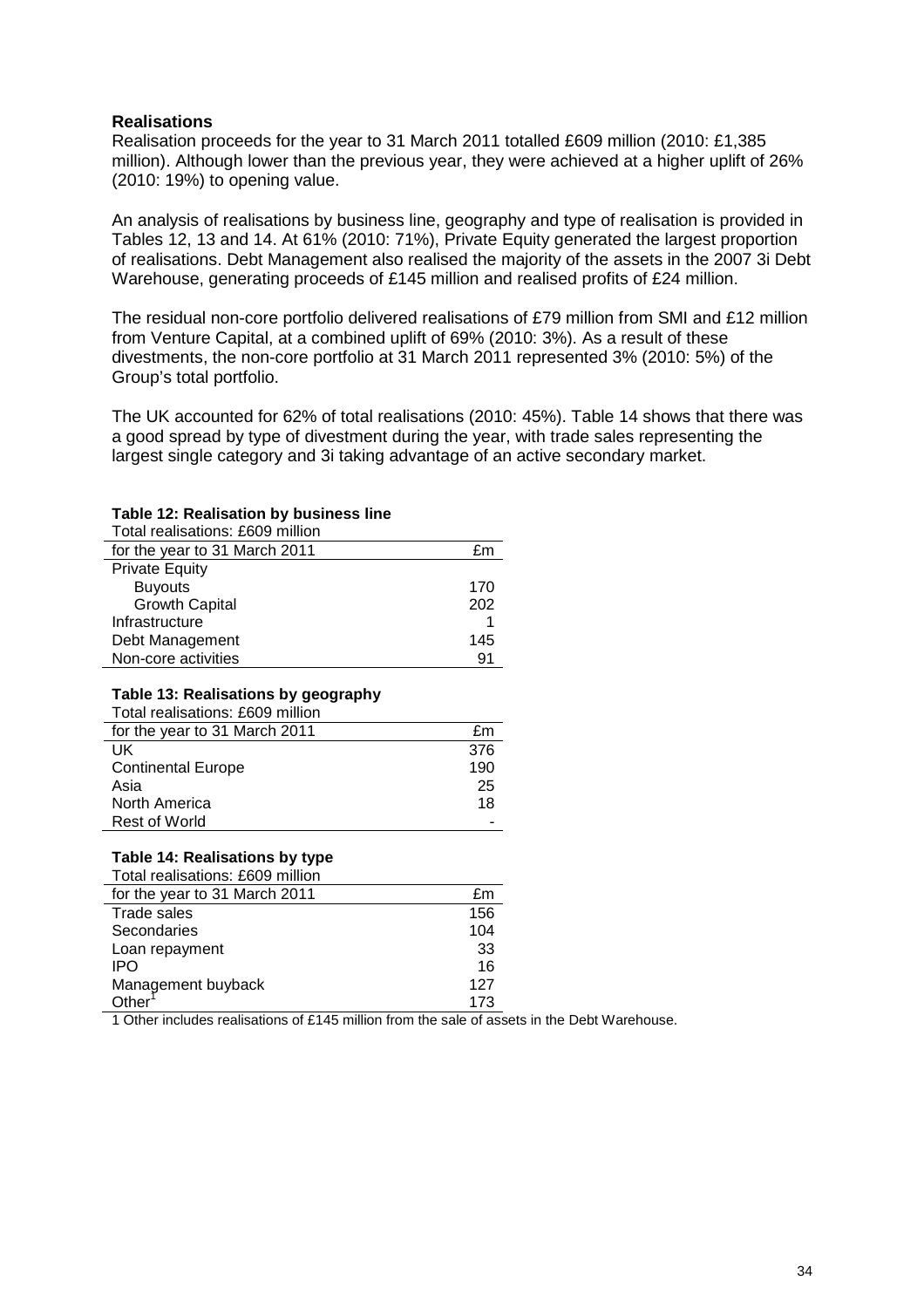## Realisations

Realisation proceeds for the year to 31 March 2011 totalled £609 million (2010: £1,385 million). Although lower than the previous year, they were achieved at a higher uplift of 26% (2010: 19%) to opening value.

An analysis of realisations by business line, geography and type of realisation is provided in Tables 12, 13 and 14. At 61% (2010: 71%), Private Equity generated the largest proportion of realisations. Debt Management also realised the majority of the assets in the 2007 3i Debt Warehouse, generating proceeds of £145 million and realised profits of £24 million.

The residual non-core portfolio delivered realisations of £79 million from SMI and £12 million from Venture Capital, at a combined uplift of 69% (2010: 3%). As a result of these divestments, the non-core portfolio at 31 March 2011 represented 3% (2010: 5%) of the Group's total portfolio.

The UK accounted for 62% of total realisations (2010: 45%). Table 14 shows that there was a good spread by type of divestment during the year, with trade sales representing the largest single category and 3i taking advantage of an active secondary market.

**Table 12: Realisation by business line**

Total realisations: £609 million

| for the year to 31 March 2011 | £m |
|---|---|
| Private Equity | |
| Buyouts | 170 |
| Growth Capital | 202 |
| Infrastructure | 1 |
| Debt Management | 145 |
| Non-core activities | 91 |

**Table 13: Realisations by geography**

Total realisations: £609 million

| for the year to 31 March 2011 | £m |
|---|---|
| UK | 376 |
| Continental Europe | 190 |
| Asia | 25 |
| North America | 18 |
| Rest of World | - |

**Table 14: Realisations by type**

Total realisations: £609 million

| for the year to 31 March 2011 | £m |
|---|---|
| Trade sales | 156 |
| Secondaries | 104 |
| Loan repayment | 33 |
| IPO | 16 |
| Management buyback | 127 |
| Other[1] | 173 |

1 Other includes realisations of £145 million from the sale of assets in the Debt Warehouse.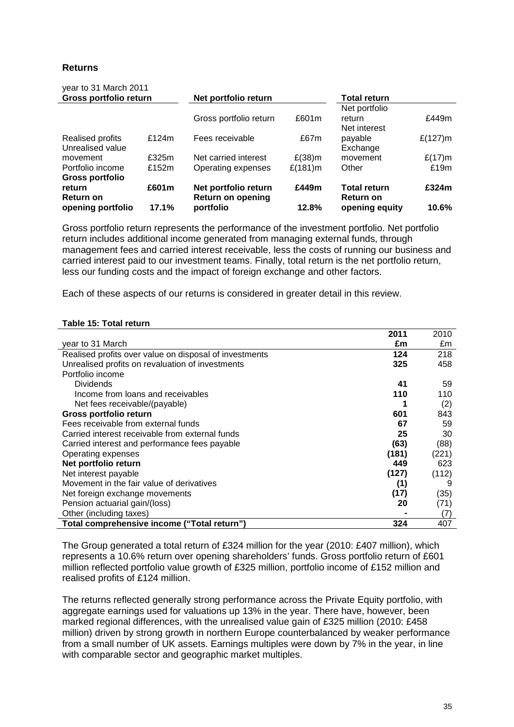## Returns

year to 31 March 2011

| Gross portfolio return | | Net portfolio return | | Total return | |
|---|---|---|---|---|---|
| | | Gross portfolio return | £601m | Net portfolio return | £449m |
| Realised profits | £124m | Fees receivable | £67m | Net interest payable | £(127)m |
| Unrealised value movement | £325m | Net carried interest | £(38)m | Exchange movement | £(17)m |
| Portfolio income | £152m | Operating expenses | £(181)m | Other | £19m |
| **Gross portfolio return** | **£601m** | **Net portfolio return** | **£449m** | **Total return** | **£324m** |
| **Return on opening portfolio** | **17.1%** | **Return on opening portfolio** | **12.8%** | **Return on opening equity** | **10.6%** |

Gross portfolio return represents the performance of the investment portfolio. Net portfolio return includes additional income generated from managing external funds, through management fees and carried interest receivable, less the costs of running our business and carried interest paid to our investment teams. Finally, total return is the net portfolio return, less our funding costs and the impact of foreign exchange and other factors.

Each of these aspects of our returns is considered in greater detail in this review.

**Table 15: Total return**

| year to 31 March | **2011 £m** | 2010 £m |
|---|---|---|
| Realised profits over value on disposal of investments | **124** | 218 |
| Unrealised profits on revaluation of investments | **325** | 458 |
| Portfolio income | | |
| Dividends | **41** | 59 |
| Income from loans and receivables | **110** | 110 |
| Net fees receivable/(payable) | **1** | (2) |
| **Gross portfolio return** | **601** | 843 |
| Fees receivable from external funds | **67** | 59 |
| Carried interest receivable from external funds | **25** | 30 |
| Carried interest and performance fees payable | **(63)** | (88) |
| Operating expenses | **(181)** | (221) |
| **Net portfolio return** | **449** | 623 |
| Net interest payable | **(127)** | (112) |
| Movement in the fair value of derivatives | **(1)** | 9 |
| Net foreign exchange movements | **(17)** | (35) |
| Pension actuarial gain/(loss) | **20** | (71) |
| Other (including taxes) | **-** | (7) |
| **Total comprehensive income ("Total return")** | **324** | 407 |

The Group generated a total return of £324 million for the year (2010: £407 million), which represents a 10.6% return over opening shareholders' funds. Gross portfolio return of £601 million reflected portfolio value growth of £325 million, portfolio income of £152 million and realised profits of £124 million.

The returns reflected generally strong performance across the Private Equity portfolio, with aggregate earnings used for valuations up 13% in the year. There have, however, been marked regional differences, with the unrealised value gain of £325 million (2010: £458 million) driven by strong growth in northern Europe counterbalanced by weaker performance from a small number of UK assets. Earnings multiples were down by 7% in the year, in line with comparable sector and geographic market multiples.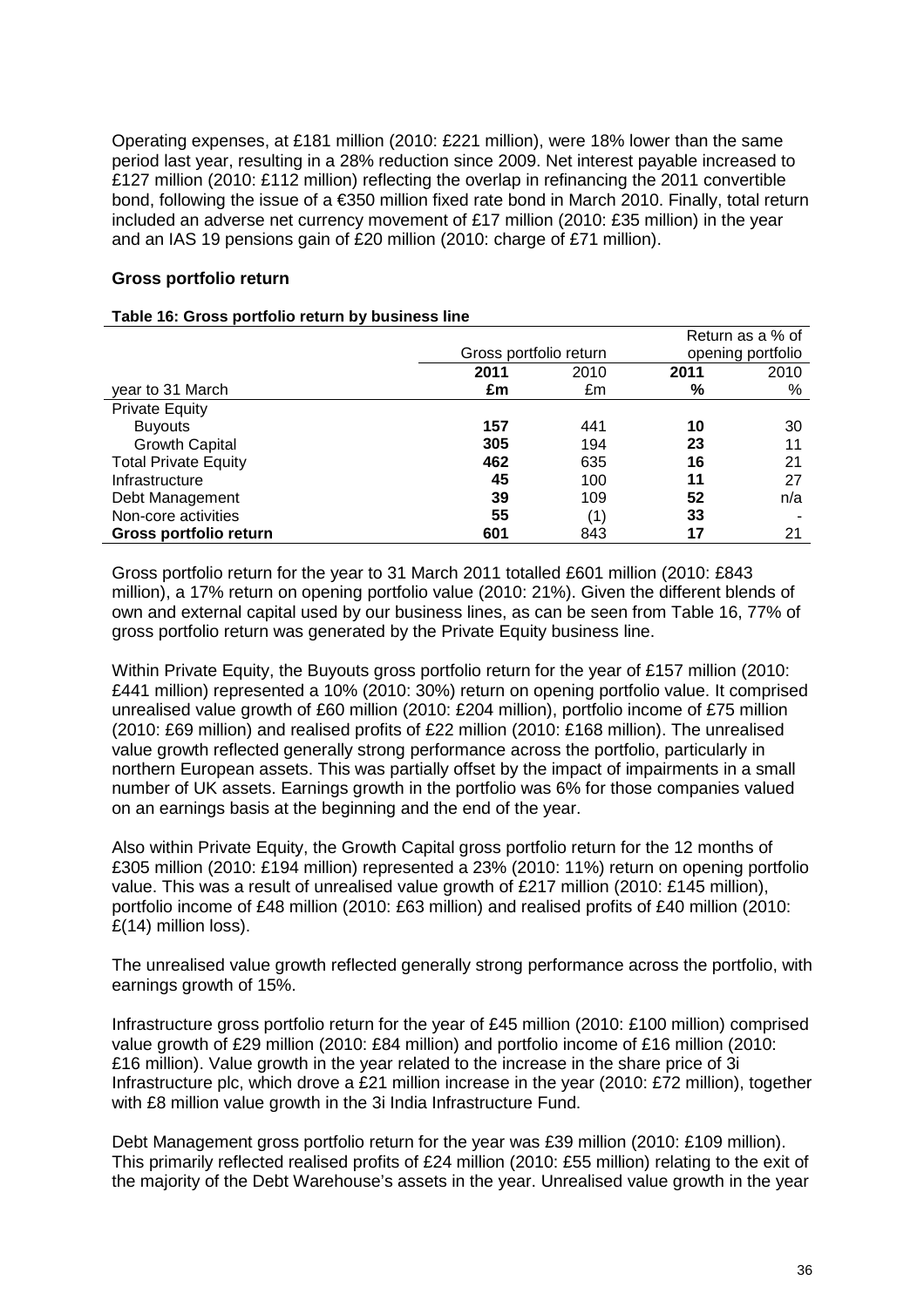Operating expenses, at £181 million (2010: £221 million), were 18% lower than the same period last year, resulting in a 28% reduction since 2009. Net interest payable increased to £127 million (2010: £112 million) reflecting the overlap in refinancing the 2011 convertible bond, following the issue of a €350 million fixed rate bond in March 2010. Finally, total return included an adverse net currency movement of £17 million (2010: £35 million) in the year and an IAS 19 pensions gain of £20 million (2010: charge of £71 million).

## Gross portfolio return

**Table 16: Gross portfolio return by business line**

| | Gross portfolio return | | Return as a % of opening portfolio | |
|---|---|---|---|---|
| | **2011** | 2010 | **2011** | 2010 |
| year to 31 March | **£m** | £m | **%** | % |
| Private Equity | | | | |
| Buyouts | **157** | 441 | **10** | 30 |
| Growth Capital | **305** | 194 | **23** | 11 |
| Total Private Equity | **462** | 635 | **16** | 21 |
| Infrastructure | **45** | 100 | **11** | 27 |
| Debt Management | **39** | 109 | **52** | n/a |
| Non-core activities | **55** | (1) | **33** | - |
| **Gross portfolio return** | **601** | 843 | **17** | 21 |

Gross portfolio return for the year to 31 March 2011 totalled £601 million (2010: £843 million), a 17% return on opening portfolio value (2010: 21%). Given the different blends of own and external capital used by our business lines, as can be seen from Table 16, 77% of gross portfolio return was generated by the Private Equity business line.

Within Private Equity, the Buyouts gross portfolio return for the year of £157 million (2010: £441 million) represented a 10% (2010: 30%) return on opening portfolio value. It comprised unrealised value growth of £60 million (2010: £204 million), portfolio income of £75 million (2010: £69 million) and realised profits of £22 million (2010: £168 million). The unrealised value growth reflected generally strong performance across the portfolio, particularly in northern European assets. This was partially offset by the impact of impairments in a small number of UK assets. Earnings growth in the portfolio was 6% for those companies valued on an earnings basis at the beginning and the end of the year.

Also within Private Equity, the Growth Capital gross portfolio return for the 12 months of £305 million (2010: £194 million) represented a 23% (2010: 11%) return on opening portfolio value. This was a result of unrealised value growth of £217 million (2010: £145 million), portfolio income of £48 million (2010: £63 million) and realised profits of £40 million (2010: £(14) million loss).

The unrealised value growth reflected generally strong performance across the portfolio, with earnings growth of 15%.

Infrastructure gross portfolio return for the year of £45 million (2010: £100 million) comprised value growth of £29 million (2010: £84 million) and portfolio income of £16 million (2010: £16 million). Value growth in the year related to the increase in the share price of 3i Infrastructure plc, which drove a £21 million increase in the year (2010: £72 million), together with £8 million value growth in the 3i India Infrastructure Fund.

Debt Management gross portfolio return for the year was £39 million (2010: £109 million). This primarily reflected realised profits of £24 million (2010: £55 million) relating to the exit of the majority of the Debt Warehouse's assets in the year. Unrealised value growth in the year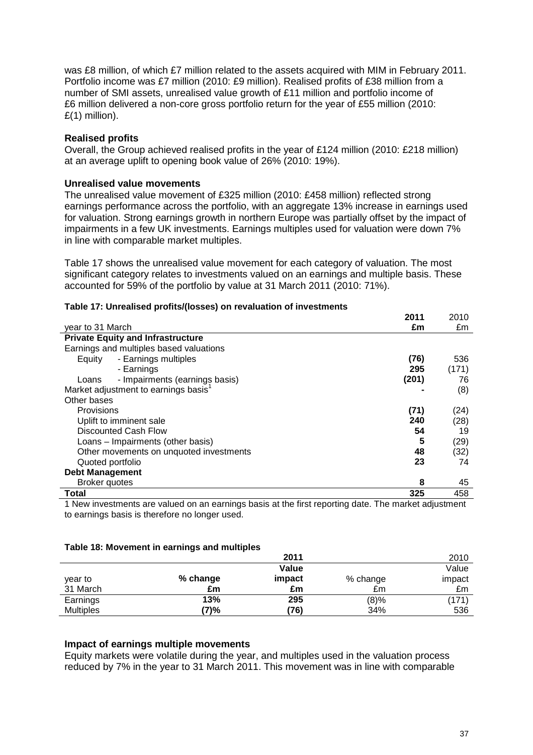was £8 million, of which £7 million related to the assets acquired with MIM in February 2011. Portfolio income was £7 million (2010: £9 million). Realised profits of £38 million from a number of SMI assets, unrealised value growth of £11 million and portfolio income of £6 million delivered a non-core gross portfolio return for the year of £55 million (2010: £(1) million).

**Realised profits**

Overall, the Group achieved realised profits in the year of £124 million (2010: £218 million) at an average uplift to opening book value of 26% (2010: 19%).

**Unrealised value movements**

The unrealised value movement of £325 million (2010: £458 million) reflected strong earnings performance across the portfolio, with an aggregate 13% increase in earnings used for valuation. Strong earnings growth in northern Europe was partially offset by the impact of impairments in a few UK investments. Earnings multiples used for valuation were down 7% in line with comparable market multiples.

Table 17 shows the unrealised value movement for each category of valuation. The most significant category relates to investments valued on an earnings and multiple basis. These accounted for 59% of the portfolio by value at 31 March 2011 (2010: 71%).

**Table 17: Unrealised profits/(losses) on revaluation of investments**

| year to 31 March | **2011 £m** | 2010 £m |
|---|---|---|
| **Private Equity and Infrastructure** | | |
| Earnings and multiples based valuations | | |
| Equity - Earnings multiples | **(76)** | 536 |
| - Earnings | **295** | (171) |
| Loans - Impairments (earnings basis) | **(201)** | 76 |
| Market adjustment to earnings basis[1] | **-** | (8) |
| Other bases | | |
| Provisions | **(71)** | (24) |
| Uplift to imminent sale | **240** | (28) |
| Discounted Cash Flow | **54** | 19 |
| Loans – Impairments (other basis) | **5** | (29) |
| Other movements on unquoted investments | **48** | (32) |
| Quoted portfolio | **23** | 74 |
| **Debt Management** | | |
| Broker quotes | **8** | 45 |
| **Total** | **325** | 458 |

1 New investments are valued on an earnings basis at the first reporting date. The market adjustment to earnings basis is therefore no longer used.

**Table 18: Movement in earnings and multiples**

| year to 31 March | **2011 % change £m** | **2011 Value impact £m** | 2010 % change £m | 2010 Value impact £m |
|---|---|---|---|---|
| Earnings | **13%** | **295** | (8)% | (171) |
| Multiples | **(7)%** | **(76)** | 34% | 536 |

**Impact of earnings multiple movements**

Equity markets were volatile during the year, and multiples used in the valuation process reduced by 7% in the year to 31 March 2011. This movement was in line with comparable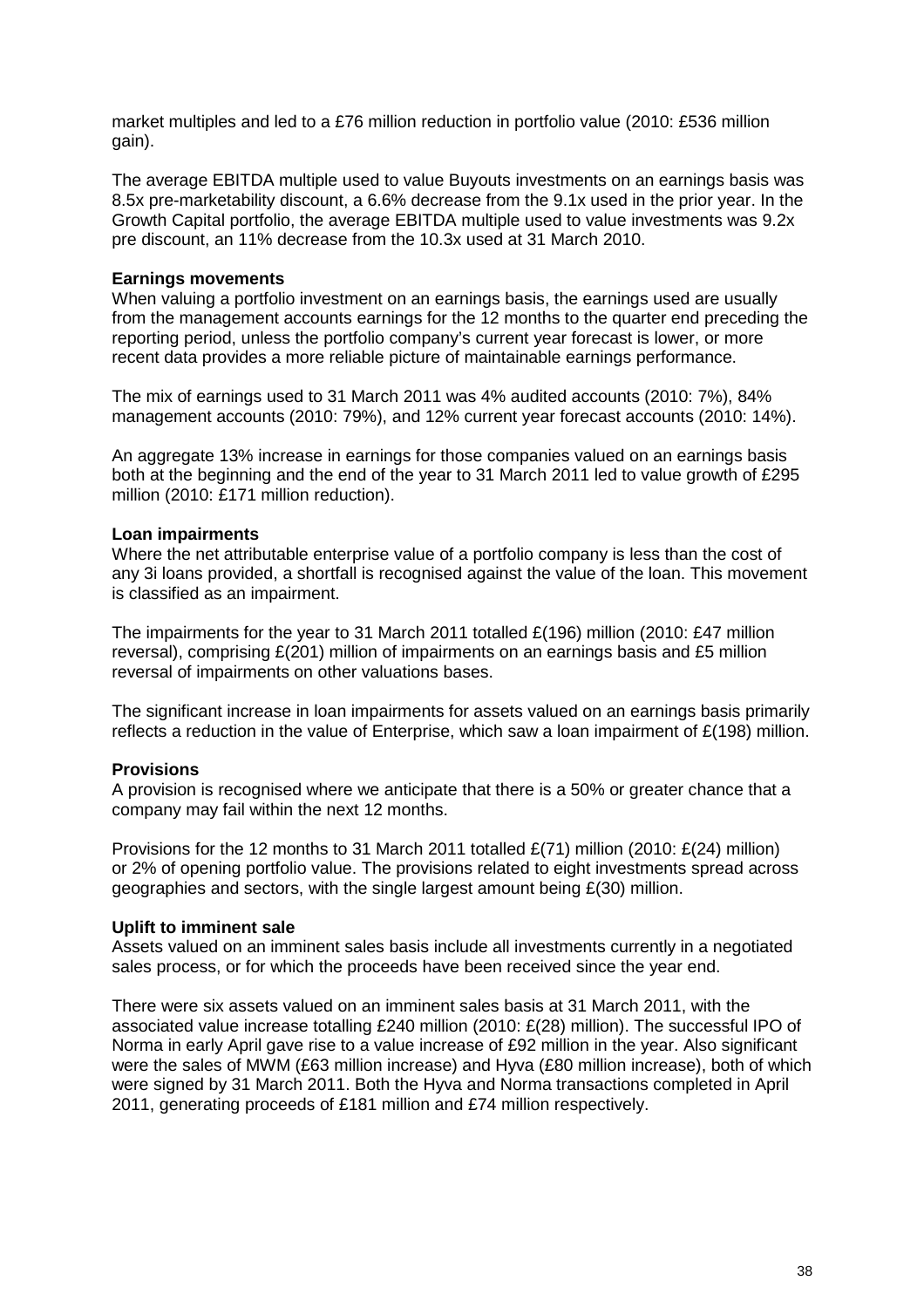market multiples and led to a £76 million reduction in portfolio value (2010: £536 million gain).

The average EBITDA multiple used to value Buyouts investments on an earnings basis was 8.5x pre-marketability discount, a 6.6% decrease from the 9.1x used in the prior year. In the Growth Capital portfolio, the average EBITDA multiple used to value investments was 9.2x pre discount, an 11% decrease from the 10.3x used at 31 March 2010.

**Earnings movements**

When valuing a portfolio investment on an earnings basis, the earnings used are usually from the management accounts earnings for the 12 months to the quarter end preceding the reporting period, unless the portfolio company's current year forecast is lower, or more recent data provides a more reliable picture of maintainable earnings performance.

The mix of earnings used to 31 March 2011 was 4% audited accounts (2010: 7%), 84% management accounts (2010: 79%), and 12% current year forecast accounts (2010: 14%).

An aggregate 13% increase in earnings for those companies valued on an earnings basis both at the beginning and the end of the year to 31 March 2011 led to value growth of £295 million (2010: £171 million reduction).

**Loan impairments**

Where the net attributable enterprise value of a portfolio company is less than the cost of any 3i loans provided, a shortfall is recognised against the value of the loan. This movement is classified as an impairment.

The impairments for the year to 31 March 2011 totalled £(196) million (2010: £47 million reversal), comprising £(201) million of impairments on an earnings basis and £5 million reversal of impairments on other valuations bases.

The significant increase in loan impairments for assets valued on an earnings basis primarily reflects a reduction in the value of Enterprise, which saw a loan impairment of £(198) million.

**Provisions**

A provision is recognised where we anticipate that there is a 50% or greater chance that a company may fail within the next 12 months.

Provisions for the 12 months to 31 March 2011 totalled £(71) million (2010: £(24) million) or 2% of opening portfolio value. The provisions related to eight investments spread across geographies and sectors, with the single largest amount being £(30) million.

**Uplift to imminent sale**

Assets valued on an imminent sales basis include all investments currently in a negotiated sales process, or for which the proceeds have been received since the year end.

There were six assets valued on an imminent sales basis at 31 March 2011, with the associated value increase totalling £240 million (2010: £(28) million). The successful IPO of Norma in early April gave rise to a value increase of £92 million in the year. Also significant were the sales of MWM (£63 million increase) and Hyva (£80 million increase), both of which were signed by 31 March 2011. Both the Hyva and Norma transactions completed in April 2011, generating proceeds of £181 million and £74 million respectively.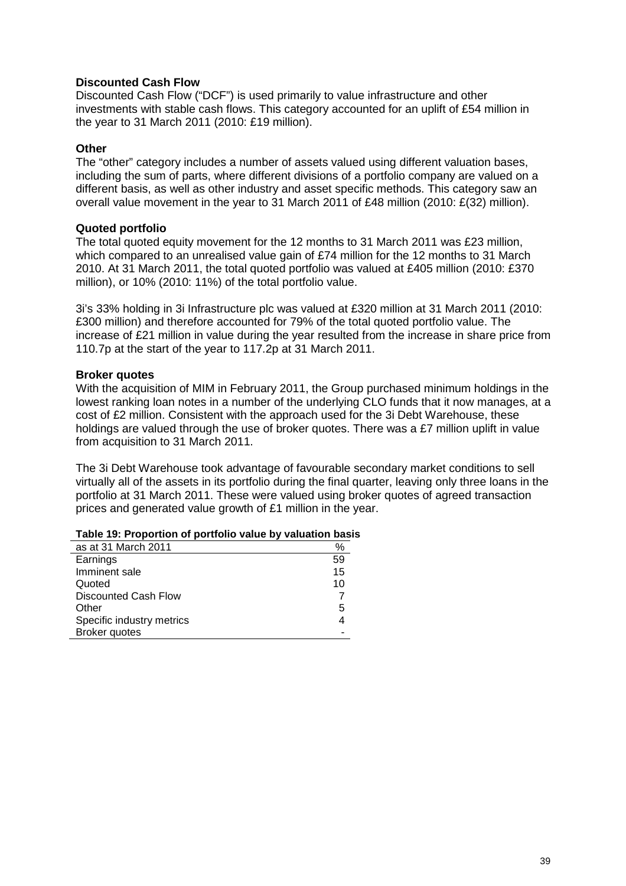### Discounted Cash Flow

Discounted Cash Flow ("DCF") is used primarily to value infrastructure and other investments with stable cash flows. This category accounted for an uplift of £54 million in the year to 31 March 2011 (2010: £19 million).

### Other

The "other" category includes a number of assets valued using different valuation bases, including the sum of parts, where different divisions of a portfolio company are valued on a different basis, as well as other industry and asset specific methods. This category saw an overall value movement in the year to 31 March 2011 of £48 million (2010: £(32) million).

### Quoted portfolio

The total quoted equity movement for the 12 months to 31 March 2011 was £23 million, which compared to an unrealised value gain of £74 million for the 12 months to 31 March 2010. At 31 March 2011, the total quoted portfolio was valued at £405 million (2010: £370 million), or 10% (2010: 11%) of the total portfolio value.

3i's 33% holding in 3i Infrastructure plc was valued at £320 million at 31 March 2011 (2010: £300 million) and therefore accounted for 79% of the total quoted portfolio value. The increase of £21 million in value during the year resulted from the increase in share price from 110.7p at the start of the year to 117.2p at 31 March 2011.

### Broker quotes

With the acquisition of MIM in February 2011, the Group purchased minimum holdings in the lowest ranking loan notes in a number of the underlying CLO funds that it now manages, at a cost of £2 million. Consistent with the approach used for the 3i Debt Warehouse, these holdings are valued through the use of broker quotes. There was a £7 million uplift in value from acquisition to 31 March 2011.

The 3i Debt Warehouse took advantage of favourable secondary market conditions to sell virtually all of the assets in its portfolio during the final quarter, leaving only three loans in the portfolio at 31 March 2011. These were valued using broker quotes of agreed transaction prices and generated value growth of £1 million in the year.

**Table 19: Proportion of portfolio value by valuation basis**

| as at 31 March 2011 | % |
|---|---|
| Earnings | 59 |
| Imminent sale | 15 |
| Quoted | 10 |
| Discounted Cash Flow | 7 |
| Other | 5 |
| Specific industry metrics | 4 |
| Broker quotes | - |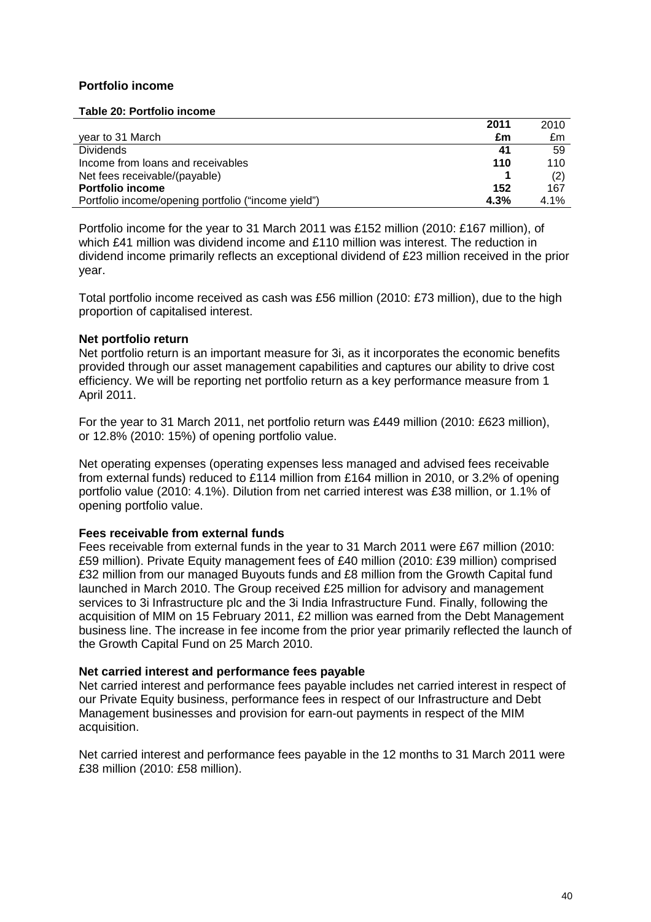### Portfolio income

**Table 20: Portfolio income**

| year to 31 March | **2011 £m** | 2010 £m |
|---|---|---|
| Dividends | **41** | 59 |
| Income from loans and receivables | **110** | 110 |
| Net fees receivable/(payable) | **1** | (2) |
| **Portfolio income** | **152** | 167 |
| Portfolio income/opening portfolio ("income yield") | **4.3%** | 4.1% |

Portfolio income for the year to 31 March 2011 was £152 million (2010: £167 million), of which £41 million was dividend income and £110 million was interest. The reduction in dividend income primarily reflects an exceptional dividend of £23 million received in the prior year.

Total portfolio income received as cash was £56 million (2010: £73 million), due to the high proportion of capitalised interest.

**Net portfolio return**

Net portfolio return is an important measure for 3i, as it incorporates the economic benefits provided through our asset management capabilities and captures our ability to drive cost efficiency. We will be reporting net portfolio return as a key performance measure from 1 April 2011.

For the year to 31 March 2011, net portfolio return was £449 million (2010: £623 million), or 12.8% (2010: 15%) of opening portfolio value.

Net operating expenses (operating expenses less managed and advised fees receivable from external funds) reduced to £114 million from £164 million in 2010, or 3.2% of opening portfolio value (2010: 4.1%). Dilution from net carried interest was £38 million, or 1.1% of opening portfolio value.

**Fees receivable from external funds**

Fees receivable from external funds in the year to 31 March 2011 were £67 million (2010: £59 million). Private Equity management fees of £40 million (2010: £39 million) comprised £32 million from our managed Buyouts funds and £8 million from the Growth Capital fund launched in March 2010. The Group received £25 million for advisory and management services to 3i Infrastructure plc and the 3i India Infrastructure Fund. Finally, following the acquisition of MIM on 15 February 2011, £2 million was earned from the Debt Management business line. The increase in fee income from the prior year primarily reflected the launch of the Growth Capital Fund on 25 March 2010.

**Net carried interest and performance fees payable**

Net carried interest and performance fees payable includes net carried interest in respect of our Private Equity business, performance fees in respect of our Infrastructure and Debt Management businesses and provision for earn-out payments in respect of the MIM acquisition.

Net carried interest and performance fees payable in the 12 months to 31 March 2011 were £38 million (2010: £58 million).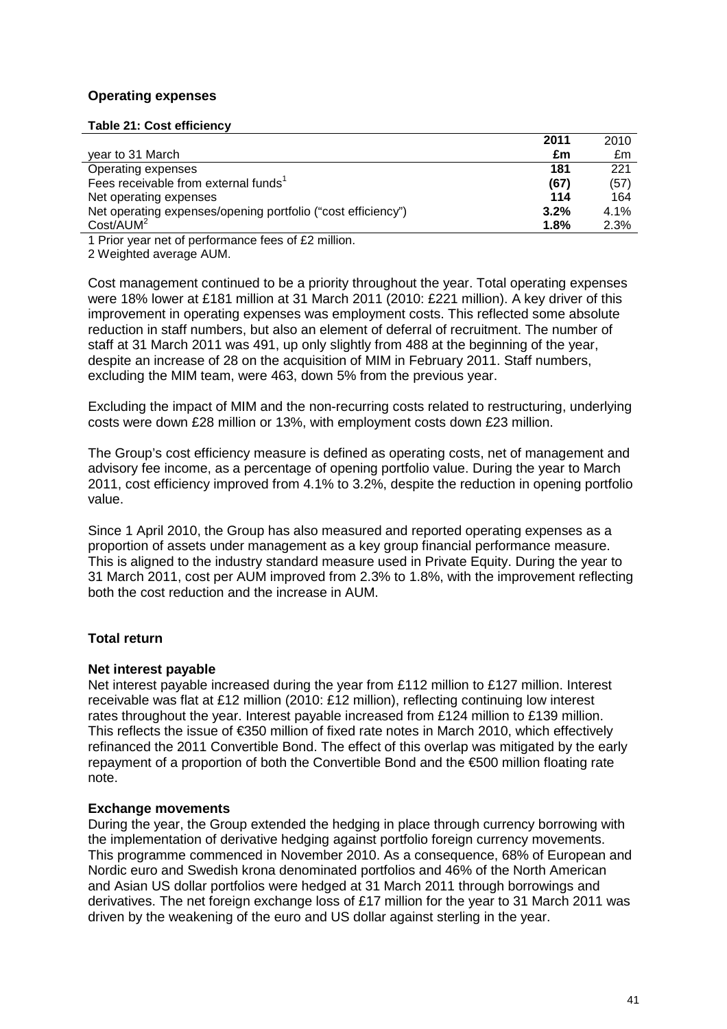## Operating expenses

**Table 21: Cost efficiency**

| year to 31 March | **2011 £m** | 2010 £m |
|---|---|---|
| Operating expenses | **181** | 221 |
| Fees receivable from external funds[1] | **(67)** | (57) |
| Net operating expenses | **114** | 164 |
| Net operating expenses/opening portfolio ("cost efficiency") | **3.2%** | 4.1% |
| Cost/AUM[2] | **1.8%** | 2.3% |

1 Prior year net of performance fees of £2 million.
2 Weighted average AUM.

Cost management continued to be a priority throughout the year. Total operating expenses were 18% lower at £181 million at 31 March 2011 (2010: £221 million). A key driver of this improvement in operating expenses was employment costs. This reflected some absolute reduction in staff numbers, but also an element of deferral of recruitment. The number of staff at 31 March 2011 was 491, up only slightly from 488 at the beginning of the year, despite an increase of 28 on the acquisition of MIM in February 2011. Staff numbers, excluding the MIM team, were 463, down 5% from the previous year.

Excluding the impact of MIM and the non-recurring costs related to restructuring, underlying costs were down £28 million or 13%, with employment costs down £23 million.

The Group's cost efficiency measure is defined as operating costs, net of management and advisory fee income, as a percentage of opening portfolio value. During the year to March 2011, cost efficiency improved from 4.1% to 3.2%, despite the reduction in opening portfolio value.

Since 1 April 2010, the Group has also measured and reported operating expenses as a proportion of assets under management as a key group financial performance measure. This is aligned to the industry standard measure used in Private Equity. During the year to 31 March 2011, cost per AUM improved from 2.3% to 1.8%, with the improvement reflecting both the cost reduction and the increase in AUM.

## Total return

### Net interest payable

Net interest payable increased during the year from £112 million to £127 million. Interest receivable was flat at £12 million (2010: £12 million), reflecting continuing low interest rates throughout the year. Interest payable increased from £124 million to £139 million. This reflects the issue of €350 million of fixed rate notes in March 2010, which effectively refinanced the 2011 Convertible Bond. The effect of this overlap was mitigated by the early repayment of a proportion of both the Convertible Bond and the €500 million floating rate note.

### Exchange movements

During the year, the Group extended the hedging in place through currency borrowing with the implementation of derivative hedging against portfolio foreign currency movements. This programme commenced in November 2010. As a consequence, 68% of European and Nordic euro and Swedish krona denominated portfolios and 46% of the North American and Asian US dollar portfolios were hedged at 31 March 2011 through borrowings and derivatives. The net foreign exchange loss of £17 million for the year to 31 March 2011 was driven by the weakening of the euro and US dollar against sterling in the year.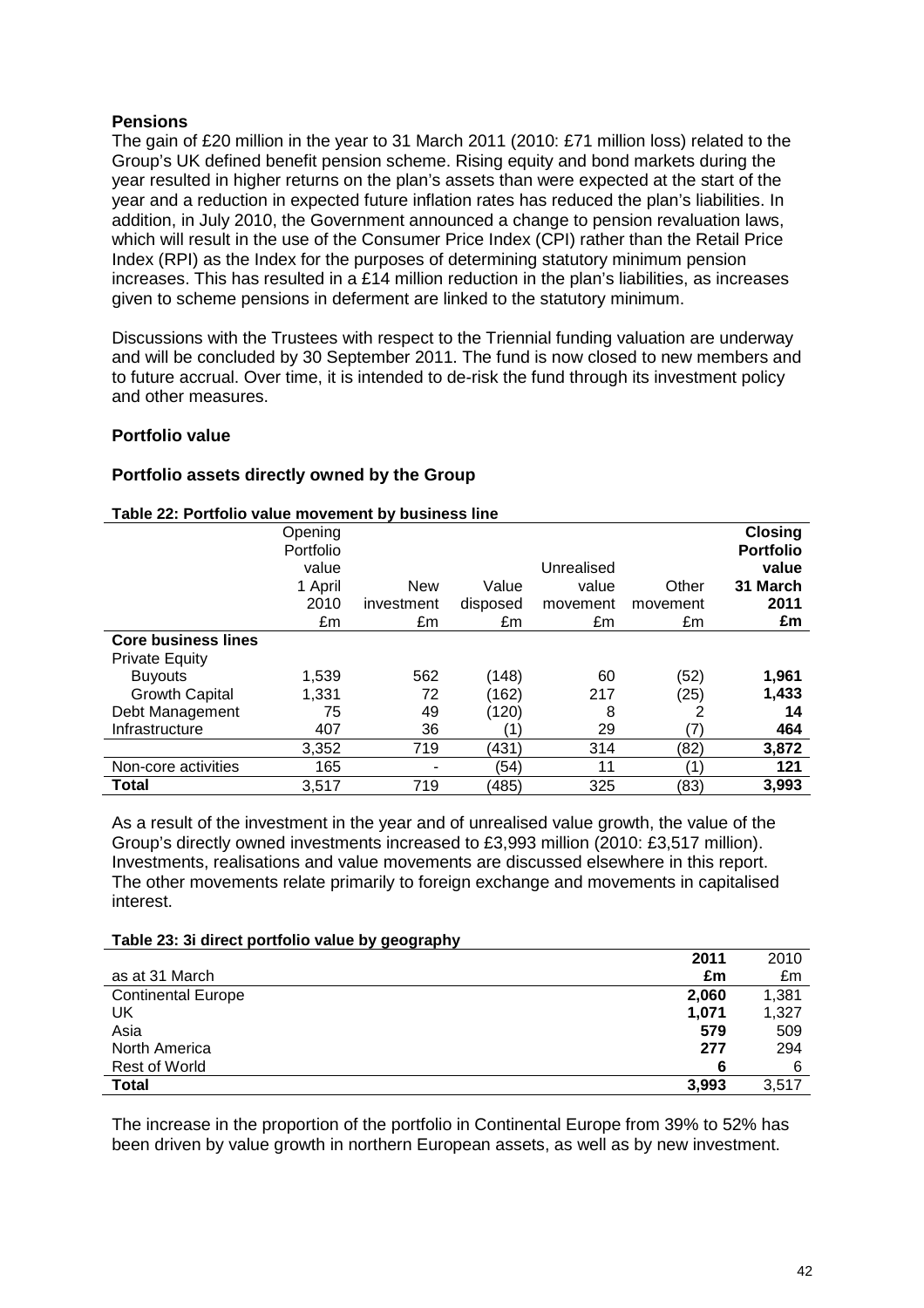## Pensions

The gain of £20 million in the year to 31 March 2011 (2010: £71 million loss) related to the Group's UK defined benefit pension scheme. Rising equity and bond markets during the year resulted in higher returns on the plan's assets than were expected at the start of the year and a reduction in expected future inflation rates has reduced the plan's liabilities. In addition, in July 2010, the Government announced a change to pension revaluation laws, which will result in the use of the Consumer Price Index (CPI) rather than the Retail Price Index (RPI) as the Index for the purposes of determining statutory minimum pension increases. This has resulted in a £14 million reduction in the plan's liabilities, as increases given to scheme pensions in deferment are linked to the statutory minimum.

Discussions with the Trustees with respect to the Triennial funding valuation are underway and will be concluded by 30 September 2011. The fund is now closed to new members and to future accrual. Over time, it is intended to de-risk the fund through its investment policy and other measures.

## Portfolio value

### Portfolio assets directly owned by the Group

**Table 22: Portfolio value movement by business line**

| | Opening Portfolio value 1 April 2010 £m | New investment £m | Value disposed £m | Unrealised value movement £m | Other movement £m | **Closing Portfolio value 31 March 2011 £m** |
|---|---|---|---|---|---|---|
| **Core business lines** | | | | | | |
| Private Equity | | | | | | |
| Buyouts | 1,539 | 562 | (148) | 60 | (52) | **1,961** |
| Growth Capital | 1,331 | 72 | (162) | 217 | (25) | **1,433** |
| Debt Management | 75 | 49 | (120) | 8 | 2 | **14** |
| Infrastructure | 407 | 36 | (1) | 29 | (7) | **464** |
| | 3,352 | 719 | (431) | 314 | (82) | **3,872** |
| Non-core activities | 165 | - | (54) | 11 | (1) | **121** |
| **Total** | 3,517 | 719 | (485) | 325 | (83) | **3,993** |

As a result of the investment in the year and of unrealised value growth, the value of the Group's directly owned investments increased to £3,993 million (2010: £3,517 million). Investments, realisations and value movements are discussed elsewhere in this report. The other movements relate primarily to foreign exchange and movements in capitalised interest.

**Table 23: 3i direct portfolio value by geography**

| as at 31 March | **2011 £m** | 2010 £m |
|---|---|---|
| Continental Europe | **2,060** | 1,381 |
| UK | **1,071** | 1,327 |
| Asia | **579** | 509 |
| North America | **277** | 294 |
| Rest of World | **6** | 6 |
| **Total** | **3,993** | 3,517 |

The increase in the proportion of the portfolio in Continental Europe from 39% to 52% has been driven by value growth in northern European assets, as well as by new investment.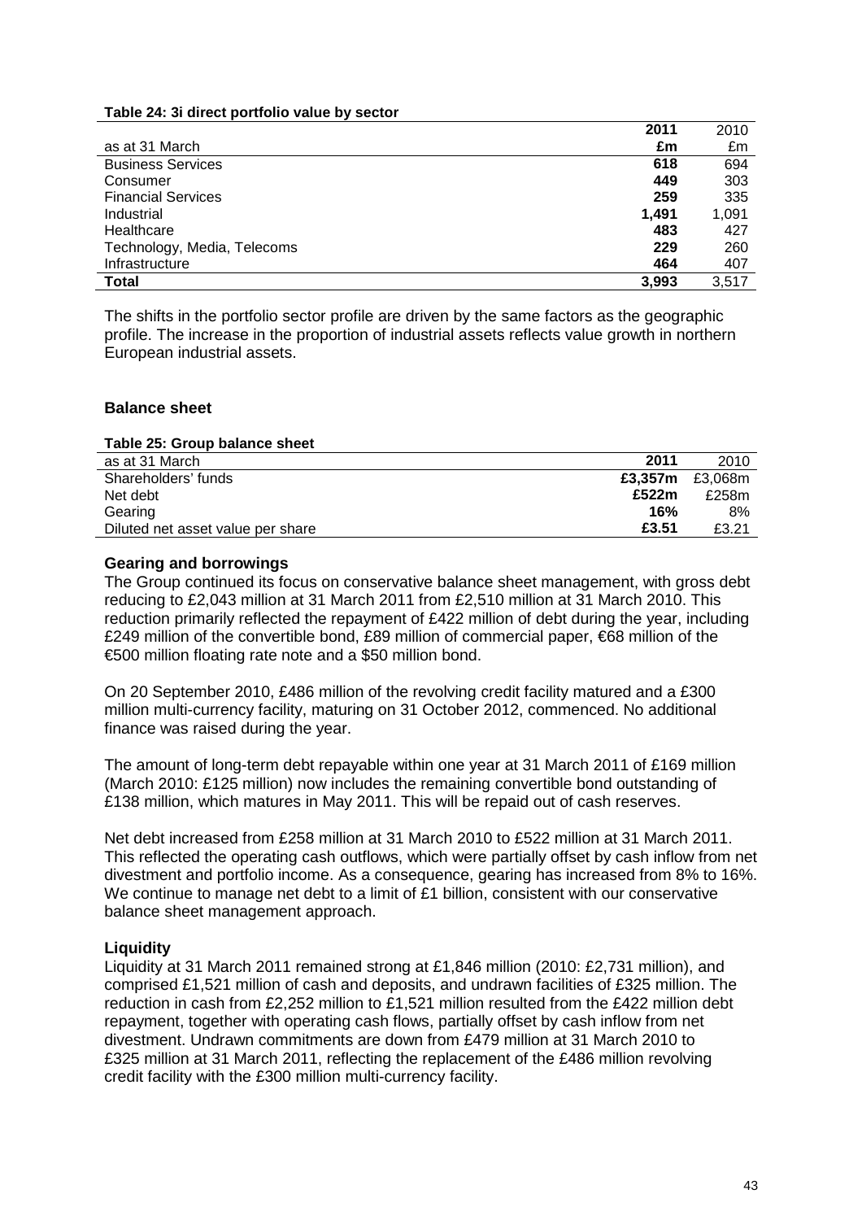**Table 24: 3i direct portfolio value by sector**

| as at 31 March | 2011 £m | 2010 £m |
|---|---|---|
| Business Services | **618** | 694 |
| Consumer | **449** | 303 |
| Financial Services | **259** | 335 |
| Industrial | **1,491** | 1,091 |
| Healthcare | **483** | 427 |
| Technology, Media, Telecoms | **229** | 260 |
| Infrastructure | **464** | 407 |
| **Total** | **3,993** | 3,517 |

The shifts in the portfolio sector profile are driven by the same factors as the geographic profile. The increase in the proportion of industrial assets reflects value growth in northern European industrial assets.

## Balance sheet

**Table 25: Group balance sheet**

| as at 31 March | 2011 | 2010 |
|---|---|---|
| Shareholders' funds | **£3,357m** | £3,068m |
| Net debt | **£522m** | £258m |
| Gearing | **16%** | 8% |
| Diluted net asset value per share | **£3.51** | £3.21 |

### Gearing and borrowings

The Group continued its focus on conservative balance sheet management, with gross debt reducing to £2,043 million at 31 March 2011 from £2,510 million at 31 March 2010. This reduction primarily reflected the repayment of £422 million of debt during the year, including £249 million of the convertible bond, £89 million of commercial paper, €68 million of the €500 million floating rate note and a $50 million bond.

On 20 September 2010, £486 million of the revolving credit facility matured and a £300 million multi-currency facility, maturing on 31 October 2012, commenced. No additional finance was raised during the year.

The amount of long-term debt repayable within one year at 31 March 2011 of £169 million (March 2010: £125 million) now includes the remaining convertible bond outstanding of £138 million, which matures in May 2011. This will be repaid out of cash reserves.

Net debt increased from £258 million at 31 March 2010 to £522 million at 31 March 2011. This reflected the operating cash outflows, which were partially offset by cash inflow from net divestment and portfolio income. As a consequence, gearing has increased from 8% to 16%. We continue to manage net debt to a limit of £1 billion, consistent with our conservative balance sheet management approach.

### Liquidity

Liquidity at 31 March 2011 remained strong at £1,846 million (2010: £2,731 million), and comprised £1,521 million of cash and deposits, and undrawn facilities of £325 million. The reduction in cash from £2,252 million to £1,521 million resulted from the £422 million debt repayment, together with operating cash flows, partially offset by cash inflow from net divestment. Undrawn commitments are down from £479 million at 31 March 2010 to £325 million at 31 March 2011, reflecting the replacement of the £486 million revolving credit facility with the £300 million multi-currency facility.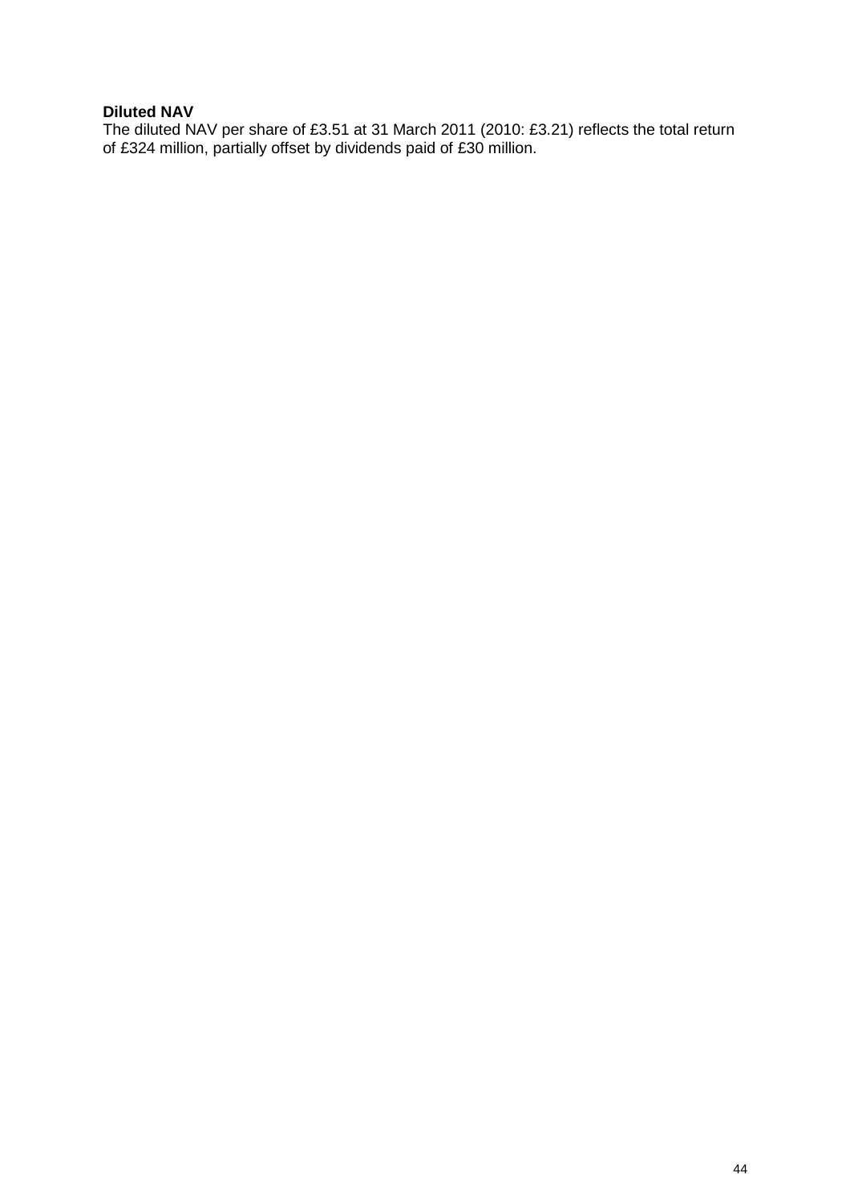**Diluted NAV**

The diluted NAV per share of £3.51 at 31 March 2011 (2010: £3.21) reflects the total return of £324 million, partially offset by dividends paid of £30 million.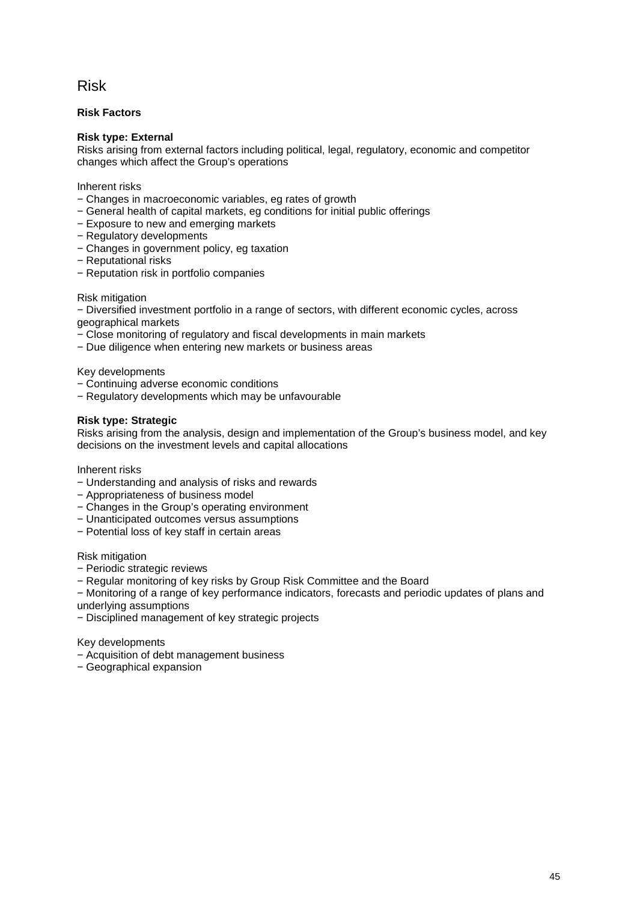# Risk

## Risk Factors

**Risk type: External**

Risks arising from external factors including political, legal, regulatory, economic and competitor changes which affect the Group's operations

Inherent risks

- Changes in macroeconomic variables, eg rates of growth
- General health of capital markets, eg conditions for initial public offerings
- Exposure to new and emerging markets
- Regulatory developments
- Changes in government policy, eg taxation
- Reputational risks
- Reputation risk in portfolio companies

Risk mitigation

- Diversified investment portfolio in a range of sectors, with different economic cycles, across geographical markets
- Close monitoring of regulatory and fiscal developments in main markets
- Due diligence when entering new markets or business areas

Key developments

- Continuing adverse economic conditions
- Regulatory developments which may be unfavourable

**Risk type: Strategic**

Risks arising from the analysis, design and implementation of the Group's business model, and key decisions on the investment levels and capital allocations

Inherent risks

- Understanding and analysis of risks and rewards
- Appropriateness of business model
- Changes in the Group's operating environment
- Unanticipated outcomes versus assumptions
- Potential loss of key staff in certain areas

Risk mitigation

- Periodic strategic reviews
- Regular monitoring of key risks by Group Risk Committee and the Board
- Monitoring of a range of key performance indicators, forecasts and periodic updates of plans and underlying assumptions
- Disciplined management of key strategic projects

Key developments

- Acquisition of debt management business
- Geographical expansion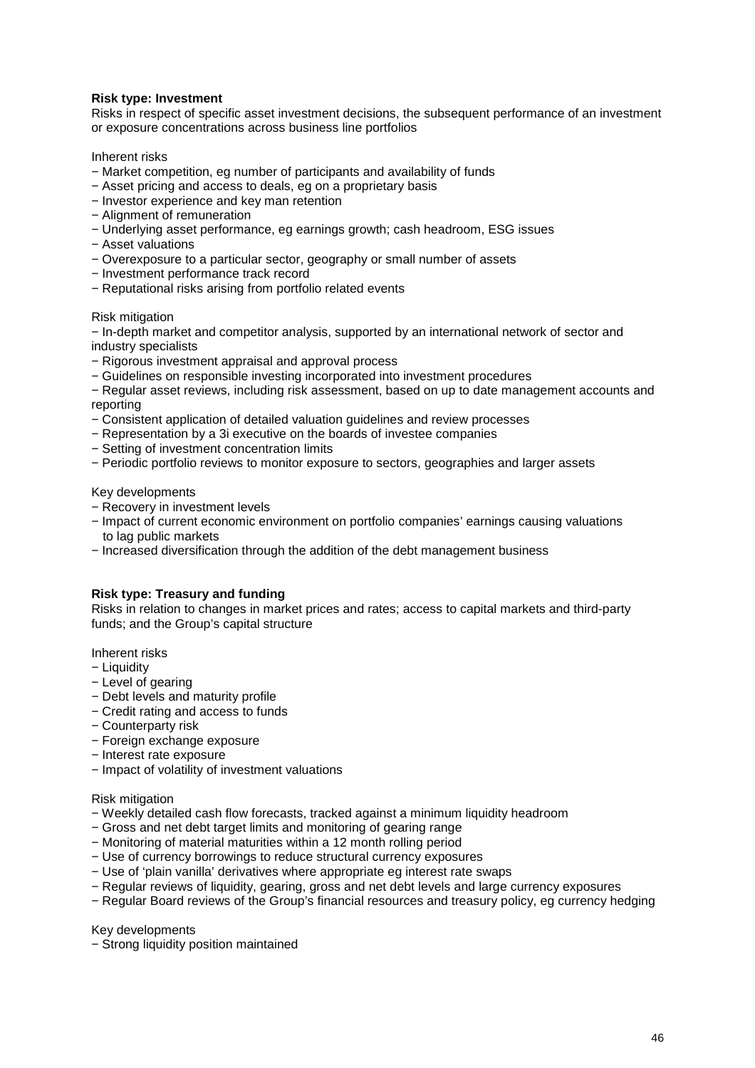**Risk type: Investment**

Risks in respect of specific asset investment decisions, the subsequent performance of an investment or exposure concentrations across business line portfolios

Inherent risks

- Market competition, eg number of participants and availability of funds
- Asset pricing and access to deals, eg on a proprietary basis
- Investor experience and key man retention
- Alignment of remuneration
- Underlying asset performance, eg earnings growth; cash headroom, ESG issues
- Asset valuations
- Overexposure to a particular sector, geography or small number of assets
- Investment performance track record
- Reputational risks arising from portfolio related events

Risk mitigation

- In-depth market and competitor analysis, supported by an international network of sector and industry specialists
- Rigorous investment appraisal and approval process
- Guidelines on responsible investing incorporated into investment procedures
- Regular asset reviews, including risk assessment, based on up to date management accounts and reporting
- Consistent application of detailed valuation guidelines and review processes
- Representation by a 3i executive on the boards of investee companies
- Setting of investment concentration limits
- Periodic portfolio reviews to monitor exposure to sectors, geographies and larger assets

Key developments

- Recovery in investment levels
- Impact of current economic environment on portfolio companies' earnings causing valuations to lag public markets
- Increased diversification through the addition of the debt management business

**Risk type: Treasury and funding**

Risks in relation to changes in market prices and rates; access to capital markets and third-party funds; and the Group's capital structure

Inherent risks

- Liquidity
- Level of gearing
- Debt levels and maturity profile
- Credit rating and access to funds
- Counterparty risk
- Foreign exchange exposure
- Interest rate exposure
- Impact of volatility of investment valuations

Risk mitigation

- Weekly detailed cash flow forecasts, tracked against a minimum liquidity headroom
- Gross and net debt target limits and monitoring of gearing range
- Monitoring of material maturities within a 12 month rolling period
- Use of currency borrowings to reduce structural currency exposures
- Use of 'plain vanilla' derivatives where appropriate eg interest rate swaps
- Regular reviews of liquidity, gearing, gross and net debt levels and large currency exposures
- Regular Board reviews of the Group's financial resources and treasury policy, eg currency hedging

Key developments

- Strong liquidity position maintained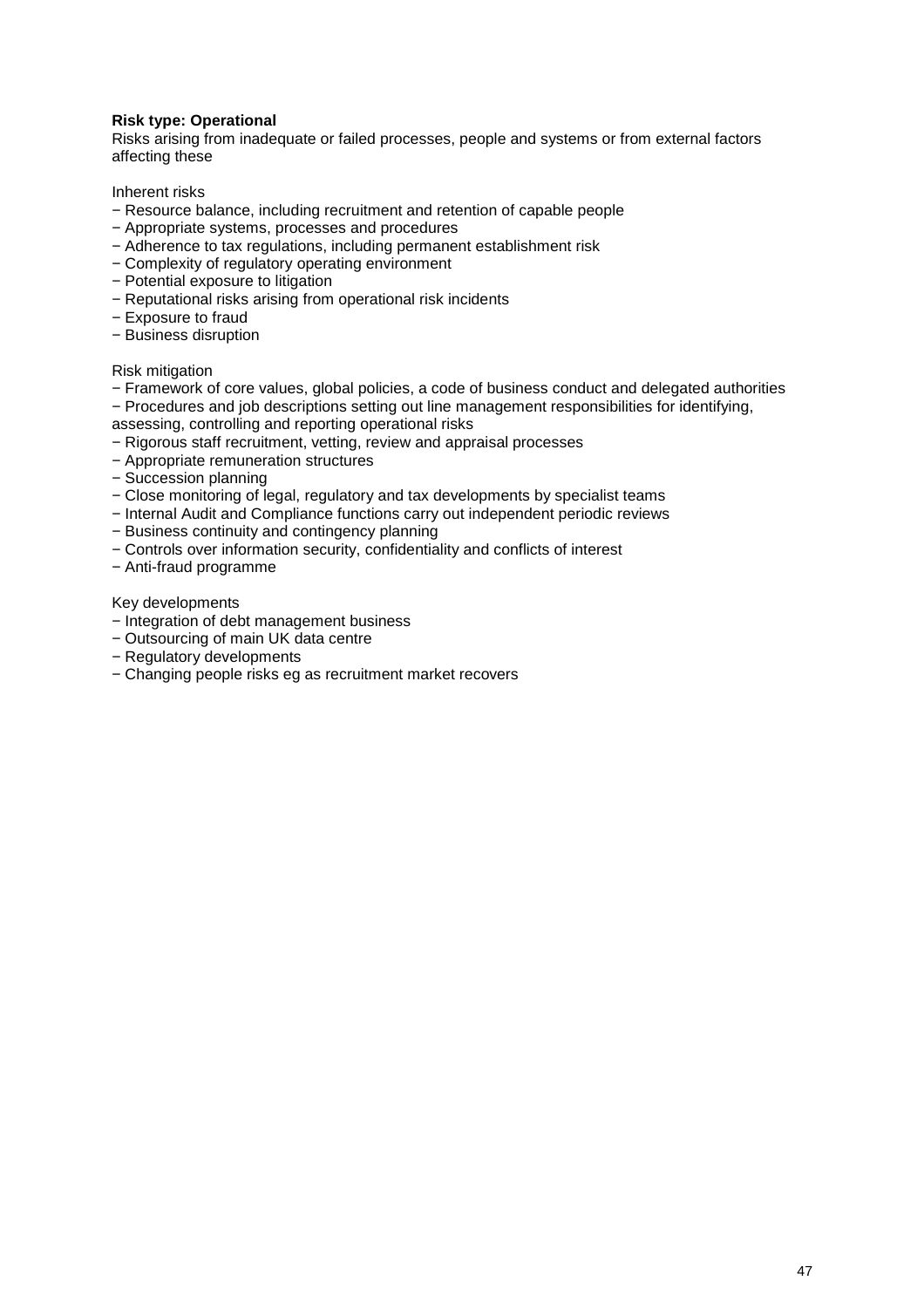**Risk type: Operational**

Risks arising from inadequate or failed processes, people and systems or from external factors affecting these

Inherent risks

- Resource balance, including recruitment and retention of capable people
- Appropriate systems, processes and procedures
- Adherence to tax regulations, including permanent establishment risk
- Complexity of regulatory operating environment
- Potential exposure to litigation
- Reputational risks arising from operational risk incidents
- Exposure to fraud
- Business disruption

Risk mitigation

- Framework of core values, global policies, a code of business conduct and delegated authorities
- Procedures and job descriptions setting out line management responsibilities for identifying, assessing, controlling and reporting operational risks
- Rigorous staff recruitment, vetting, review and appraisal processes
- Appropriate remuneration structures
- Succession planning
- Close monitoring of legal, regulatory and tax developments by specialist teams
- Internal Audit and Compliance functions carry out independent periodic reviews
- Business continuity and contingency planning
- Controls over information security, confidentiality and conflicts of interest
- Anti-fraud programme

Key developments

- Integration of debt management business
- Outsourcing of main UK data centre
- Regulatory developments
- Changing people risks eg as recruitment market recovers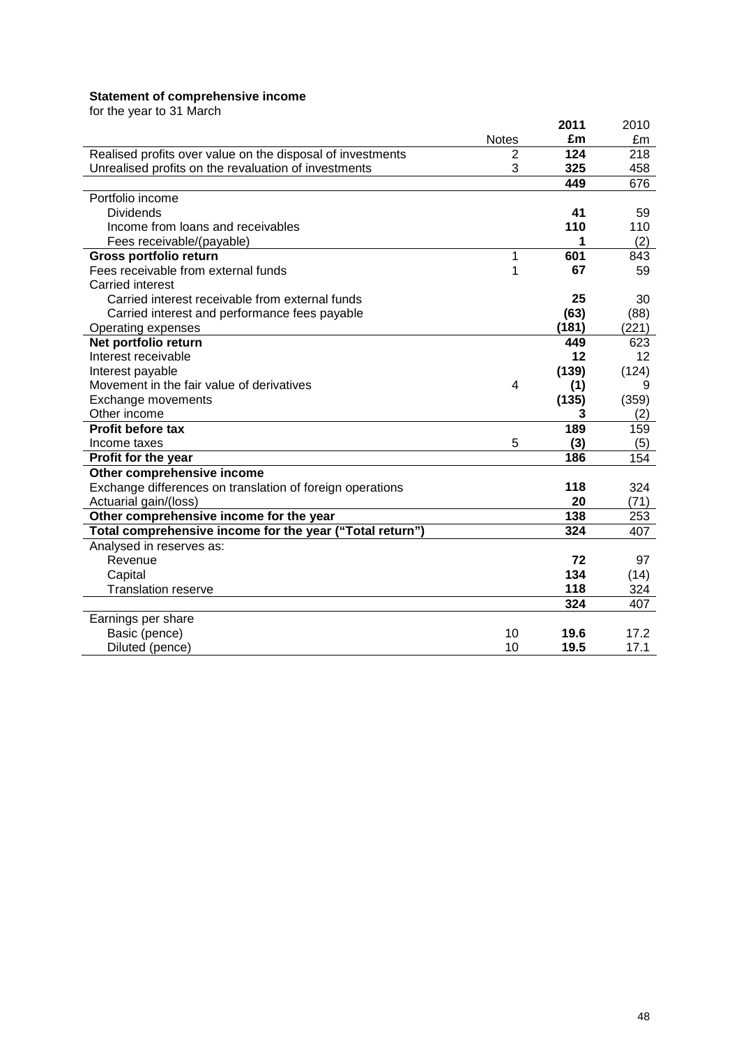**Statement of comprehensive income**

for the year to 31 March

| | Notes | 2011 £m | 2010 £m |
|---|---|---|---|
| Realised profits over value on the disposal of investments | 2 | **124** | 218 |
| Unrealised profits on the revaluation of investments | 3 | **325** | 458 |
| | | **449** | 676 |
| Portfolio income | | | |
| Dividends | | **41** | 59 |
| Income from loans and receivables | | **110** | 110 |
| Fees receivable/(payable) | | **1** | (2) |
| **Gross portfolio return** | 1 | **601** | 843 |
| Fees receivable from external funds | 1 | **67** | 59 |
| Carried interest | | | |
| Carried interest receivable from external funds | | **25** | 30 |
| Carried interest and performance fees payable | | **(63)** | (88) |
| Operating expenses | | **(181)** | (221) |
| **Net portfolio return** | | **449** | 623 |
| Interest receivable | | **12** | 12 |
| Interest payable | | **(139)** | (124) |
| Movement in the fair value of derivatives | 4 | **(1)** | 9 |
| Exchange movements | | **(135)** | (359) |
| Other income | | **3** | (2) |
| **Profit before tax** | | **189** | 159 |
| Income taxes | 5 | **(3)** | (5) |
| **Profit for the year** | | **186** | 154 |
| **Other comprehensive income** | | | |
| Exchange differences on translation of foreign operations | | **118** | 324 |
| Actuarial gain/(loss) | | **20** | (71) |
| **Other comprehensive income for the year** | | **138** | 253 |
| **Total comprehensive income for the year ("Total return")** | | **324** | 407 |
| Analysed in reserves as: | | | |
| Revenue | | **72** | 97 |
| Capital | | **134** | (14) |
| Translation reserve | | **118** | 324 |
| | | **324** | 407 |
| Earnings per share | | | |
| Basic (pence) | 10 | **19.6** | 17.2 |
| Diluted (pence) | 10 | **19.5** | 17.1 |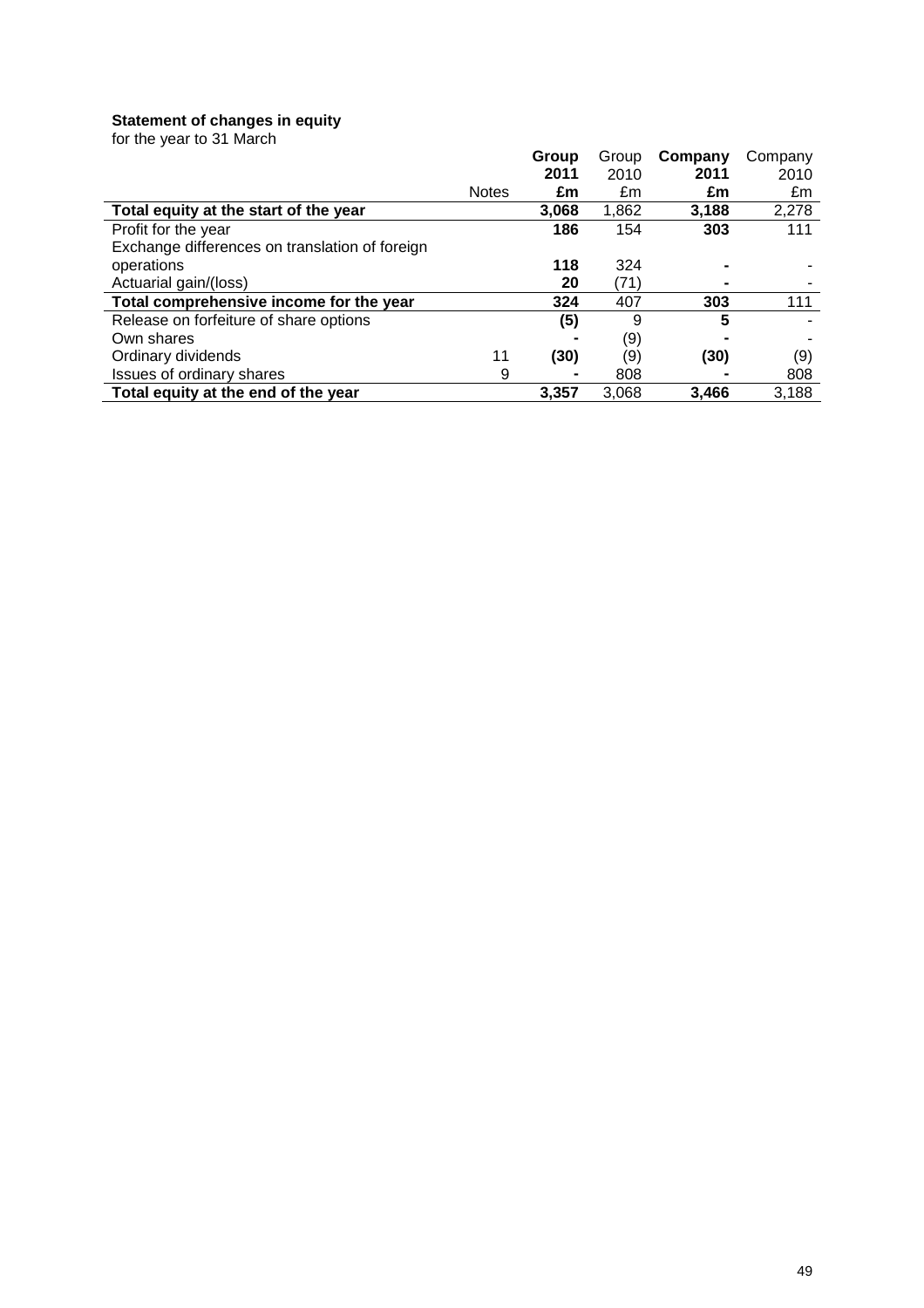**Statement of changes in equity**

for the year to 31 March

| | Notes | **Group 2011 £m** | Group 2010 £m | **Company 2011 £m** | Company 2010 £m |
|---|---|---|---|---|---|
| **Total equity at the start of the year** | | **3,068** | 1,862 | **3,188** | 2,278 |
| Profit for the year | | **186** | 154 | **303** | 111 |
| Exchange differences on translation of foreign operations | | **118** | 324 | **-** | - |
| Actuarial gain/(loss) | | **20** | (71) | **-** | - |
| **Total comprehensive income for the year** | | **324** | 407 | **303** | 111 |
| Release on forfeiture of share options | | **(5)** | 9 | **5** | - |
| Own shares | | **-** | (9) | **-** | - |
| Ordinary dividends | 11 | **(30)** | (9) | **(30)** | (9) |
| Issues of ordinary shares | 9 | **-** | 808 | **-** | 808 |
| **Total equity at the end of the year** | | **3,357** | 3,068 | **3,466** | 3,188 |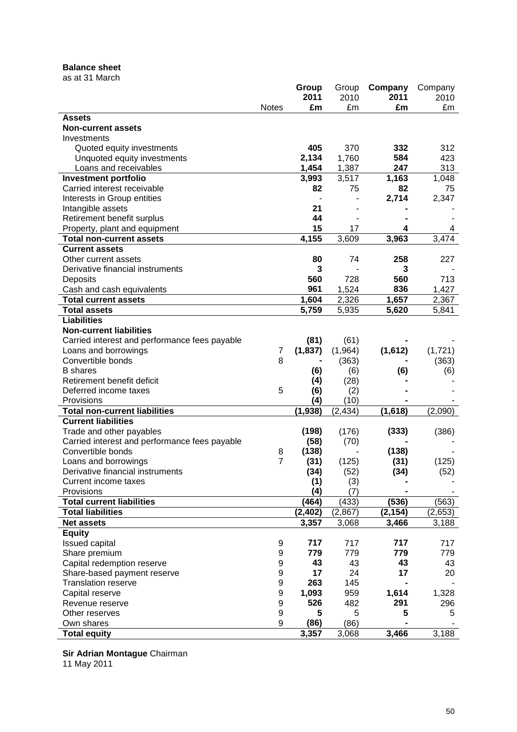**Balance sheet**
as at 31 March

| | Notes | Group 2011 £m | Group 2010 £m | Company 2011 £m | Company 2010 £m |
|---|---|---|---|---|---|
| **Assets** | | | | | |
| **Non-current assets** | | | | | |
| Investments | | | | | |
| Quoted equity investments | | **405** | 370 | **332** | 312 |
| Unquoted equity investments | | **2,134** | 1,760 | **584** | 423 |
| Loans and receivables | | **1,454** | 1,387 | **247** | 313 |
| **Investment portfolio** | | **3,993** | 3,517 | **1,163** | 1,048 |
| Carried interest receivable | | **82** | 75 | **82** | 75 |
| Interests in Group entities | | **-** | - | **2,714** | 2,347 |
| Intangible assets | | **21** | - | **-** | - |
| Retirement benefit surplus | | **44** | - | **-** | - |
| Property, plant and equipment | | **15** | 17 | **4** | 4 |
| **Total non-current assets** | | **4,155** | 3,609 | **3,963** | 3,474 |
| **Current assets** | | | | | |
| Other current assets | | **80** | 74 | **258** | 227 |
| Derivative financial instruments | | **3** | - | **3** | - |
| Deposits | | **560** | 728 | **560** | 713 |
| Cash and cash equivalents | | **961** | 1,524 | **836** | 1,427 |
| **Total current assets** | | **1,604** | 2,326 | **1,657** | 2,367 |
| **Total assets** | | **5,759** | 5,935 | **5,620** | 5,841 |
| **Liabilities** | | | | | |
| **Non-current liabilities** | | | | | |
| Carried interest and performance fees payable | | **(81)** | (61) | **-** | - |
| Loans and borrowings | 7 | **(1,837)** | (1,964) | **(1,612)** | (1,721) |
| Convertible bonds | 8 | **-** | (363) | **-** | (363) |
| B shares | | **(6)** | (6) | **(6)** | (6) |
| Retirement benefit deficit | | **(4)** | (28) | **-** | - |
| Deferred income taxes | 5 | **(6)** | (2) | **-** | - |
| Provisions | | **(4)** | (10) | **-** | - |
| **Total non-current liabilities** | | **(1,938)** | (2,434) | **(1,618)** | (2,090) |
| **Current liabilities** | | | | | |
| Trade and other payables | | **(198)** | (176) | **(333)** | (386) |
| Carried interest and performance fees payable | | **(58)** | (70) | **-** | - |
| Convertible bonds | 8 | **(138)** | - | **(138)** | - |
| Loans and borrowings | 7 | **(31)** | (125) | **(31)** | (125) |
| Derivative financial instruments | | **(34)** | (52) | **(34)** | (52) |
| Current income taxes | | **(1)** | (3) | **-** | - |
| Provisions | | **(4)** | (7) | **-** | - |
| **Total current liabilities** | | **(464)** | (433) | **(536)** | (563) |
| **Total liabilities** | | **(2,402)** | (2,867) | **(2,154)** | (2,653) |
| **Net assets** | | **3,357** | 3,068 | **3,466** | 3,188 |
| **Equity** | | | | | |
| Issued capital | 9 | **717** | 717 | **717** | 717 |
| Share premium | 9 | **779** | 779 | **779** | 779 |
| Capital redemption reserve | 9 | **43** | 43 | **43** | 43 |
| Share-based payment reserve | 9 | **17** | 24 | **17** | 20 |
| Translation reserve | 9 | **263** | 145 | **-** | - |
| Capital reserve | 9 | **1,093** | 959 | **1,614** | 1,328 |
| Revenue reserve | 9 | **526** | 482 | **291** | 296 |
| Other reserves | 9 | **5** | 5 | **5** | 5 |
| Own shares | 9 | **(86)** | (86) | **-** | - |
| **Total equity** | | **3,357** | 3,068 | **3,466** | 3,188 |

**Sir Adrian Montague** Chairman
11 May 2011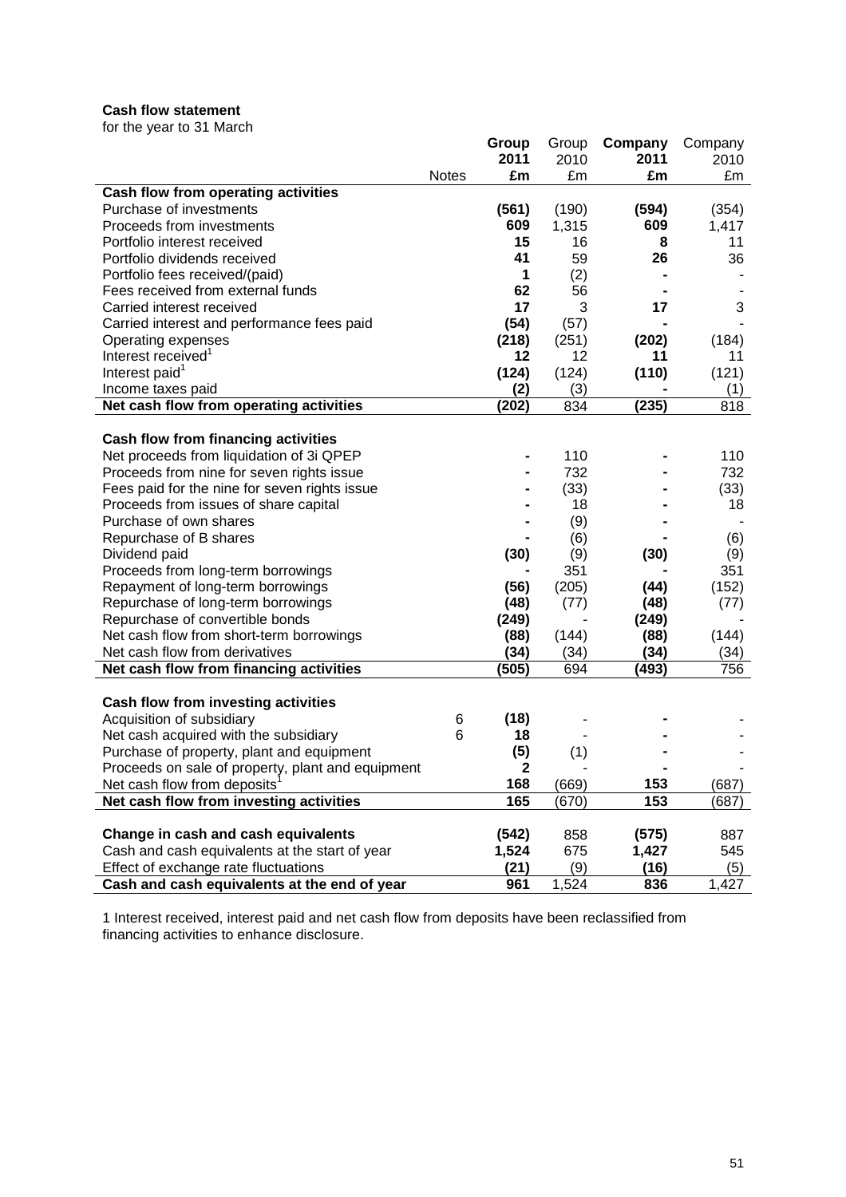**Cash flow statement**

for the year to 31 March

| | Notes | Group 2011 £m | Group 2010 £m | Company 2011 £m | Company 2010 £m |
|---|---|---|---|---|---|
| **Cash flow from operating activities** | | | | | |
| Purchase of investments | | **(561)** | (190) | **(594)** | (354) |
| Proceeds from investments | | **609** | 1,315 | **609** | 1,417 |
| Portfolio interest received | | **15** | 16 | **8** | 11 |
| Portfolio dividends received | | **41** | 59 | **26** | 36 |
| Portfolio fees received/(paid) | | **1** | (2) | **-** | - |
| Fees received from external funds | | **62** | 56 | **-** | - |
| Carried interest received | | **17** | 3 | **17** | 3 |
| Carried interest and performance fees paid | | **(54)** | (57) | **-** | - |
| Operating expenses | | **(218)** | (251) | **(202)** | (184) |
| Interest received[1] | | **12** | 12 | **11** | 11 |
| Interest paid[1] | | **(124)** | (124) | **(110)** | (121) |
| Income taxes paid | | **(2)** | (3) | **-** | (1) |
| **Net cash flow from operating activities** | | **(202)** | 834 | **(235)** | 818 |
| | | | | | |
| **Cash flow from financing activities** | | | | | |
| Net proceeds from liquidation of 3i QPEP | | **-** | 110 | **-** | 110 |
| Proceeds from nine for seven rights issue | | **-** | 732 | **-** | 732 |
| Fees paid for the nine for seven rights issue | | **-** | (33) | **-** | (33) |
| Proceeds from issues of share capital | | **-** | 18 | **-** | 18 |
| Purchase of own shares | | **-** | (9) | **-** | - |
| Repurchase of B shares | | **-** | (6) | **-** | (6) |
| Dividend paid | | **(30)** | (9) | **(30)** | (9) |
| Proceeds from long-term borrowings | | **-** | 351 | **-** | 351 |
| Repayment of long-term borrowings | | **(56)** | (205) | **(44)** | (152) |
| Repurchase of long-term borrowings | | **(48)** | (77) | **(48)** | (77) |
| Repurchase of convertible bonds | | **(249)** | - | **(249)** | - |
| Net cash flow from short-term borrowings | | **(88)** | (144) | **(88)** | (144) |
| Net cash flow from derivatives | | **(34)** | (34) | **(34)** | (34) |
| **Net cash flow from financing activities** | | **(505)** | 694 | **(493)** | 756 |
| | | | | | |
| **Cash flow from investing activities** | | | | | |
| Acquisition of subsidiary | 6 | **(18)** | - | **-** | - |
| Net cash acquired with the subsidiary | 6 | **18** | - | **-** | - |
| Purchase of property, plant and equipment | | **(5)** | (1) | **-** | - |
| Proceeds on sale of property, plant and equipment | | **2** | - | **-** | - |
| Net cash flow from deposits[1] | | **168** | (669) | **153** | (687) |
| **Net cash flow from investing activities** | | **165** | (670) | **153** | (687) |
| | | | | | |
| **Change in cash and cash equivalents** | | **(542)** | 858 | **(575)** | 887 |
| Cash and cash equivalents at the start of year | | **1,524** | 675 | **1,427** | 545 |
| Effect of exchange rate fluctuations | | **(21)** | (9) | **(16)** | (5) |
| **Cash and cash equivalents at the end of year** | | **961** | 1,524 | **836** | 1,427 |

1 Interest received, interest paid and net cash flow from deposits have been reclassified from financing activities to enhance disclosure.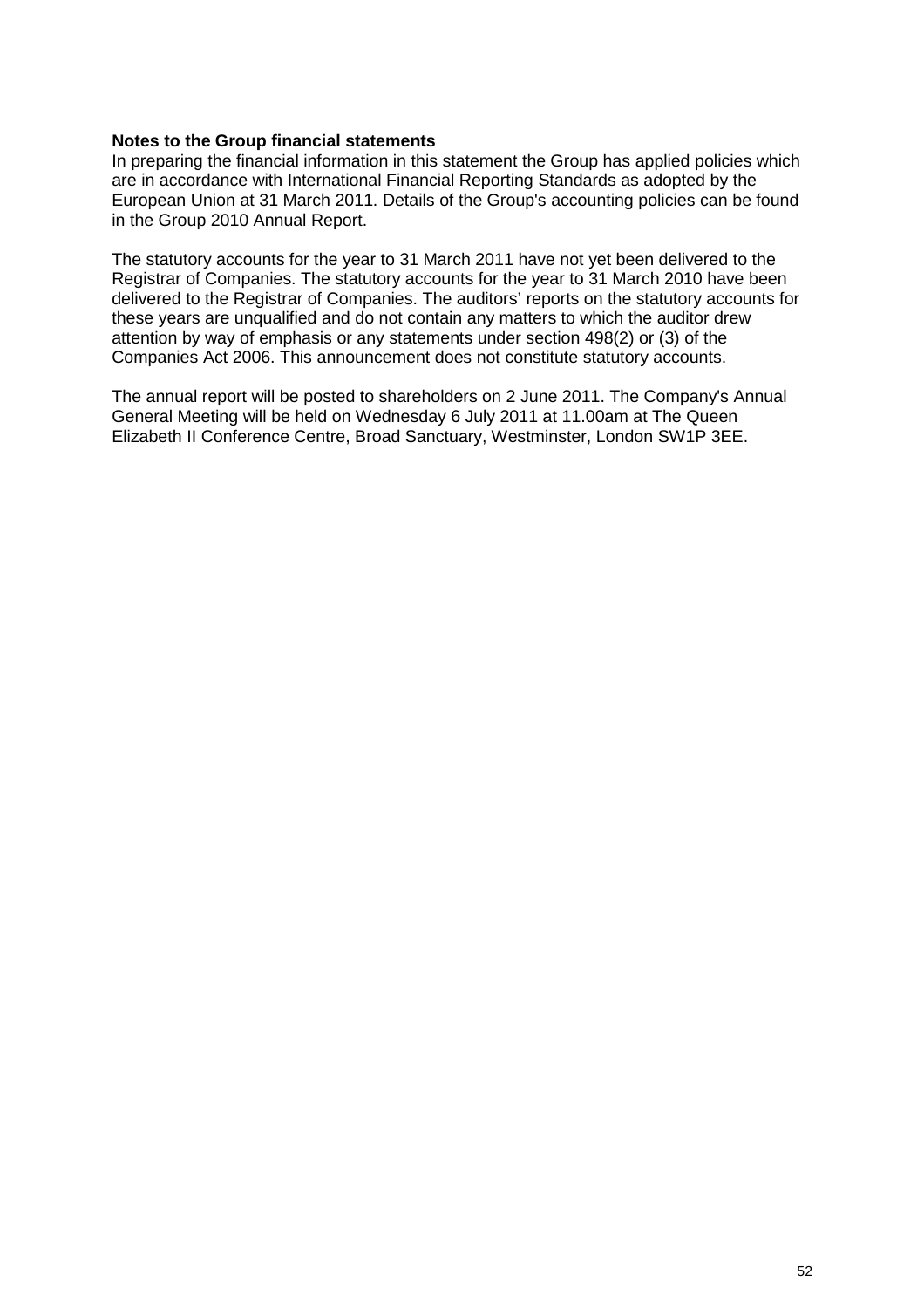**Notes to the Group financial statements**

In preparing the financial information in this statement the Group has applied policies which are in accordance with International Financial Reporting Standards as adopted by the European Union at 31 March 2011. Details of the Group's accounting policies can be found in the Group 2010 Annual Report.

The statutory accounts for the year to 31 March 2011 have not yet been delivered to the Registrar of Companies. The statutory accounts for the year to 31 March 2010 have been delivered to the Registrar of Companies. The auditors' reports on the statutory accounts for these years are unqualified and do not contain any matters to which the auditor drew attention by way of emphasis or any statements under section 498(2) or (3) of the Companies Act 2006. This announcement does not constitute statutory accounts.

The annual report will be posted to shareholders on 2 June 2011. The Company's Annual General Meeting will be held on Wednesday 6 July 2011 at 11.00am at The Queen Elizabeth II Conference Centre, Broad Sanctuary, Westminster, London SW1P 3EE.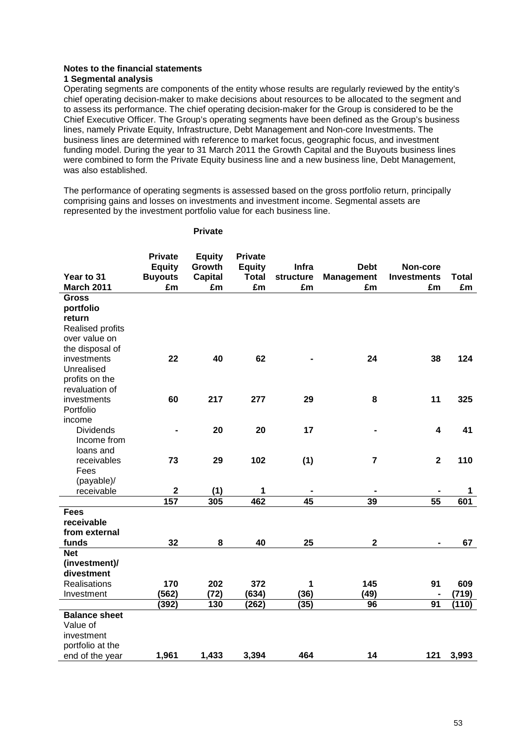**Notes to the financial statements**

**1 Segmental analysis**

Operating segments are components of the entity whose results are regularly reviewed by the entity's chief operating decision-maker to make decisions about resources to be allocated to the segment and to assess its performance. The chief operating decision-maker for the Group is considered to be the Chief Executive Officer. The Group's operating segments have been defined as the Group's business lines, namely Private Equity, Infrastructure, Debt Management and Non-core Investments. The business lines are determined with reference to market focus, geographic focus, and investment funding model. During the year to 31 March 2011 the Growth Capital and the Buyouts business lines were combined to form the Private Equity business line and a new business line, Debt Management, was also established.

The performance of operating segments is assessed based on the gross portfolio return, principally comprising gains and losses on investments and investment income. Segmental assets are represented by the investment portfolio value for each business line.

| Year to 31 March 2011 | Private Equity Buyouts £m | Private Equity Growth Capital £m | Private Equity Total £m | Infrastructure £m | Debt Management £m | Non-core Investments £m | Total £m |
|---|---|---|---|---|---|---|---|
| **Gross portfolio return** | | | | | | | |
| Realised profits over value on the disposal of investments | **22** | **40** | **62** | **-** | **24** | **38** | **124** |
| Unrealised profits on the revaluation of investments | **60** | **217** | **277** | **29** | **8** | **11** | **325** |
| Portfolio income | | | | | | | |
| Dividends | **-** | **20** | **20** | **17** | **-** | **4** | **41** |
| Income from loans and receivables | **73** | **29** | **102** | **(1)** | **7** | **2** | **110** |
| Fees (payable)/ receivable | **2** | **(1)** | **1** | **-** | **-** | **-** | **1** |
| | **157** | **305** | **462** | **45** | **39** | **55** | **601** |
| **Fees receivable from external funds** | **32** | **8** | **40** | **25** | **2** | **-** | **67** |
| **Net (investment)/ divestment** | | | | | | | |
| Realisations | **170** | **202** | **372** | **1** | **145** | **91** | **609** |
| Investment | **(562)** | **(72)** | **(634)** | **(36)** | **(49)** | **-** | **(719)** |
| | **(392)** | **130** | **(262)** | **(35)** | **96** | **91** | **(110)** |
| **Balance sheet** | | | | | | | |
| Value of investment portfolio at the end of the year | **1,961** | **1,433** | **3,394** | **464** | **14** | **121** | **3,993** |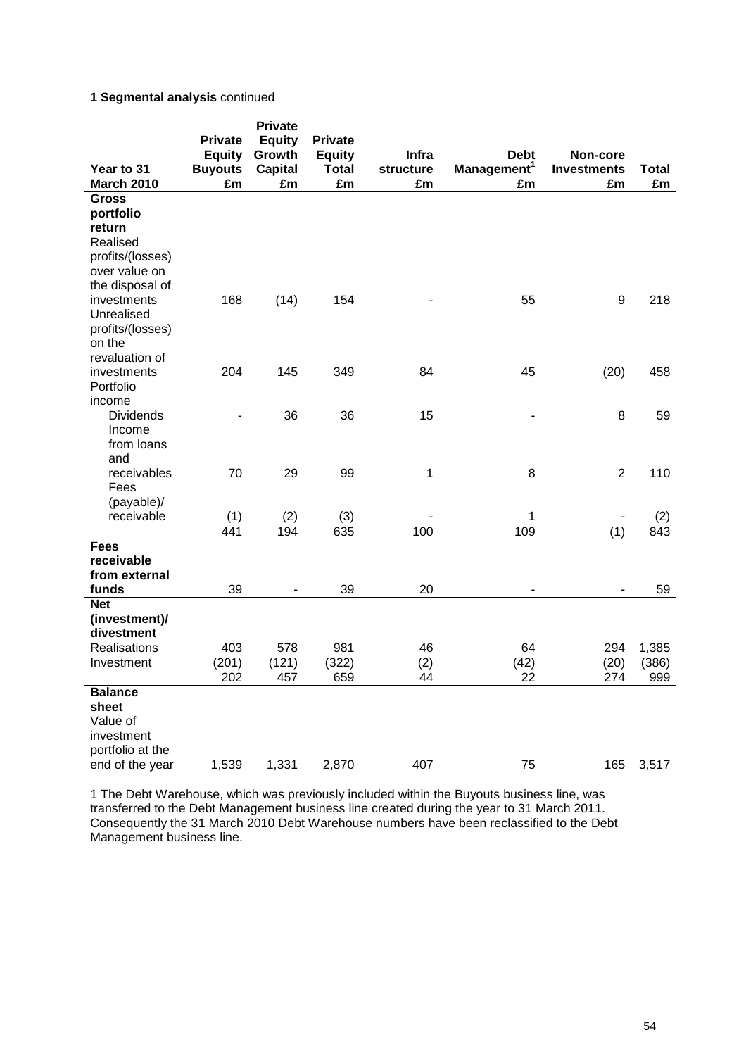**1 Segmental analysis** continued

| Year to 31 March 2010 | Private Equity Buyouts £m | Private Equity Growth Capital £m | Private Equity Total £m | Infra structure £m | Debt Management[1] £m | Non-core Investments £m | Total £m |
|---|---|---|---|---|---|---|---|
| **Gross portfolio return** | | | | | | | |
| Realised profits/(losses) over value on the disposal of investments | 168 | (14) | 154 | - | 55 | 9 | 218 |
| Unrealised profits/(losses) on the revaluation of investments | 204 | 145 | 349 | 84 | 45 | (20) | 458 |
| Portfolio income | | | | | | | |
| Dividends | - | 36 | 36 | 15 | - | 8 | 59 |
| Income from loans and receivables | 70 | 29 | 99 | 1 | 8 | 2 | 110 |
| Fees (payable)/ receivable | (1) | (2) | (3) | - | 1 | - | (2) |
| | 441 | 194 | 635 | 100 | 109 | (1) | 843 |
| **Fees receivable from external funds** | 39 | - | 39 | 20 | - | - | 59 |
| **Net (investment)/ divestment** | | | | | | | |
| Realisations | 403 | 578 | 981 | 46 | 64 | 294 | 1,385 |
| Investment | (201) | (121) | (322) | (2) | (42) | (20) | (386) |
| | 202 | 457 | 659 | 44 | 22 | 274 | 999 |
| **Balance sheet** | | | | | | | |
| Value of investment portfolio at the end of the year | 1,539 | 1,331 | 2,870 | 407 | 75 | 165 | 3,517 |

1 The Debt Warehouse, which was previously included within the Buyouts business line, was transferred to the Debt Management business line created during the year to 31 March 2011. Consequently the 31 March 2010 Debt Warehouse numbers have been reclassified to the Debt Management business line.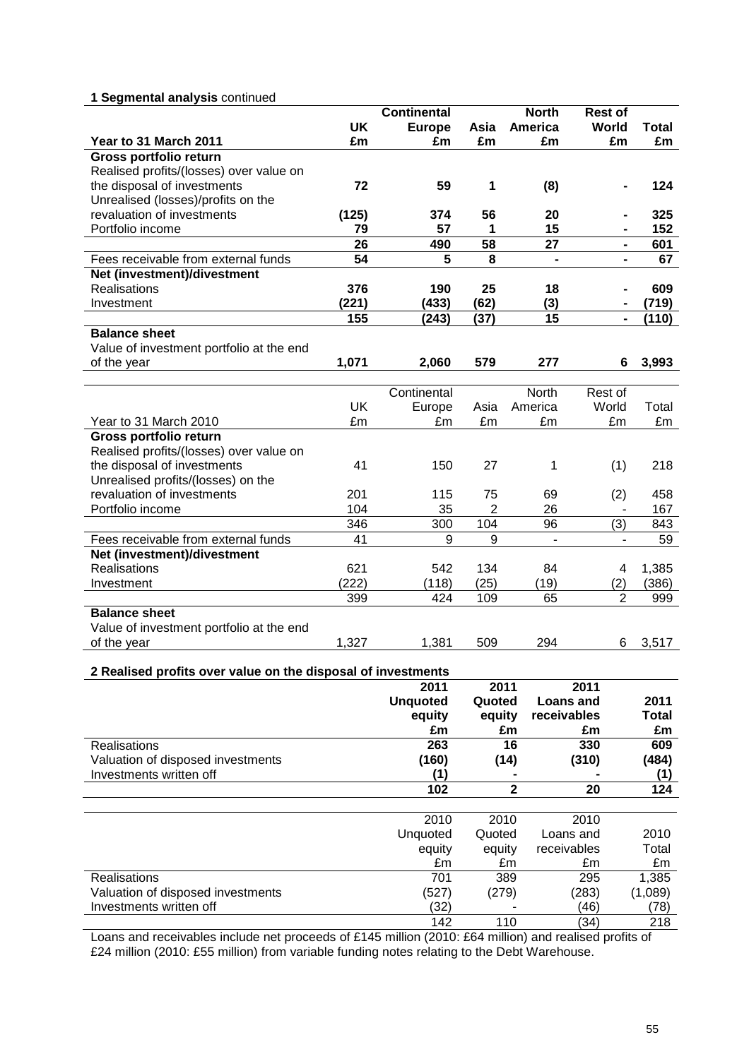**1 Segmental analysis** continued

| Year to 31 March 2011 | UK £m | Continental Europe £m | Asia £m | North America £m | Rest of World £m | Total £m |
|---|---|---|---|---|---|---|
| **Gross portfolio return** | | | | | | |
| Realised profits/(losses) over value on the disposal of investments | **72** | **59** | **1** | **(8)** | **-** | **124** |
| Unrealised (losses)/profits on the revaluation of investments | **(125)** | **374** | **56** | **20** | **-** | **325** |
| Portfolio income | **79** | **57** | **1** | **15** | **-** | **152** |
| | **26** | **490** | **58** | **27** | **-** | **601** |
| Fees receivable from external funds | **54** | **5** | **8** | **-** | **-** | **67** |
| **Net (investment)/divestment** | | | | | | |
| Realisations | **376** | **190** | **25** | **18** | **-** | **609** |
| Investment | **(221)** | **(433)** | **(62)** | **(3)** | **-** | **(719)** |
| | **155** | **(243)** | **(37)** | **15** | **-** | **(110)** |
| **Balance sheet** | | | | | | |
| Value of investment portfolio at the end of the year | **1,071** | **2,060** | **579** | **277** | **6** | **3,993** |

| Year to 31 March 2010 | UK £m | Continental Europe £m | Asia £m | North America £m | Rest of World £m | Total £m |
|---|---|---|---|---|---|---|
| **Gross portfolio return** | | | | | | |
| Realised profits/(losses) over value on the disposal of investments | 41 | 150 | 27 | 1 | (1) | 218 |
| Unrealised profits/(losses) on the revaluation of investments | 201 | 115 | 75 | 69 | (2) | 458 |
| Portfolio income | 104 | 35 | 2 | 26 | - | 167 |
| | 346 | 300 | 104 | 96 | (3) | 843 |
| Fees receivable from external funds | 41 | 9 | 9 | - | - | 59 |
| **Net (investment)/divestment** | | | | | | |
| Realisations | 621 | 542 | 134 | 84 | 4 | 1,385 |
| Investment | (222) | (118) | (25) | (19) | (2) | (386) |
| | 399 | 424 | 109 | 65 | 2 | 999 |
| **Balance sheet** | | | | | | |
| Value of investment portfolio at the end of the year | 1,327 | 1,381 | 509 | 294 | 6 | 3,517 |

**2 Realised profits over value on the disposal of investments**

| | 2011 Unquoted equity £m | 2011 Quoted equity £m | 2011 Loans and receivables £m | 2011 Total £m |
|---|---|---|---|---|
| Realisations | **263** | **16** | **330** | **609** |
| Valuation of disposed investments | **(160)** | **(14)** | **(310)** | **(484)** |
| Investments written off | **(1)** | **-** | **-** | **(1)** |
| | **102** | **2** | **20** | **124** |

| | 2010 Unquoted equity £m | 2010 Quoted equity £m | 2010 Loans and receivables £m | 2010 Total £m |
|---|---|---|---|---|
| Realisations | 701 | 389 | 295 | 1,385 |
| Valuation of disposed investments | (527) | (279) | (283) | (1,089) |
| Investments written off | (32) | - | (46) | (78) |
| | 142 | 110 | (34) | 218 |

Loans and receivables include net proceeds of £145 million (2010: £64 million) and realised profits of £24 million (2010: £55 million) from variable funding notes relating to the Debt Warehouse.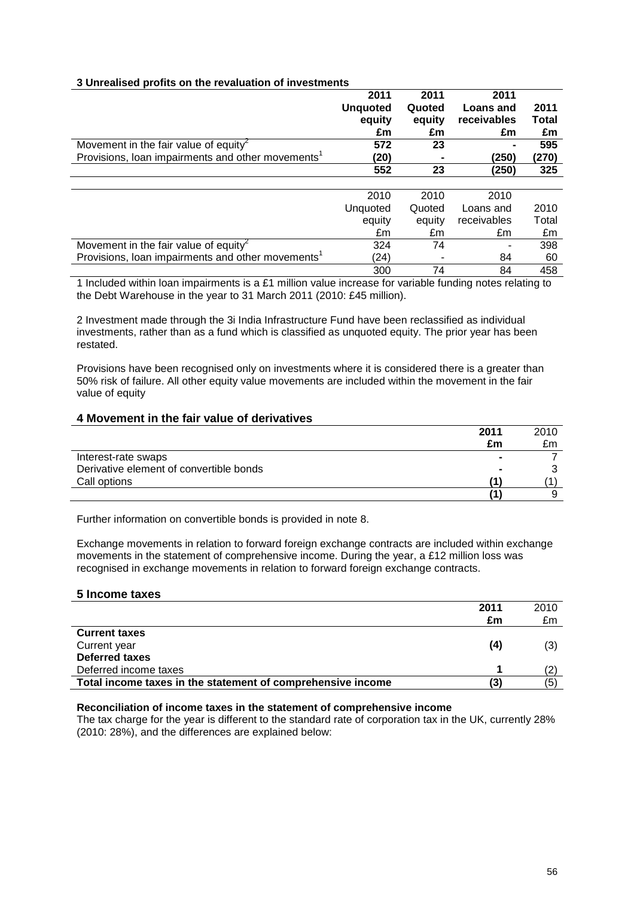### 3 Unrealised profits on the revaluation of investments

| | 2011 Unquoted equity £m | 2011 Quoted equity £m | 2011 Loans and receivables £m | 2011 Total £m |
|---|---|---|---|---|
| Movement in the fair value of equity[2] | **572** | **23** | **-** | **595** |
| Provisions, loan impairments and other movements[1] | **(20)** | **-** | **(250)** | **(270)** |
| | **552** | **23** | **(250)** | **325** |

| | 2010 Unquoted equity £m | 2010 Quoted equity £m | 2010 Loans and receivables £m | 2010 Total £m |
|---|---|---|---|---|
| Movement in the fair value of equity[2] | 324 | 74 | - | 398 |
| Provisions, loan impairments and other movements[1] | (24) | - | 84 | 60 |
| | 300 | 74 | 84 | 458 |

1 Included within loan impairments is a £1 million value increase for variable funding notes relating to the Debt Warehouse in the year to 31 March 2011 (2010: £45 million).

2 Investment made through the 3i India Infrastructure Fund have been reclassified as individual investments, rather than as a fund which is classified as unquoted equity. The prior year has been restated.

Provisions have been recognised only on investments where it is considered there is a greater than 50% risk of failure. All other equity value movements are included within the movement in the fair value of equity

## 4 Movement in the fair value of derivatives

| | 2011 £m | 2010 £m |
|---|---|---|
| Interest-rate swaps | **-** | 7 |
| Derivative element of convertible bonds | **-** | 3 |
| Call options | **(1)** | (1) |
| | **(1)** | 9 |

Further information on convertible bonds is provided in note 8.

Exchange movements in relation to forward foreign exchange contracts are included within exchange movements in the statement of comprehensive income. During the year, a £12 million loss was recognised in exchange movements in relation to forward foreign exchange contracts.

## 5 Income taxes

| | 2011 £m | 2010 £m |
|---|---|---|
| **Current taxes** | | |
| Current year | **(4)** | (3) |
| **Deferred taxes** | | |
| Deferred income taxes | **1** | (2) |
| **Total income taxes in the statement of comprehensive income** | **(3)** | (5) |

**Reconciliation of income taxes in the statement of comprehensive income**

The tax charge for the year is different to the standard rate of corporation tax in the UK, currently 28% (2010: 28%), and the differences are explained below: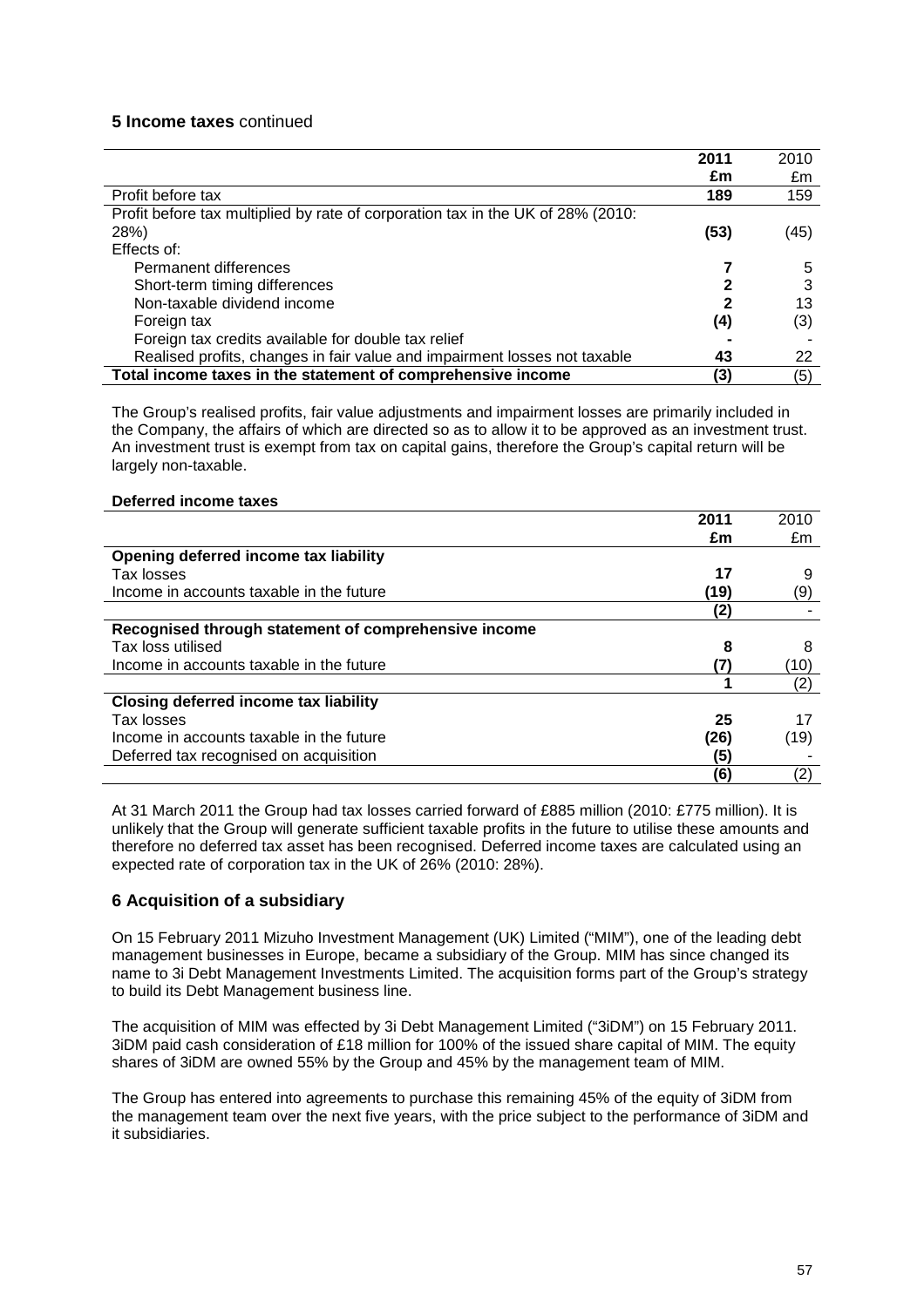## 5 Income taxes continued

| | 2011 £m | 2010 £m |
|---|---|---|
| Profit before tax | **189** | 159 |
| Profit before tax multiplied by rate of corporation tax in the UK of 28% (2010: 28%) | **(53)** | (45) |
| Effects of: | | |
| Permanent differences | **7** | 5 |
| Short-term timing differences | **2** | 3 |
| Non-taxable dividend income | **2** | 13 |
| Foreign tax | **(4)** | (3) |
| Foreign tax credits available for double tax relief | **-** | - |
| Realised profits, changes in fair value and impairment losses not taxable | **43** | 22 |
| **Total income taxes in the statement of comprehensive income** | **(3)** | (5) |

The Group's realised profits, fair value adjustments and impairment losses are primarily included in the Company, the affairs of which are directed so as to allow it to be approved as an investment trust. An investment trust is exempt from tax on capital gains, therefore the Group's capital return will be largely non-taxable.

**Deferred income taxes**

| | 2011 £m | 2010 £m |
|---|---|---|
| **Opening deferred income tax liability** | | |
| Tax losses | **17** | 9 |
| Income in accounts taxable in the future | **(19)** | (9) |
| | **(2)** | - |
| **Recognised through statement of comprehensive income** | | |
| Tax loss utilised | **8** | 8 |
| Income in accounts taxable in the future | **(7)** | (10) |
| | **1** | (2) |
| **Closing deferred income tax liability** | | |
| Tax losses | **25** | 17 |
| Income in accounts taxable in the future | **(26)** | (19) |
| Deferred tax recognised on acquisition | **(5)** | - |
| | **(6)** | (2) |

At 31 March 2011 the Group had tax losses carried forward of £885 million (2010: £775 million). It is unlikely that the Group will generate sufficient taxable profits in the future to utilise these amounts and therefore no deferred tax asset has been recognised. Deferred income taxes are calculated using an expected rate of corporation tax in the UK of 26% (2010: 28%).

## 6 Acquisition of a subsidiary

On 15 February 2011 Mizuho Investment Management (UK) Limited ("MIM"), one of the leading debt management businesses in Europe, became a subsidiary of the Group. MIM has since changed its name to 3i Debt Management Investments Limited. The acquisition forms part of the Group's strategy to build its Debt Management business line.

The acquisition of MIM was effected by 3i Debt Management Limited ("3iDM") on 15 February 2011. 3iDM paid cash consideration of £18 million for 100% of the issued share capital of MIM. The equity shares of 3iDM are owned 55% by the Group and 45% by the management team of MIM.

The Group has entered into agreements to purchase this remaining 45% of the equity of 3iDM from the management team over the next five years, with the price subject to the performance of 3iDM and it subsidiaries.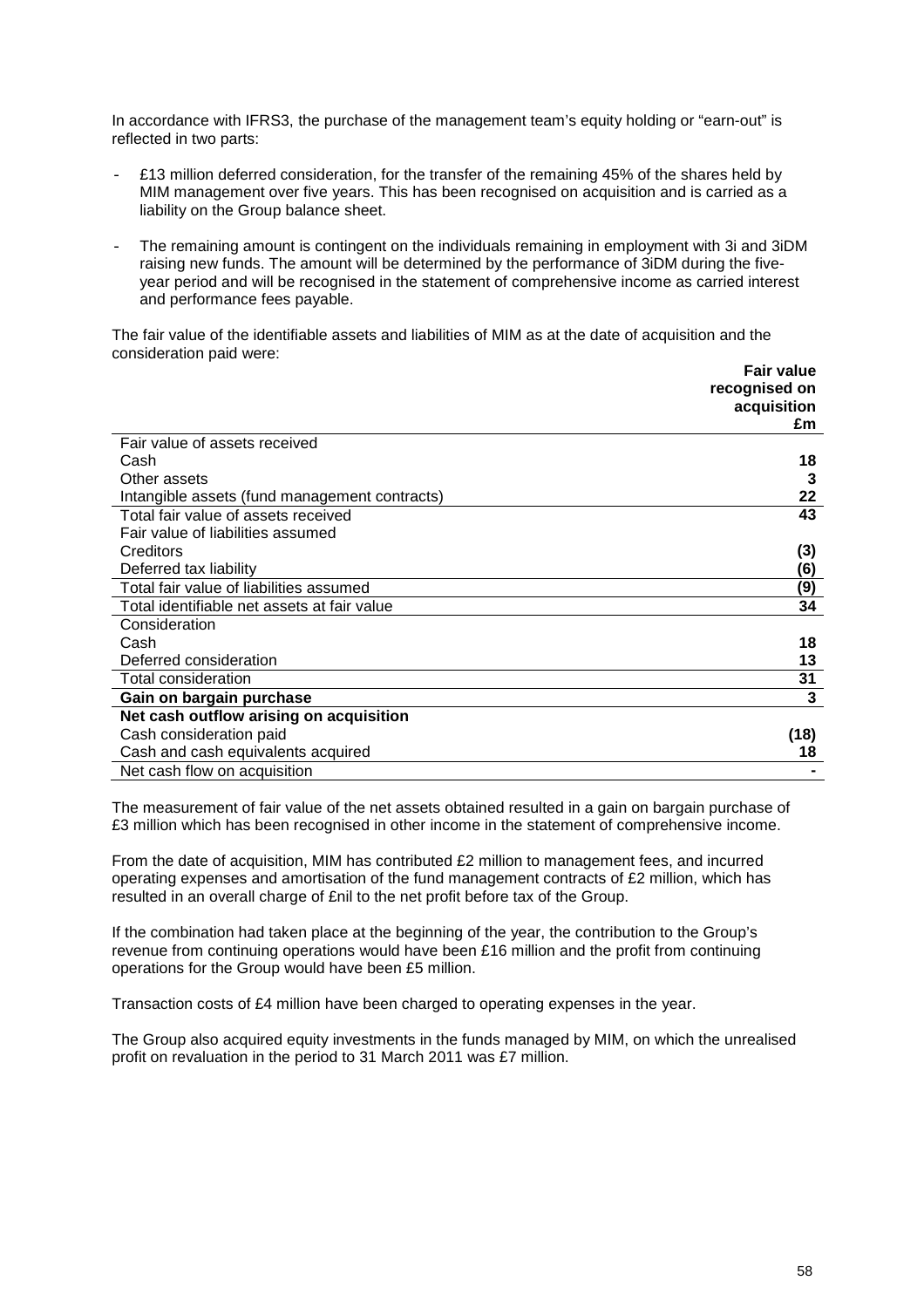In accordance with IFRS3, the purchase of the management team's equity holding or "earn-out" is reflected in two parts:

- £13 million deferred consideration, for the transfer of the remaining 45% of the shares held by MIM management over five years. This has been recognised on acquisition and is carried as a liability on the Group balance sheet.
- The remaining amount is contingent on the individuals remaining in employment with 3i and 3iDM raising new funds. The amount will be determined by the performance of 3iDM during the five-year period and will be recognised in the statement of comprehensive income as carried interest and performance fees payable.

The fair value of the identifiable assets and liabilities of MIM as at the date of acquisition and the consideration paid were:

| | **Fair value recognised on acquisition £m** |
|---|---|
| Fair value of assets received | |
| Cash | **18** |
| Other assets | **3** |
| Intangible assets (fund management contracts) | **22** |
| Total fair value of assets received | **43** |
| Fair value of liabilities assumed | |
| Creditors | **(3)** |
| Deferred tax liability | **(6)** |
| Total fair value of liabilities assumed | **(9)** |
| Total identifiable net assets at fair value | **34** |
| Consideration | |
| Cash | **18** |
| Deferred consideration | **13** |
| Total consideration | **31** |
| **Gain on bargain purchase** | **3** |
| **Net cash outflow arising on acquisition** | |
| Cash consideration paid | **(18)** |
| Cash and cash equivalents acquired | **18** |
| Net cash flow on acquisition | **-** |

The measurement of fair value of the net assets obtained resulted in a gain on bargain purchase of £3 million which has been recognised in other income in the statement of comprehensive income.

From the date of acquisition, MIM has contributed £2 million to management fees, and incurred operating expenses and amortisation of the fund management contracts of £2 million, which has resulted in an overall charge of £nil to the net profit before tax of the Group.

If the combination had taken place at the beginning of the year, the contribution to the Group's revenue from continuing operations would have been £16 million and the profit from continuing operations for the Group would have been £5 million.

Transaction costs of £4 million have been charged to operating expenses in the year.

The Group also acquired equity investments in the funds managed by MIM, on which the unrealised profit on revaluation in the period to 31 March 2011 was £7 million.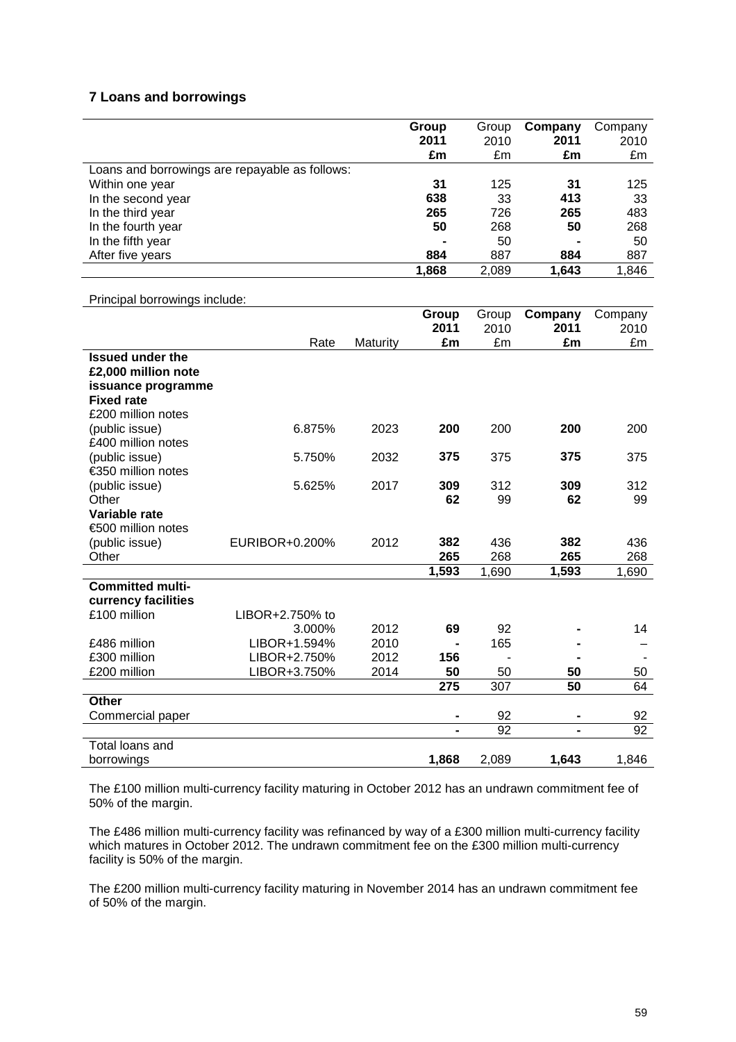## 7 Loans and borrowings

| | Group 2011 £m | Group 2010 £m | Company 2011 £m | Company 2010 £m |
|---|---|---|---|---|
| Loans and borrowings are repayable as follows: | | | | |
| Within one year | **31** | 125 | **31** | 125 |
| In the second year | **638** | 33 | **413** | 33 |
| In the third year | **265** | 726 | **265** | 483 |
| In the fourth year | **50** | 268 | **50** | 268 |
| In the fifth year | **-** | 50 | **-** | 50 |
| After five years | **884** | 887 | **884** | 887 |
| | **1,868** | 2,089 | **1,643** | 1,846 |

Principal borrowings include:

| | Rate | Maturity | Group 2011 £m | Group 2010 £m | Company 2011 £m | Company 2010 £m |
|---|---|---|---|---|---|---|
| **Issued under the £2,000 million note issuance programme** | | | | | | |
| **Fixed rate** | | | | | | |
| £200 million notes (public issue) | 6.875% | 2023 | **200** | 200 | **200** | 200 |
| £400 million notes (public issue) | 5.750% | 2032 | **375** | 375 | **375** | 375 |
| €350 million notes (public issue) | 5.625% | 2017 | **309** | 312 | **309** | 312 |
| Other | | | **62** | 99 | **62** | 99 |
| **Variable rate** | | | | | | |
| €500 million notes (public issue) | EURIBOR+0.200% | 2012 | **382** | 436 | **382** | 436 |
| Other | | | **265** | 268 | **265** | 268 |
| | | | **1,593** | 1,690 | **1,593** | 1,690 |
| **Committed multi-currency facilities** | | | | | | |
| £100 million | LIBOR+2.750% to 3.000% | 2012 | **69** | 92 | **-** | 14 |
| £486 million | LIBOR+1.594% | 2010 | **-** | 165 | **-** | – |
| £300 million | LIBOR+2.750% | 2012 | **156** | - | **-** | - |
| £200 million | LIBOR+3.750% | 2014 | **50** | 50 | **50** | 50 |
| | | | **275** | 307 | **50** | 64 |
| **Other** | | | | | | |
| Commercial paper | | | **-** | 92 | **-** | 92 |
| | | | **-** | 92 | **-** | 92 |
| Total loans and borrowings | | | **1,868** | 2,089 | **1,643** | 1,846 |

The £100 million multi-currency facility maturing in October 2012 has an undrawn commitment fee of 50% of the margin.

The £486 million multi-currency facility was refinanced by way of a £300 million multi-currency facility which matures in October 2012. The undrawn commitment fee on the £300 million multi-currency facility is 50% of the margin.

The £200 million multi-currency facility maturing in November 2014 has an undrawn commitment fee of 50% of the margin.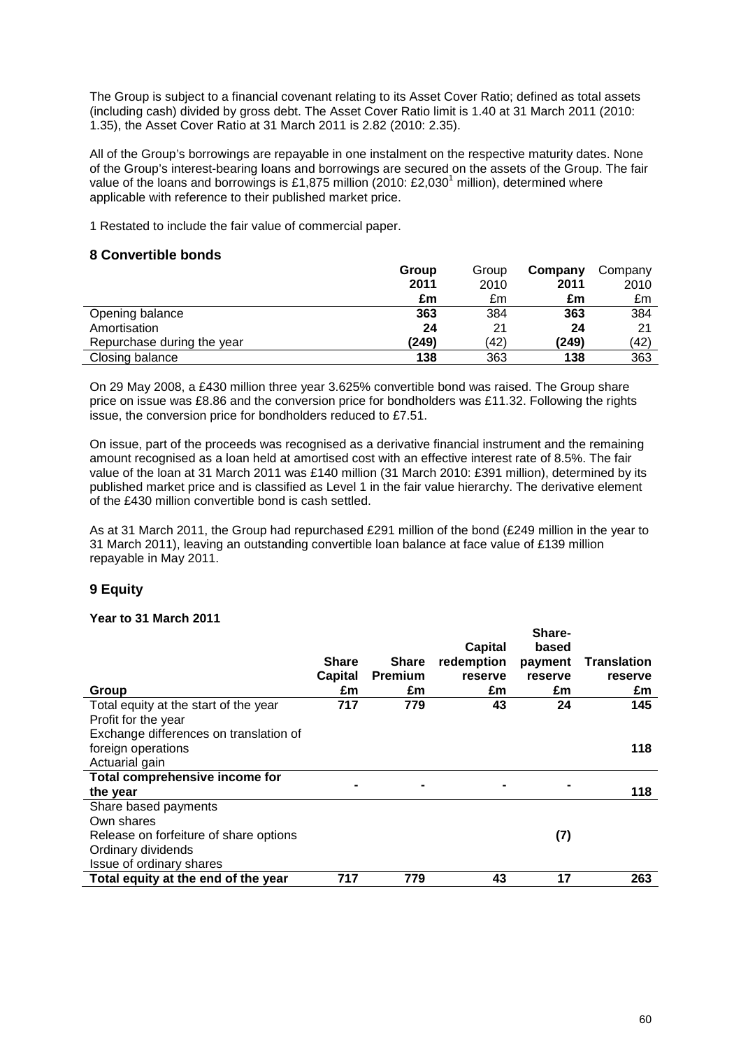The Group is subject to a financial covenant relating to its Asset Cover Ratio; defined as total assets (including cash) divided by gross debt. The Asset Cover Ratio limit is 1.40 at 31 March 2011 (2010: 1.35), the Asset Cover Ratio at 31 March 2011 is 2.82 (2010: 2.35).

All of the Group's borrowings are repayable in one instalment on the respective maturity dates. None of the Group's interest-bearing loans and borrowings are secured on the assets of the Group. The fair value of the loans and borrowings is £1,875 million (2010: £2,030[1] million), determined where applicable with reference to their published market price.

1 Restated to include the fair value of commercial paper.

## 8 Convertible bonds

| | **Group 2011 £m** | Group 2010 £m | **Company 2011 £m** | Company 2010 £m |
|---|---|---|---|---|
| Opening balance | **363** | 384 | **363** | 384 |
| Amortisation | **24** | 21 | **24** | 21 |
| Repurchase during the year | **(249)** | (42) | **(249)** | (42) |
| Closing balance | **138** | 363 | **138** | 363 |

On 29 May 2008, a £430 million three year 3.625% convertible bond was raised. The Group share price on issue was £8.86 and the conversion price for bondholders was £11.32. Following the rights issue, the conversion price for bondholders reduced to £7.51.

On issue, part of the proceeds was recognised as a derivative financial instrument and the remaining amount recognised as a loan held at amortised cost with an effective interest rate of 8.5%. The fair value of the loan at 31 March 2011 was £140 million (31 March 2010: £391 million), determined by its published market price and is classified as Level 1 in the fair value hierarchy. The derivative element of the £430 million convertible bond is cash settled.

As at 31 March 2011, the Group had repurchased £291 million of the bond (£249 million in the year to 31 March 2011), leaving an outstanding convertible loan balance at face value of £139 million repayable in May 2011.

## 9 Equity

**Year to 31 March 2011**

| **Group** | **Share Capital £m** | **Share Premium £m** | **Capital redemption reserve £m** | **Share-based payment reserve £m** | **Translation reserve £m** |
|---|---|---|---|---|---|
| Total equity at the start of the year | **717** | **779** | **43** | **24** | **145** |
| Profit for the year | | | | | |
| Exchange differences on translation of foreign operations | | | | | **118** |
| Actuarial gain | | | | | |
| **Total comprehensive income for the year** | **-** | **-** | **-** | **-** | **118** |
| Share based payments | | | | | |
| Own shares | | | | | |
| Release on forfeiture of share options | | | | **(7)** | |
| Ordinary dividends | | | | | |
| Issue of ordinary shares | | | | | |
| **Total equity at the end of the year** | **717** | **779** | **43** | **17** | **263** |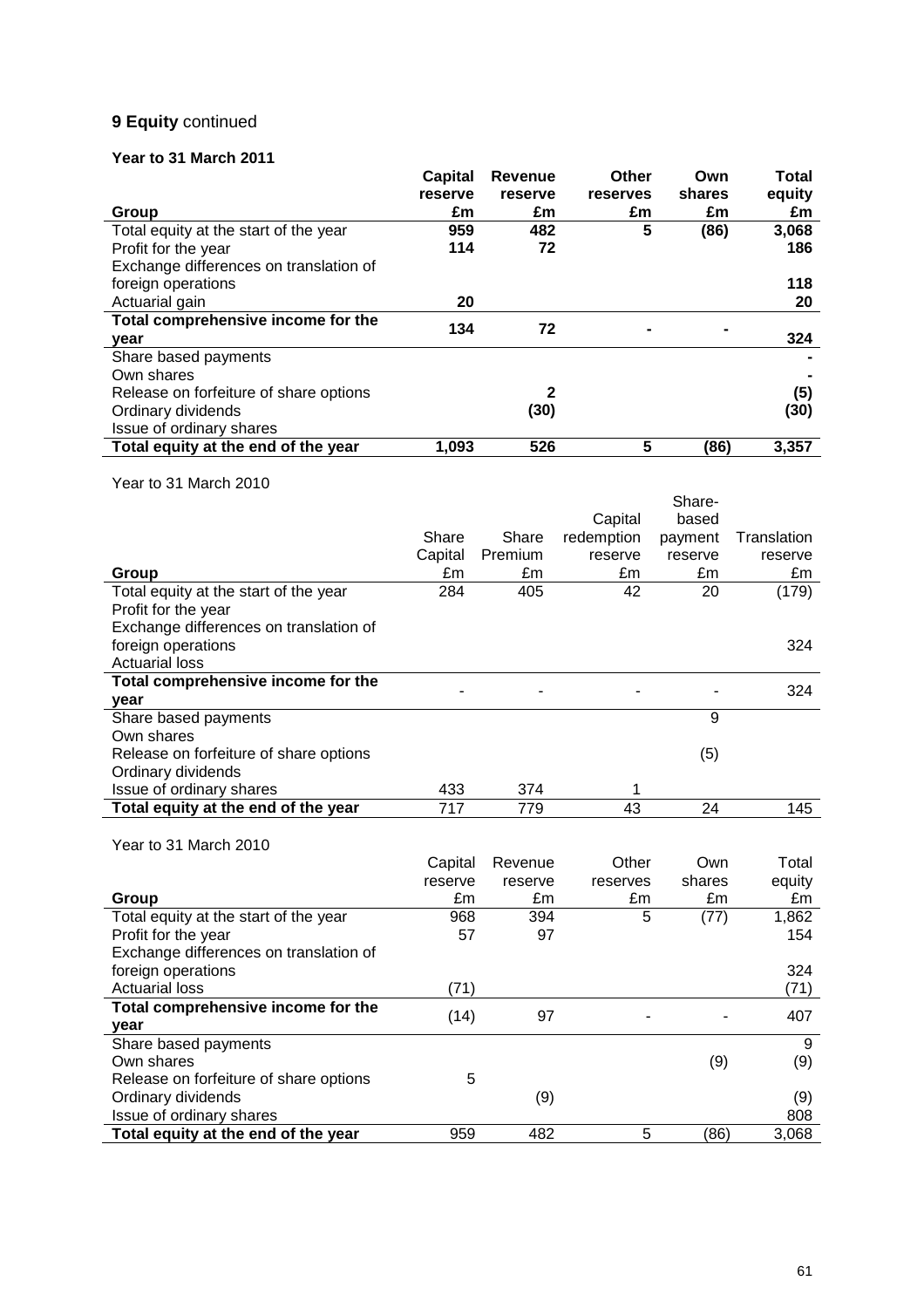**9 Equity** continued

**Year to 31 March 2011**

| Group | Capital reserve £m | Revenue reserve £m | Other reserves £m | Own shares £m | Total equity £m |
|---|---|---|---|---|---|
| Total equity at the start of the year | **959** | **482** | **5** | **(86)** | **3,068** |
| Profit for the year | **114** | **72** | | | **186** |
| Exchange differences on translation of foreign operations | | | | | **118** |
| Actuarial gain | **20** | | | | **20** |
| **Total comprehensive income for the year** | **134** | **72** | **-** | **-** | **324** |
| Share based payments | | | | | **-** |
| Own shares | | | | | **-** |
| Release on forfeiture of share options | | **2** | | | **(5)** |
| Ordinary dividends | | **(30)** | | | **(30)** |
| Issue of ordinary shares | | | | | |
| **Total equity at the end of the year** | **1,093** | **526** | **5** | **(86)** | **3,357** |

Year to 31 March 2010

| Group | Share Capital £m | Share Premium £m | Capital redemption reserve £m | Share-based payment reserve £m | Translation reserve £m |
|---|---|---|---|---|---|
| Total equity at the start of the year | 284 | 405 | 42 | 20 | (179) |
| Profit for the year | | | | | |
| Exchange differences on translation of foreign operations | | | | | 324 |
| Actuarial loss | | | | | |
| **Total comprehensive income for the year** | - | - | - | - | 324 |
| Share based payments | | | | 9 | |
| Own shares | | | | | |
| Release on forfeiture of share options | | | | (5) | |
| Ordinary dividends | | | | | |
| Issue of ordinary shares | 433 | 374 | 1 | | |
| **Total equity at the end of the year** | 717 | 779 | 43 | 24 | 145 |

Year to 31 March 2010

| Group | Capital reserve £m | Revenue reserve £m | Other reserves £m | Own shares £m | Total equity £m |
|---|---|---|---|---|---|
| Total equity at the start of the year | 968 | 394 | 5 | (77) | 1,862 |
| Profit for the year | 57 | 97 | | | 154 |
| Exchange differences on translation of foreign operations | | | | | 324 |
| Actuarial loss | (71) | | | | (71) |
| **Total comprehensive income for the year** | (14) | 97 | - | - | 407 |
| Share based payments | | | | | 9 |
| Own shares | | | | (9) | (9) |
| Release on forfeiture of share options | 5 | | | | |
| Ordinary dividends | | (9) | | | (9) |
| Issue of ordinary shares | | | | | 808 |
| **Total equity at the end of the year** | 959 | 482 | 5 | (86) | 3,068 |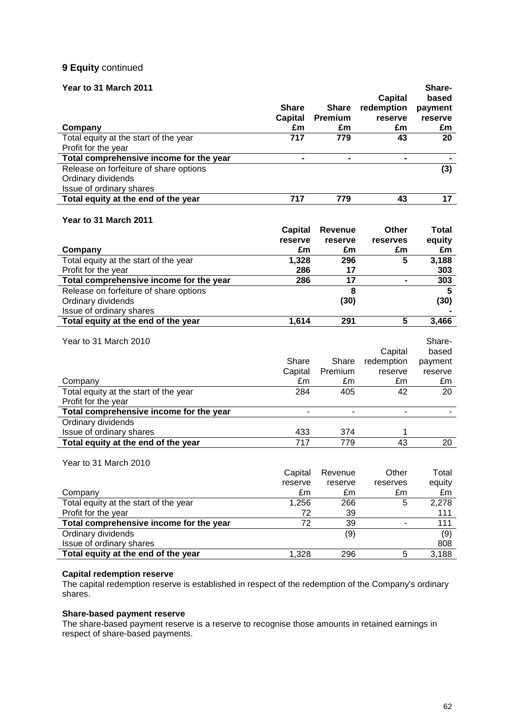**9 Equity** continued

**Year to 31 March 2011**

| Company | Share Capital £m | Share Premium £m | Capital redemption reserve £m | Share-based payment reserve £m |
|---|---|---|---|---|
| Total equity at the start of the year | 717 | 779 | 43 | 20 |
| Profit for the year | | | | |
| **Total comprehensive income for the year** | - | - | - | - |
| Release on forfeiture of share options | | | | (3) |
| Ordinary dividends | | | | |
| Issue of ordinary shares | | | | |
| **Total equity at the end of the year** | 717 | 779 | 43 | 17 |

**Year to 31 March 2011**

| Company | Capital reserve £m | Revenue reserve £m | Other reserves £m | Total equity £m |
|---|---|---|---|---|
| Total equity at the start of the year | 1,328 | 296 | 5 | 3,188 |
| Profit for the year | 286 | 17 | | 303 |
| **Total comprehensive income for the year** | 286 | 17 | - | 303 |
| Release on forfeiture of share options | | 8 | | 5 |
| Ordinary dividends | | (30) | | (30) |
| Issue of ordinary shares | | | | - |
| **Total equity at the end of the year** | 1,614 | 291 | 5 | 3,466 |

Year to 31 March 2010

| Company | Share Capital £m | Share Premium £m | Capital redemption reserve £m | Share-based payment reserve £m |
|---|---|---|---|---|
| Total equity at the start of the year | 284 | 405 | 42 | 20 |
| Profit for the year | | | | |
| **Total comprehensive income for the year** | - | - | - | - |
| Ordinary dividends | | | | |
| Issue of ordinary shares | 433 | 374 | 1 | |
| **Total equity at the end of the year** | 717 | 779 | 43 | 20 |

Year to 31 March 2010

| Company | Capital reserve £m | Revenue reserve £m | Other reserves £m | Total equity £m |
|---|---|---|---|---|
| Total equity at the start of the year | 1,256 | 266 | 5 | 2,278 |
| Profit for the year | 72 | 39 | | 111 |
| **Total comprehensive income for the year** | 72 | 39 | - | 111 |
| Ordinary dividends | | (9) | | (9) |
| Issue of ordinary shares | | | | 808 |
| **Total equity at the end of the year** | 1,328 | 296 | 5 | 3,188 |

**Capital redemption reserve**

The capital redemption reserve is established in respect of the redemption of the Company's ordinary shares.

**Share-based payment reserve**

The share-based payment reserve is a reserve to recognise those amounts in retained earnings in respect of share-based payments.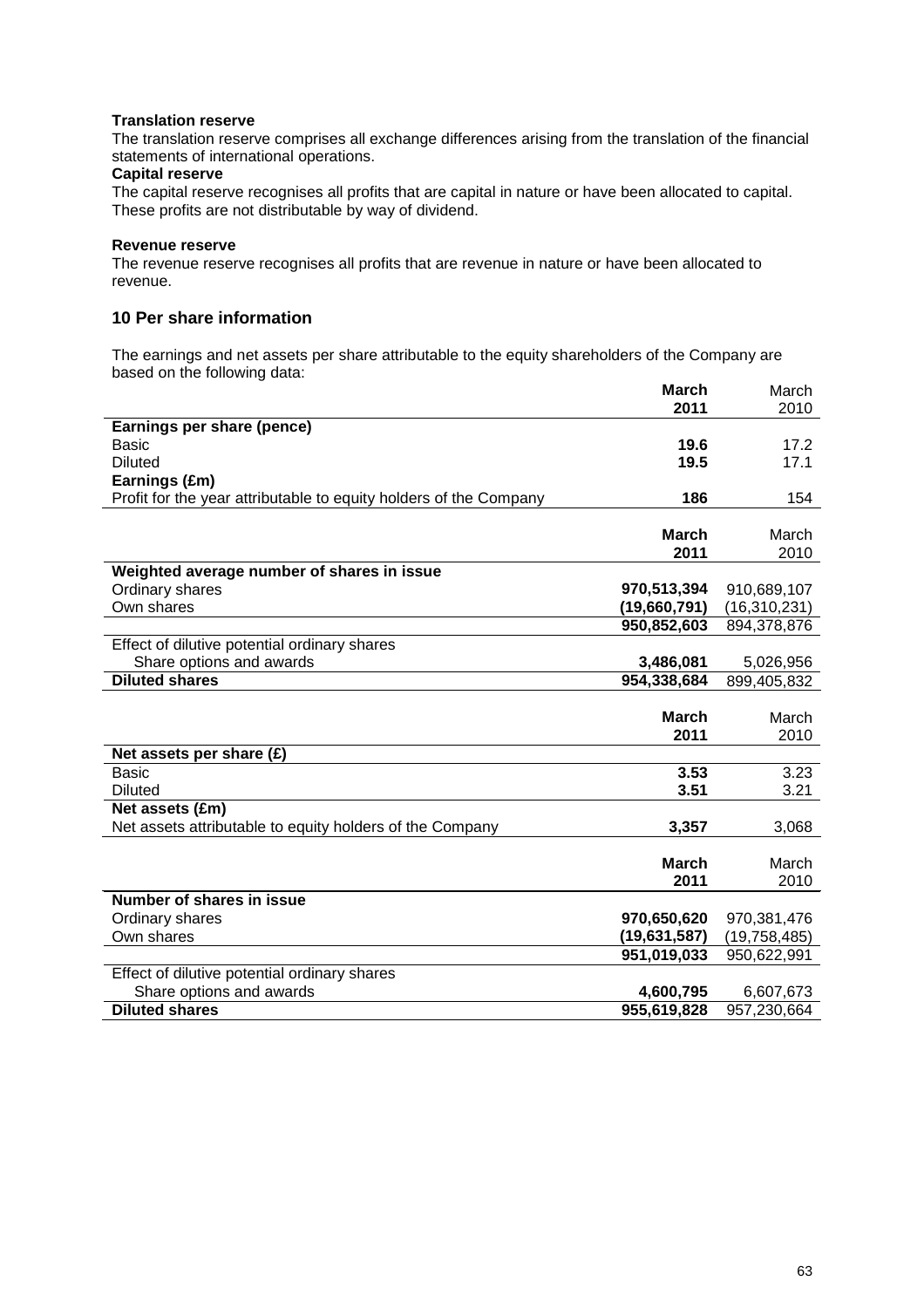**Translation reserve**

The translation reserve comprises all exchange differences arising from the translation of the financial statements of international operations.

**Capital reserve**

The capital reserve recognises all profits that are capital in nature or have been allocated to capital. These profits are not distributable by way of dividend.

**Revenue reserve**

The revenue reserve recognises all profits that are revenue in nature or have been allocated to revenue.

## 10 Per share information

The earnings and net assets per share attributable to the equity shareholders of the Company are based on the following data:

| | **March 2011** | March 2010 |
|---|---|---|
| **Earnings per share (pence)** | | |
| Basic | **19.6** | 17.2 |
| Diluted | **19.5** | 17.1 |
| **Earnings (£m)** | | |
| Profit for the year attributable to equity holders of the Company | **186** | 154 |

| | **March 2011** | March 2010 |
|---|---|---|
| **Weighted average number of shares in issue** | | |
| Ordinary shares | **970,513,394** | 910,689,107 |
| Own shares | **(19,660,791)** | (16,310,231) |
| | **950,852,603** | 894,378,876 |
| Effect of dilutive potential ordinary shares | | |
| Share options and awards | **3,486,081** | 5,026,956 |
| **Diluted shares** | **954,338,684** | 899,405,832 |

| | **March 2011** | March 2010 |
|---|---|---|
| **Net assets per share (£)** | | |
| Basic | **3.53** | 3.23 |
| Diluted | **3.51** | 3.21 |
| **Net assets (£m)** | | |
| Net assets attributable to equity holders of the Company | **3,357** | 3,068 |

| | **March 2011** | March 2010 |
|---|---|---|
| **Number of shares in issue** | | |
| Ordinary shares | **970,650,620** | 970,381,476 |
| Own shares | **(19,631,587)** | (19,758,485) |
| | **951,019,033** | 950,622,991 |
| Effect of dilutive potential ordinary shares | | |
| Share options and awards | **4,600,795** | 6,607,673 |
| **Diluted shares** | **955,619,828** | 957,230,664 |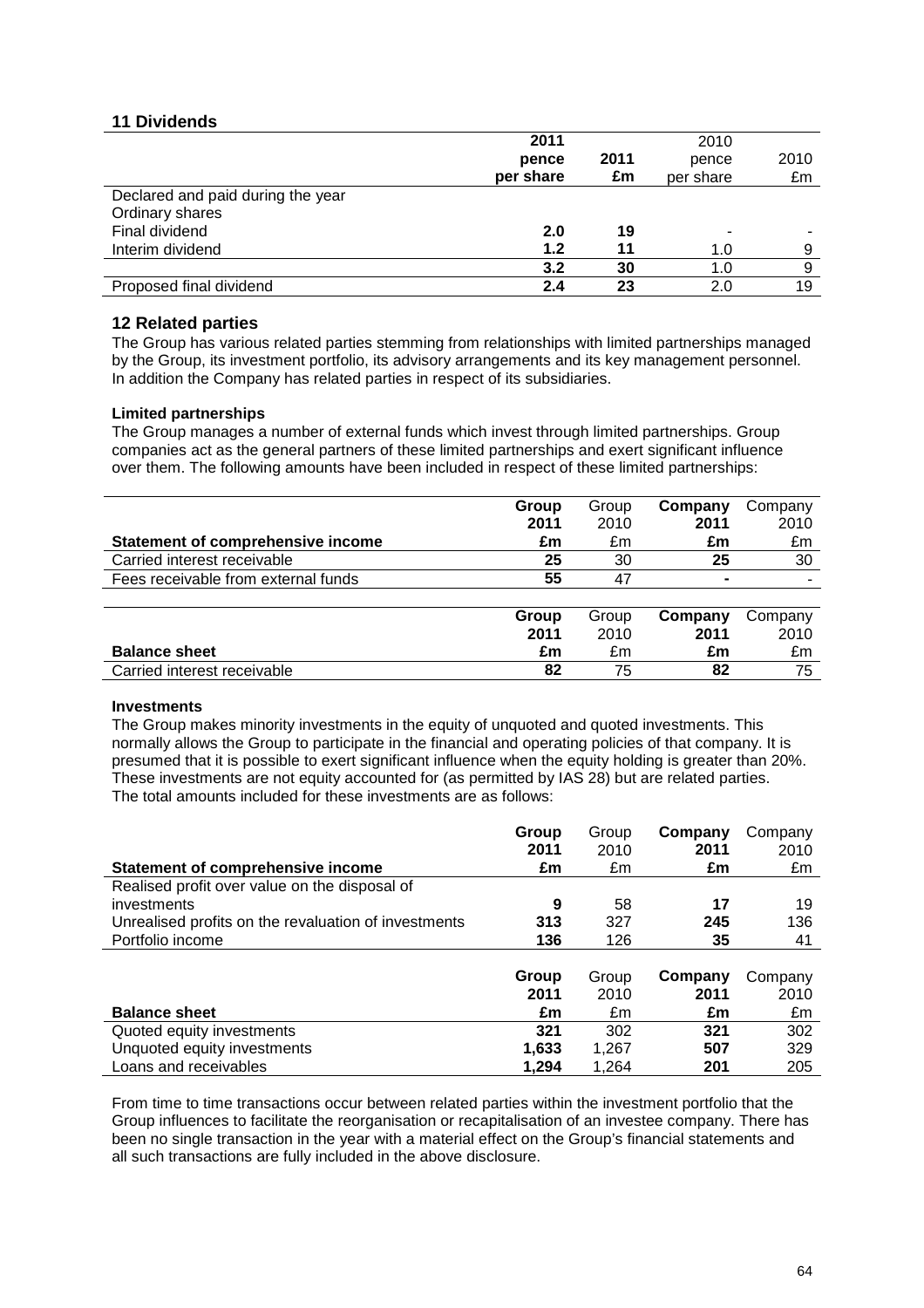## 11 Dividends

| | 2011 pence per share | 2011 £m | 2010 pence per share | 2010 £m |
|---|---|---|---|---|
| Declared and paid during the year | | | | |
| Ordinary shares | | | | |
| Final dividend | **2.0** | **19** | - | - |
| Interim dividend | **1.2** | **11** | 1.0 | 9 |
| | **3.2** | **30** | 1.0 | 9 |
| Proposed final dividend | **2.4** | **23** | 2.0 | 19 |

## 12 Related parties

The Group has various related parties stemming from relationships with limited partnerships managed by the Group, its investment portfolio, its advisory arrangements and its key management personnel. In addition the Company has related parties in respect of its subsidiaries.

**Limited partnerships**

The Group manages a number of external funds which invest through limited partnerships. Group companies act as the general partners of these limited partnerships and exert significant influence over them. The following amounts have been included in respect of these limited partnerships:

| Statement of comprehensive income | Group 2011 £m | Group 2010 £m | Company 2011 £m | Company 2010 £m |
|---|---|---|---|---|
| Carried interest receivable | **25** | 30 | **25** | 30 |
| Fees receivable from external funds | **55** | 47 | **-** | - |

| Balance sheet | Group 2011 £m | Group 2010 £m | Company 2011 £m | Company 2010 £m |
|---|---|---|---|---|
| Carried interest receivable | **82** | 75 | **82** | 75 |

**Investments**

The Group makes minority investments in the equity of unquoted and quoted investments. This normally allows the Group to participate in the financial and operating policies of that company. It is presumed that it is possible to exert significant influence when the equity holding is greater than 20%. These investments are not equity accounted for (as permitted by IAS 28) but are related parties. The total amounts included for these investments are as follows:

| Statement of comprehensive income | Group 2011 £m | Group 2010 £m | Company 2011 £m | Company 2010 £m |
|---|---|---|---|---|
| Realised profit over value on the disposal of investments | **9** | 58 | **17** | 19 |
| Unrealised profits on the revaluation of investments | **313** | 327 | **245** | 136 |
| Portfolio income | **136** | 126 | **35** | 41 |

| Balance sheet | Group 2011 £m | Group 2010 £m | Company 2011 £m | Company 2010 £m |
|---|---|---|---|---|
| Quoted equity investments | **321** | 302 | **321** | 302 |
| Unquoted equity investments | **1,633** | 1,267 | **507** | 329 |
| Loans and receivables | **1,294** | 1,264 | **201** | 205 |

From time to time transactions occur between related parties within the investment portfolio that the Group influences to facilitate the reorganisation or recapitalisation of an investee company. There has been no single transaction in the year with a material effect on the Group's financial statements and all such transactions are fully included in the above disclosure.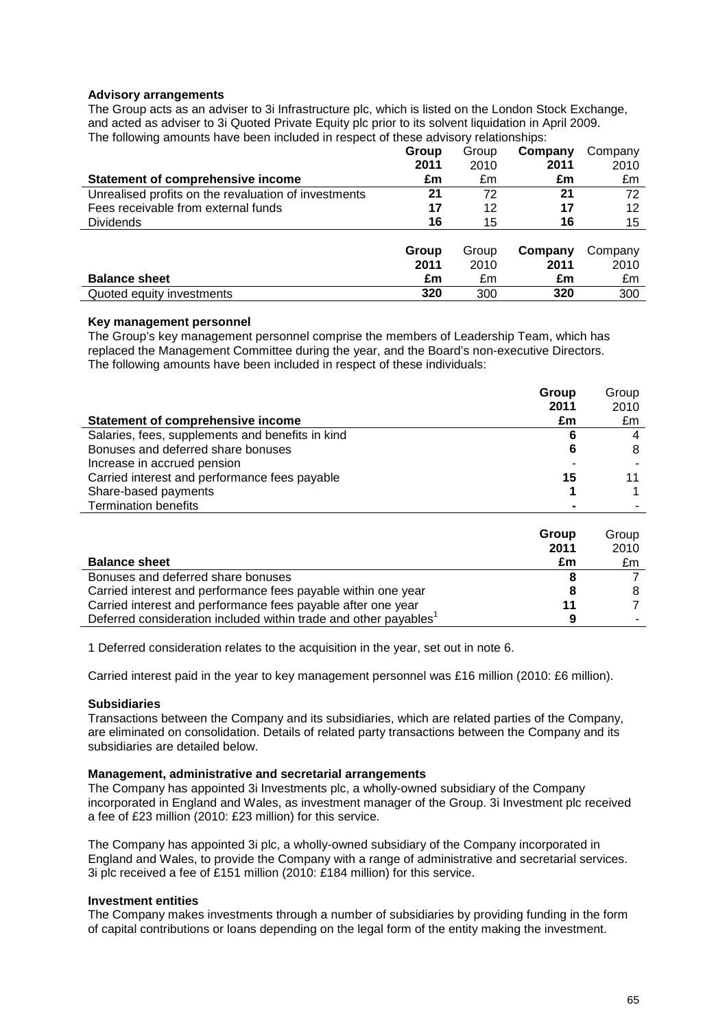**Advisory arrangements**

The Group acts as an adviser to 3i Infrastructure plc, which is listed on the London Stock Exchange, and acted as adviser to 3i Quoted Private Equity plc prior to its solvent liquidation in April 2009. The following amounts have been included in respect of these advisory relationships:

| **Statement of comprehensive income** | **Group 2011 £m** | Group 2010 £m | **Company 2011 £m** | Company 2010 £m |
|---|---|---|---|---|
| Unrealised profits on the revaluation of investments | **21** | 72 | **21** | 72 |
| Fees receivable from external funds | **17** | 12 | **17** | 12 |
| Dividends | **16** | 15 | **16** | 15 |

| **Balance sheet** | **Group 2011 £m** | Group 2010 £m | **Company 2011 £m** | Company 2010 £m |
|---|---|---|---|---|
| Quoted equity investments | **320** | 300 | **320** | 300 |

**Key management personnel**

The Group's key management personnel comprise the members of Leadership Team, which has replaced the Management Committee during the year, and the Board's non-executive Directors. The following amounts have been included in respect of these individuals:

| **Statement of comprehensive income** | **Group 2011 £m** | Group 2010 £m |
|---|---|---|
| Salaries, fees, supplements and benefits in kind | **6** | 4 |
| Bonuses and deferred share bonuses | **6** | 8 |
| Increase in accrued pension | **-** | - |
| Carried interest and performance fees payable | **15** | 11 |
| Share-based payments | **1** | 1 |
| Termination benefits | **-** | - |

| **Balance sheet** | **Group 2011 £m** | Group 2010 £m |
|---|---|---|
| Bonuses and deferred share bonuses | **8** | 7 |
| Carried interest and performance fees payable within one year | **8** | 8 |
| Carried interest and performance fees payable after one year | **11** | 7 |
| Deferred consideration included within trade and other payables[1] | **9** | - |

1 Deferred consideration relates to the acquisition in the year, set out in note 6.

Carried interest paid in the year to key management personnel was £16 million (2010: £6 million).

**Subsidiaries**

Transactions between the Company and its subsidiaries, which are related parties of the Company, are eliminated on consolidation. Details of related party transactions between the Company and its subsidiaries are detailed below.

**Management, administrative and secretarial arrangements**

The Company has appointed 3i Investments plc, a wholly-owned subsidiary of the Company incorporated in England and Wales, as investment manager of the Group. 3i Investment plc received a fee of £23 million (2010: £23 million) for this service.

The Company has appointed 3i plc, a wholly-owned subsidiary of the Company incorporated in England and Wales, to provide the Company with a range of administrative and secretarial services. 3i plc received a fee of £151 million (2010: £184 million) for this service.

**Investment entities**

The Company makes investments through a number of subsidiaries by providing funding in the form of capital contributions or loans depending on the legal form of the entity making the investment.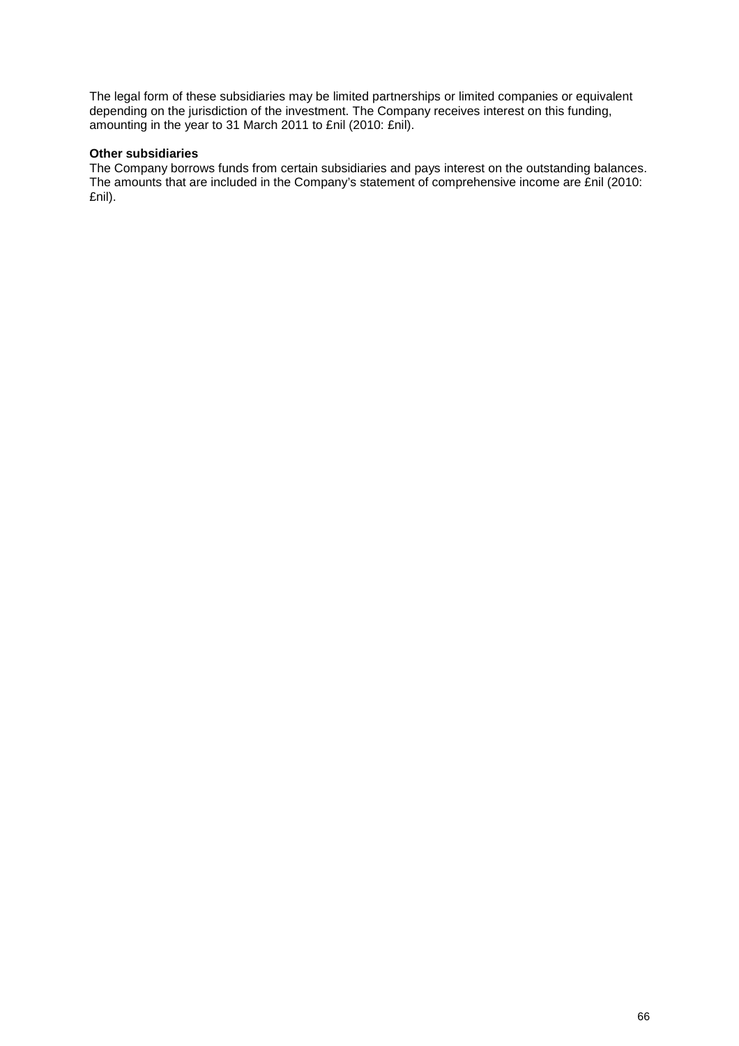The legal form of these subsidiaries may be limited partnerships or limited companies or equivalent depending on the jurisdiction of the investment. The Company receives interest on this funding, amounting in the year to 31 March 2011 to £nil (2010: £nil).

**Other subsidiaries**

The Company borrows funds from certain subsidiaries and pays interest on the outstanding balances. The amounts that are included in the Company's statement of comprehensive income are £nil (2010: £nil).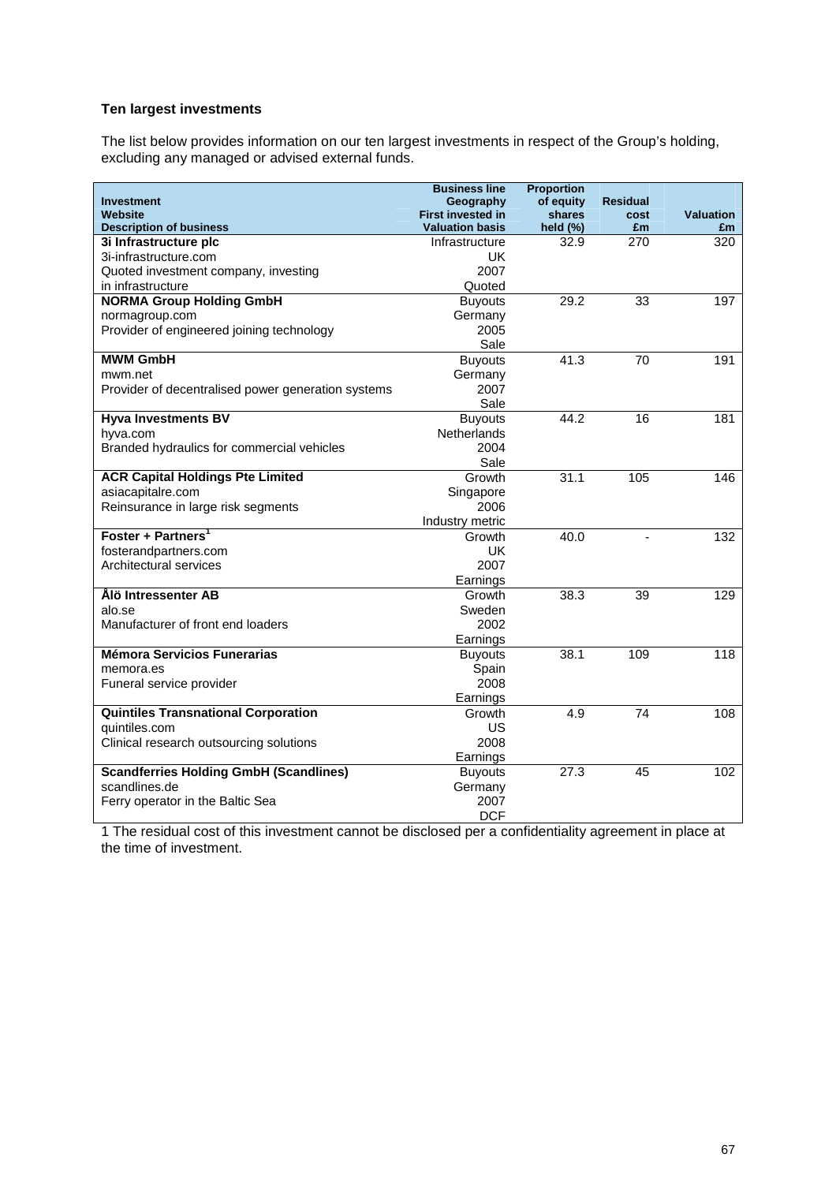### Ten largest investments

The list below provides information on our ten largest investments in respect of the Group's holding, excluding any managed or advised external funds.

| Investment<br>Website<br>Description of business | Business line<br>Geography<br>First invested in<br>Valuation basis | Proportion of equity shares held (%) | Residual cost £m | Valuation £m |
|---|---|---|---|---|
| **3i Infrastructure plc**<br>3i-infrastructure.com<br>Quoted investment company, investing in infrastructure | Infrastructure<br>UK<br>2007<br>Quoted | 32.9 | 270 | 320 |
| **NORMA Group Holding GmbH**<br>normagroup.com<br>Provider of engineered joining technology | Buyouts<br>Germany<br>2005<br>Sale | 29.2 | 33 | 197 |
| **MWM GmbH**<br>mwm.net<br>Provider of decentralised power generation systems | Buyouts<br>Germany<br>2007<br>Sale | 41.3 | 70 | 191 |
| **Hyva Investments BV**<br>hyva.com<br>Branded hydraulics for commercial vehicles | Buyouts<br>Netherlands<br>2004<br>Sale | 44.2 | 16 | 181 |
| **ACR Capital Holdings Pte Limited**<br>asiacapitalre.com<br>Reinsurance in large risk segments | Growth<br>Singapore<br>2006<br>Industry metric | 31.1 | 105 | 146 |
| **Foster + Partners[1]**<br>fosterandpartners.com<br>Architectural services | Growth<br>UK<br>2007<br>Earnings | 40.0 | - | 132 |
| **Ålö Intressenter AB**<br>alo.se<br>Manufacturer of front end loaders | Growth<br>Sweden<br>2002<br>Earnings | 38.3 | 39 | 129 |
| **Mémora Servicios Funerarias**<br>memora.es<br>Funeral service provider | Buyouts<br>Spain<br>2008<br>Earnings | 38.1 | 109 | 118 |
| **Quintiles Transnational Corporation**<br>quintiles.com<br>Clinical research outsourcing solutions | Growth<br>US<br>2008<br>Earnings | 4.9 | 74 | 108 |
| **Scandferries Holding GmbH (Scandlines)**<br>scandlines.de<br>Ferry operator in the Baltic Sea | Buyouts<br>Germany<br>2007<br>DCF | 27.3 | 45 | 102 |

1 The residual cost of this investment cannot be disclosed per a confidentiality agreement in place at the time of investment.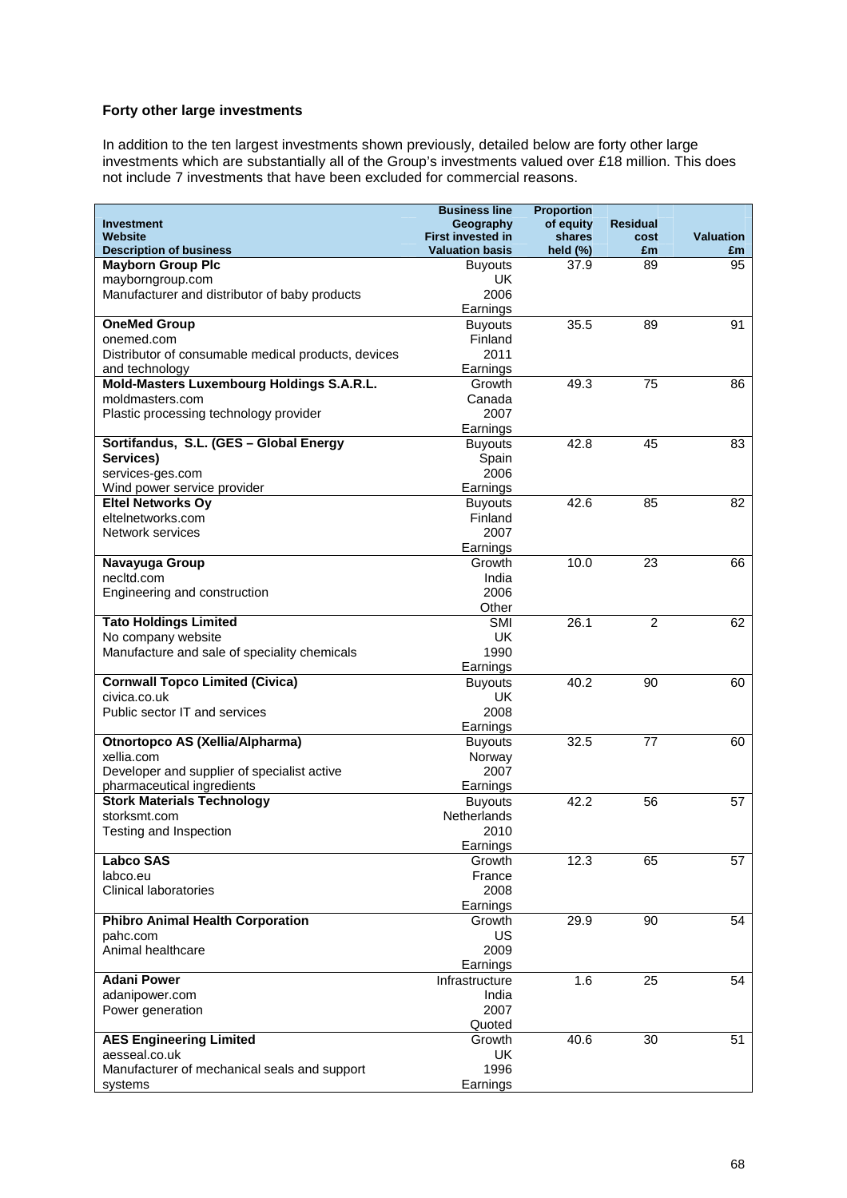### Forty other large investments

In addition to the ten largest investments shown previously, detailed below are forty other large investments which are substantially all of the Group's investments valued over £18 million. This does not include 7 investments that have been excluded for commercial reasons.

| Investment<br>Website<br>Description of business | Business line<br>Geography<br>First invested in<br>Valuation basis | Proportion of equity shares held (%) | Residual cost £m | Valuation £m |
|---|---|---|---|---|
| **Mayborn Group Plc**<br>mayborngroup.com<br>Manufacturer and distributor of baby products | Buyouts<br>UK<br>2006<br>Earnings | 37.9 | 89 | 95 |
| **OneMed Group**<br>onemed.com<br>Distributor of consumable medical products, devices and technology | Buyouts<br>Finland<br>2011<br>Earnings | 35.5 | 89 | 91 |
| **Mold-Masters Luxembourg Holdings S.A.R.L.**<br>moldmasters.com<br>Plastic processing technology provider | Growth<br>Canada<br>2007<br>Earnings | 49.3 | 75 | 86 |
| **Sortifandus, S.L. (GES – Global Energy Services)**<br>services-ges.com<br>Wind power service provider | Buyouts<br>Spain<br>2006<br>Earnings | 42.8 | 45 | 83 |
| **Eltel Networks Oy**<br>eltelnetworks.com<br>Network services | Buyouts<br>Finland<br>2007<br>Earnings | 42.6 | 85 | 82 |
| **Navayuga Group**<br>necltd.com<br>Engineering and construction | Growth<br>India<br>2006<br>Other | 10.0 | 23 | 66 |
| **Tato Holdings Limited**<br>No company website<br>Manufacture and sale of speciality chemicals | SMI<br>UK<br>1990<br>Earnings | 26.1 | 2 | 62 |
| **Cornwall Topco Limited (Civica)**<br>civica.co.uk<br>Public sector IT and services | Buyouts<br>UK<br>2008<br>Earnings | 40.2 | 90 | 60 |
| **Otnortopco AS (Xellia/Alpharma)**<br>xellia.com<br>Developer and supplier of specialist active pharmaceutical ingredients | Buyouts<br>Norway<br>2007<br>Earnings | 32.5 | 77 | 60 |
| **Stork Materials Technology**<br>storksmt.com<br>Testing and Inspection | Buyouts<br>Netherlands<br>2010<br>Earnings | 42.2 | 56 | 57 |
| **Labco SAS**<br>labco.eu<br>Clinical laboratories | Growth<br>France<br>2008<br>Earnings | 12.3 | 65 | 57 |
| **Phibro Animal Health Corporation**<br>pahc.com<br>Animal healthcare | Growth<br>US<br>2009<br>Earnings | 29.9 | 90 | 54 |
| **Adani Power**<br>adanipower.com<br>Power generation | Infrastructure<br>India<br>2007<br>Quoted | 1.6 | 25 | 54 |
| **AES Engineering Limited**<br>aesseal.co.uk<br>Manufacturer of mechanical seals and support systems | Growth<br>UK<br>1996<br>Earnings | 40.6 | 30 | 51 |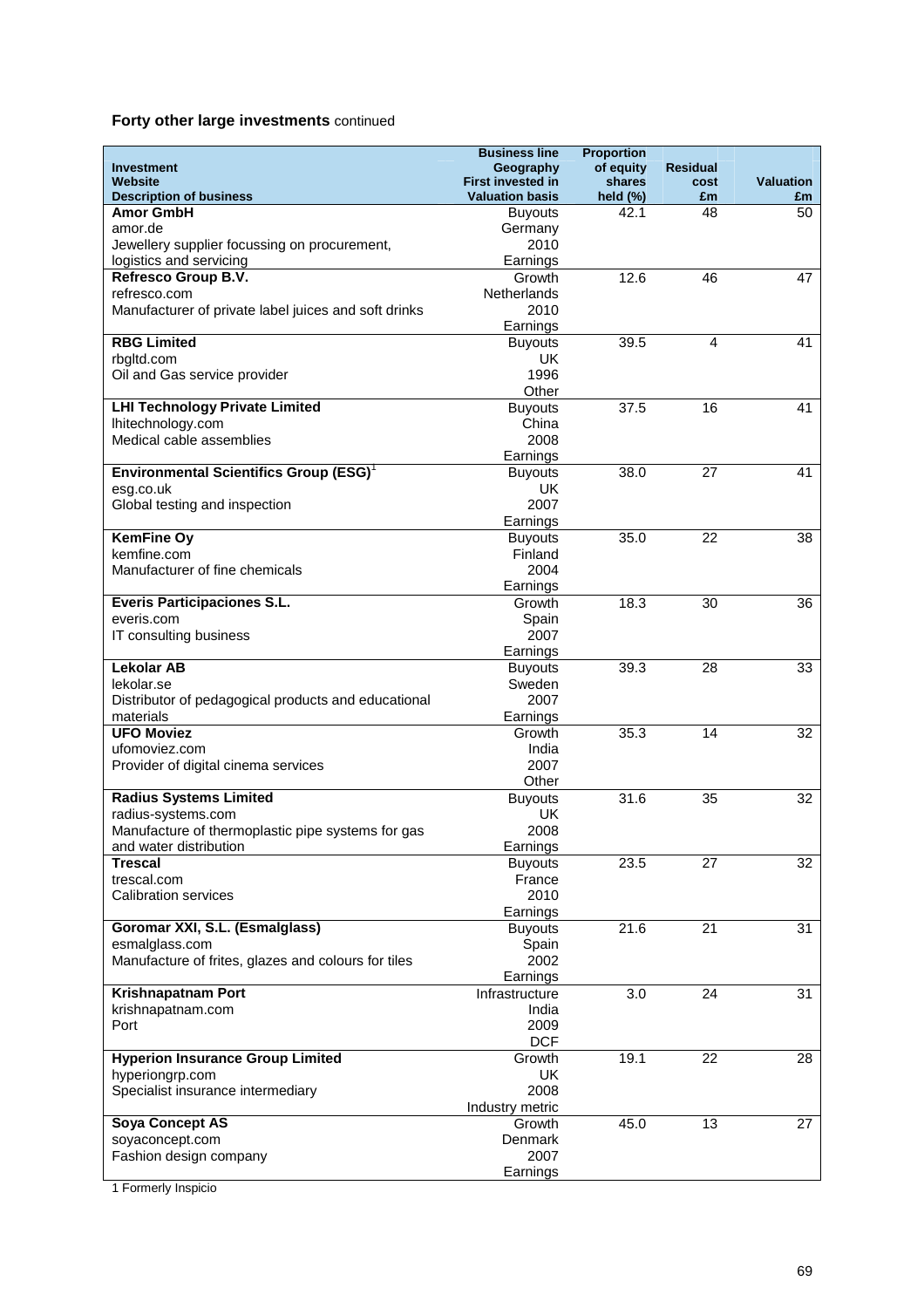**Forty other large investments** continued

| Investment<br>Website<br>Description of business | Business line<br>Geography<br>First invested in<br>Valuation basis | Proportion of equity shares held (%) | Residual cost £m | Valuation £m |
|---|---|---|---|---|
| **Amor GmbH**<br>amor.de<br>Jewellery supplier focussing on procurement, logistics and servicing | Buyouts<br>Germany<br>2010<br>Earnings | 42.1 | 48 | 50 |
| **Refresco Group B.V.**<br>refresco.com<br>Manufacturer of private label juices and soft drinks | Growth<br>Netherlands<br>2010<br>Earnings | 12.6 | 46 | 47 |
| **RBG Limited**<br>rbgltd.com<br>Oil and Gas service provider | Buyouts<br>UK<br>1996<br>Other | 39.5 | 4 | 41 |
| **LHI Technology Private Limited**<br>lhitechnology.com<br>Medical cable assemblies | Buyouts<br>China<br>2008<br>Earnings | 37.5 | 16 | 41 |
| **Environmental Scientifics Group (ESG)**[1]<br>esg.co.uk<br>Global testing and inspection | Buyouts<br>UK<br>2007<br>Earnings | 38.0 | 27 | 41 |
| **KemFine Oy**<br>kemfine.com<br>Manufacturer of fine chemicals | Buyouts<br>Finland<br>2004<br>Earnings | 35.0 | 22 | 38 |
| **Everis Participaciones S.L.**<br>everis.com<br>IT consulting business | Growth<br>Spain<br>2007<br>Earnings | 18.3 | 30 | 36 |
| **Lekolar AB**<br>lekolar.se<br>Distributor of pedagogical products and educational materials | Buyouts<br>Sweden<br>2007<br>Earnings | 39.3 | 28 | 33 |
| **UFO Moviez**<br>ufomoviez.com<br>Provider of digital cinema services | Growth<br>India<br>2007<br>Other | 35.3 | 14 | 32 |
| **Radius Systems Limited**<br>radius-systems.com<br>Manufacture of thermoplastic pipe systems for gas and water distribution | Buyouts<br>UK<br>2008<br>Earnings | 31.6 | 35 | 32 |
| **Trescal**<br>trescal.com<br>Calibration services | Buyouts<br>France<br>2010<br>Earnings | 23.5 | 27 | 32 |
| **Goromar XXI, S.L. (Esmalglass)**<br>esmalglass.com<br>Manufacture of frites, glazes and colours for tiles | Buyouts<br>Spain<br>2002<br>Earnings | 21.6 | 21 | 31 |
| **Krishnapatnam Port**<br>krishnapatnam.com<br>Port | Infrastructure<br>India<br>2009<br>DCF | 3.0 | 24 | 31 |
| **Hyperion Insurance Group Limited**<br>hyperiongrp.com<br>Specialist insurance intermediary | Growth<br>UK<br>2008<br>Industry metric | 19.1 | 22 | 28 |
| **Soya Concept AS**<br>soyaconcept.com<br>Fashion design company | Growth<br>Denmark<br>2007<br>Earnings | 45.0 | 13 | 27 |

1 Formerly Inspicio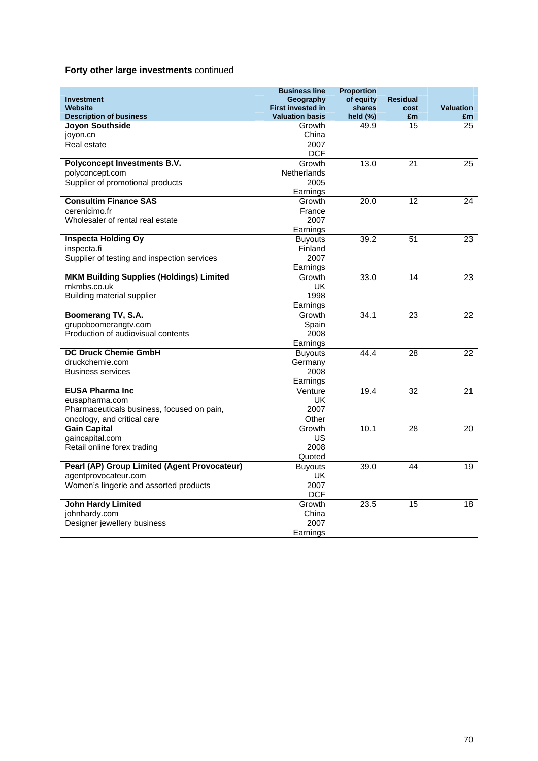**Forty other large investments** continued

| Investment<br>Website<br>Description of business | Business line<br>Geography<br>First invested in<br>Valuation basis | Proportion of equity shares held (%) | Residual cost £m | Valuation £m |
|---|---|---|---|---|
| **Joyon Southside**<br>joyon.cn<br>Real estate | Growth<br>China<br>2007<br>DCF | 49.9 | 15 | 25 |
| **Polyconcept Investments B.V.**<br>polyconcept.com<br>Supplier of promotional products | Growth<br>Netherlands<br>2005<br>Earnings | 13.0 | 21 | 25 |
| **Consultim Finance SAS**<br>cerenicimo.fr<br>Wholesaler of rental real estate | Growth<br>France<br>2007<br>Earnings | 20.0 | 12 | 24 |
| **Inspecta Holding Oy**<br>inspecta.fi<br>Supplier of testing and inspection services | Buyouts<br>Finland<br>2007<br>Earnings | 39.2 | 51 | 23 |
| **MKM Building Supplies (Holdings) Limited**<br>mkmbs.co.uk<br>Building material supplier | Growth<br>UK<br>1998<br>Earnings | 33.0 | 14 | 23 |
| **Boomerang TV, S.A.**<br>grupoboomerangtv.com<br>Production of audiovisual contents | Growth<br>Spain<br>2008<br>Earnings | 34.1 | 23 | 22 |
| **DC Druck Chemie GmbH**<br>druckchemie.com<br>Business services | Buyouts<br>Germany<br>2008<br>Earnings | 44.4 | 28 | 22 |
| **EUSA Pharma Inc**<br>eusapharma.com<br>Pharmaceuticals business, focused on pain, oncology, and critical care | Venture<br>UK<br>2007<br>Other | 19.4 | 32 | 21 |
| **Gain Capital**<br>gaincapital.com<br>Retail online forex trading | Growth<br>US<br>2008<br>Quoted | 10.1 | 28 | 20 |
| **Pearl (AP) Group Limited (Agent Provocateur)**<br>agentprovocateur.com<br>Women's lingerie and assorted products | Buyouts<br>UK<br>2007<br>DCF | 39.0 | 44 | 19 |
| **John Hardy Limited**<br>johnhardy.com<br>Designer jewellery business | Growth<br>China<br>2007<br>Earnings | 23.5 | 15 | 18 |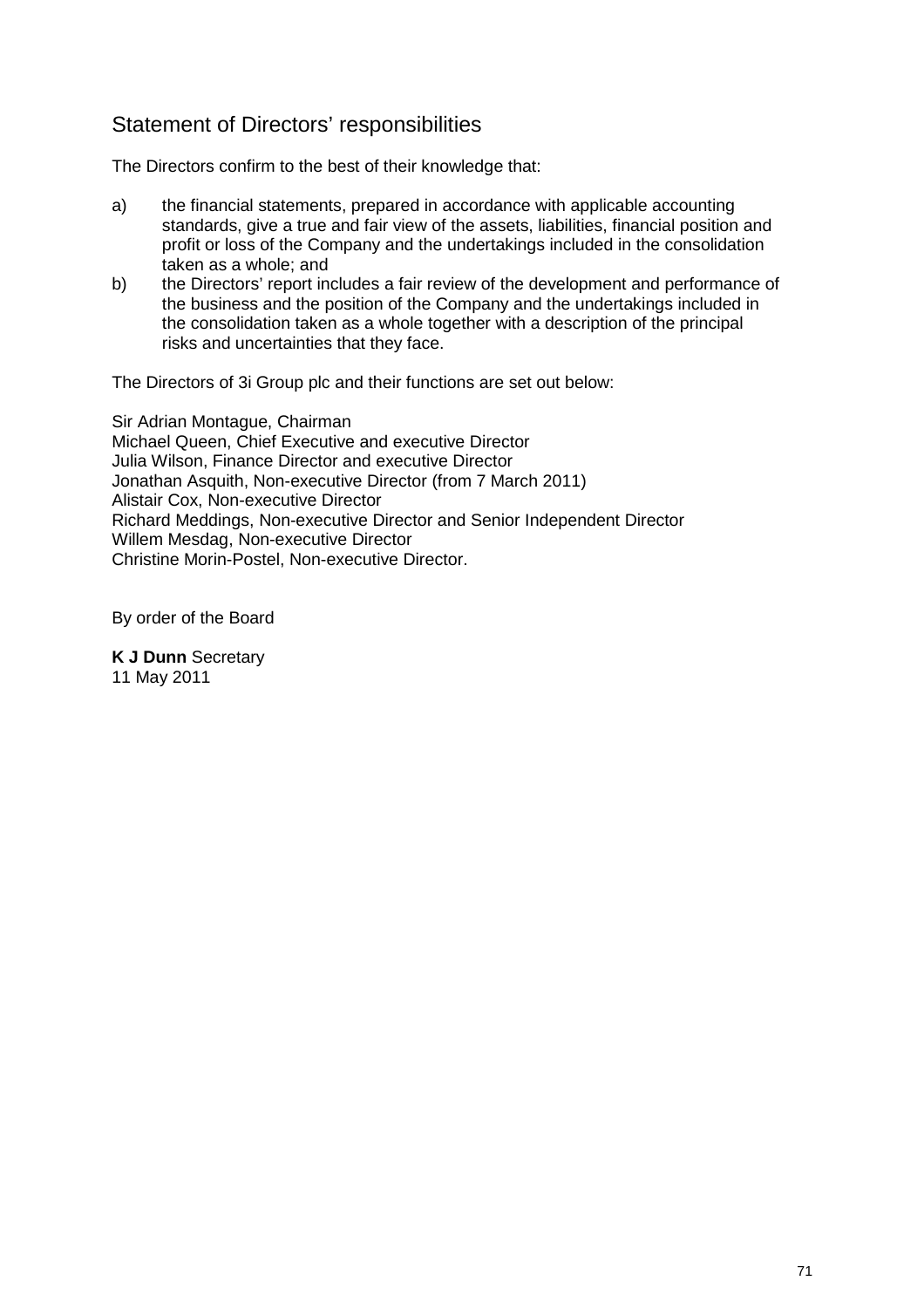## Statement of Directors' responsibilities

The Directors confirm to the best of their knowledge that:

a) the financial statements, prepared in accordance with applicable accounting standards, give a true and fair view of the assets, liabilities, financial position and profit or loss of the Company and the undertakings included in the consolidation taken as a whole; and
b) the Directors' report includes a fair review of the development and performance of the business and the position of the Company and the undertakings included in the consolidation taken as a whole together with a description of the principal risks and uncertainties that they face.

The Directors of 3i Group plc and their functions are set out below:

Sir Adrian Montague, Chairman
Michael Queen, Chief Executive and executive Director
Julia Wilson, Finance Director and executive Director
Jonathan Asquith, Non-executive Director (from 7 March 2011)
Alistair Cox, Non-executive Director
Richard Meddings, Non-executive Director and Senior Independent Director
Willem Mesdag, Non-executive Director
Christine Morin-Postel, Non-executive Director.

By order of the Board

**K J Dunn** Secretary
11 May 2011